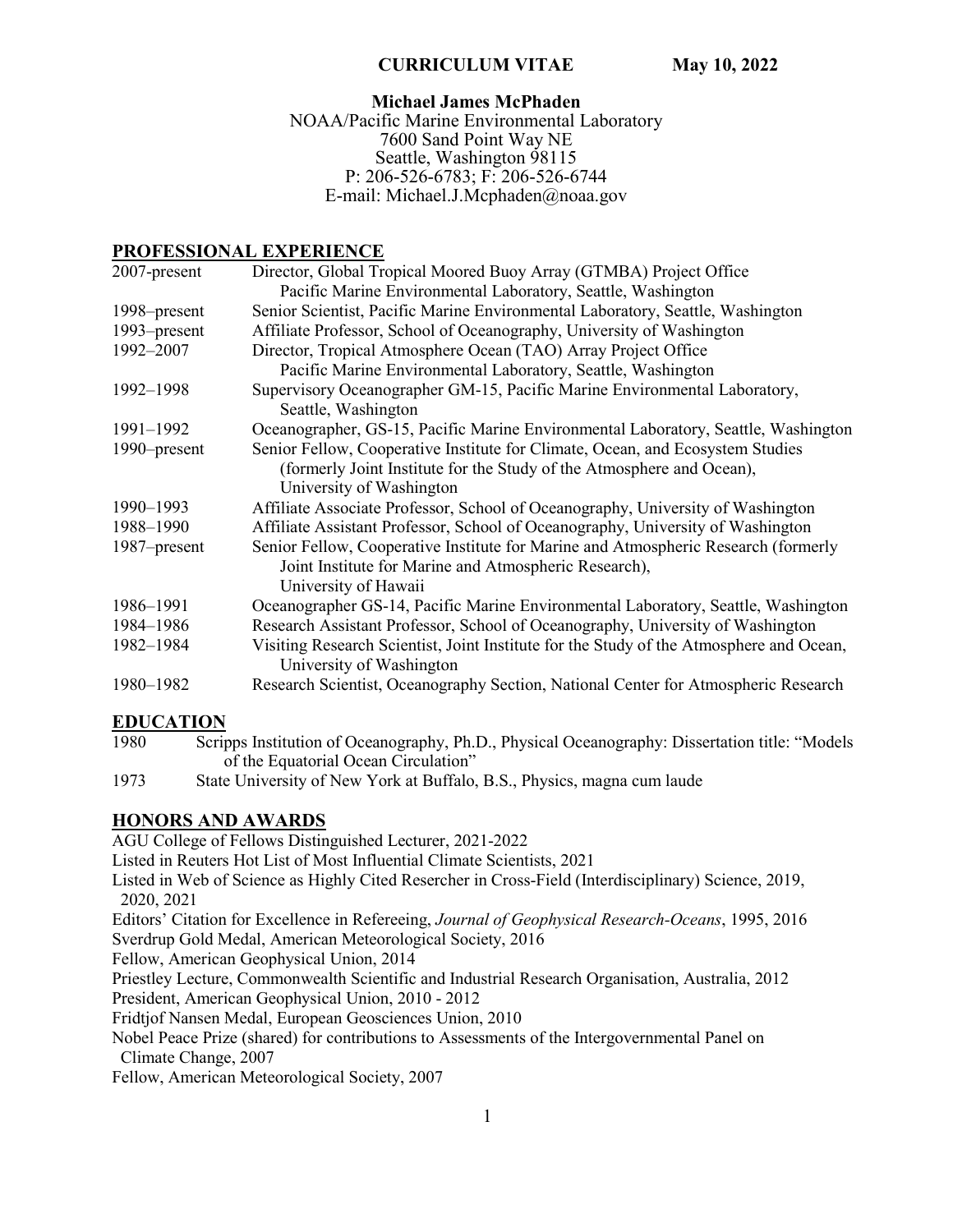**CURRICULUM VITAE** **May 10, 2022**

**Michael James McPhaden**
NOAA/Pacific Marine Environmental Laboratory
7600 Sand Point Way NE
Seattle, Washington 98115
P: 206-526-6783; F: 206-526-6744
E-mail: Michael.J.Mcphaden@noaa.gov

## PROFESSIONAL EXPERIENCE

| | |
|---|---|
| 2007-present | Director, Global Tropical Moored Buoy Array (GTMBA) Project Office Pacific Marine Environmental Laboratory, Seattle, Washington |
| 1998–present | Senior Scientist, Pacific Marine Environmental Laboratory, Seattle, Washington |
| 1993–present | Affiliate Professor, School of Oceanography, University of Washington |
| 1992–2007 | Director, Tropical Atmosphere Ocean (TAO) Array Project Office Pacific Marine Environmental Laboratory, Seattle, Washington |
| 1992–1998 | Supervisory Oceanographer GM-15, Pacific Marine Environmental Laboratory, Seattle, Washington |
| 1991–1992 | Oceanographer, GS-15, Pacific Marine Environmental Laboratory, Seattle, Washington |
| 1990–present | Senior Fellow, Cooperative Institute for Climate, Ocean, and Ecosystem Studies (formerly Joint Institute for the Study of the Atmosphere and Ocean), University of Washington |
| 1990–1993 | Affiliate Associate Professor, School of Oceanography, University of Washington |
| 1988–1990 | Affiliate Assistant Professor, School of Oceanography, University of Washington |
| 1987–present | Senior Fellow, Cooperative Institute for Marine and Atmospheric Research (formerly Joint Institute for Marine and Atmospheric Research), University of Hawaii |
| 1986–1991 | Oceanographer GS-14, Pacific Marine Environmental Laboratory, Seattle, Washington |
| 1984–1986 | Research Assistant Professor, School of Oceanography, University of Washington |
| 1982–1984 | Visiting Research Scientist, Joint Institute for the Study of the Atmosphere and Ocean, University of Washington |
| 1980–1982 | Research Scientist, Oceanography Section, National Center for Atmospheric Research |

## EDUCATION

| | |
|---|---|
| 1980 | Scripps Institution of Oceanography, Ph.D., Physical Oceanography: Dissertation title: "Models of the Equatorial Ocean Circulation" |
| 1973 | State University of New York at Buffalo, B.S., Physics, magna cum laude |

## HONORS AND AWARDS

AGU College of Fellows Distinguished Lecturer, 2021-2022
Listed in Reuters Hot List of Most Influential Climate Scientists, 2021
Listed in Web of Science as Highly Cited Resercher in Cross-Field (Interdisciplinary) Science, 2019, 2020, 2021
Editors' Citation for Excellence in Refereeing, *Journal of Geophysical Research-Oceans*, 1995, 2016
Sverdrup Gold Medal, American Meteorological Society, 2016
Fellow, American Geophysical Union, 2014
Priestley Lecture, Commonwealth Scientific and Industrial Research Organisation, Australia, 2012
President, American Geophysical Union, 2010 - 2012
Fridtjof Nansen Medal, European Geosciences Union, 2010
Nobel Peace Prize (shared) for contributions to Assessments of the Intergovernmental Panel on Climate Change, 2007
Fellow, American Meteorological Society, 2007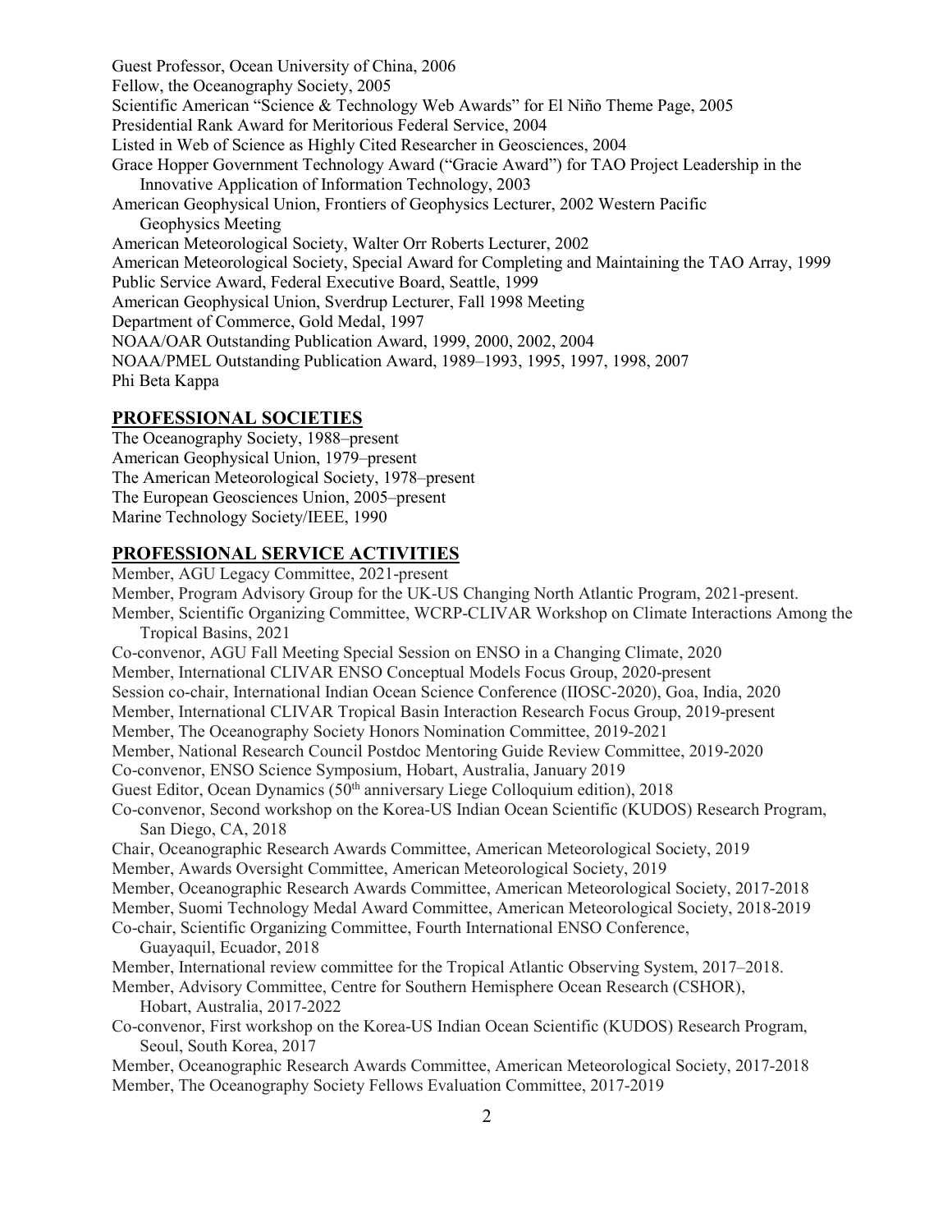Guest Professor, Ocean University of China, 2006
Fellow, the Oceanography Society, 2005
Scientific American "Science & Technology Web Awards" for El Niño Theme Page, 2005
Presidential Rank Award for Meritorious Federal Service, 2004
Listed in Web of Science as Highly Cited Researcher in Geosciences, 2004
Grace Hopper Government Technology Award ("Gracie Award") for TAO Project Leadership in the Innovative Application of Information Technology, 2003
American Geophysical Union, Frontiers of Geophysics Lecturer, 2002 Western Pacific Geophysics Meeting
American Meteorological Society, Walter Orr Roberts Lecturer, 2002
American Meteorological Society, Special Award for Completing and Maintaining the TAO Array, 1999
Public Service Award, Federal Executive Board, Seattle, 1999
American Geophysical Union, Sverdrup Lecturer, Fall 1998 Meeting
Department of Commerce, Gold Medal, 1997
NOAA/OAR Outstanding Publication Award, 1999, 2000, 2002, 2004
NOAA/PMEL Outstanding Publication Award, 1989–1993, 1995, 1997, 1998, 2007
Phi Beta Kappa

## PROFESSIONAL SOCIETIES

The Oceanography Society, 1988–present
American Geophysical Union, 1979–present
The American Meteorological Society, 1978–present
The European Geosciences Union, 2005–present
Marine Technology Society/IEEE, 1990

## PROFESSIONAL SERVICE ACTIVITIES

Member, AGU Legacy Committee, 2021-present
Member, Program Advisory Group for the UK-US Changing North Atlantic Program, 2021-present.
Member, Scientific Organizing Committee, WCRP-CLIVAR Workshop on Climate Interactions Among the Tropical Basins, 2021
Co-convenor, AGU Fall Meeting Special Session on ENSO in a Changing Climate, 2020
Member, International CLIVAR ENSO Conceptual Models Focus Group, 2020-present
Session co-chair, International Indian Ocean Science Conference (IIOSC-2020), Goa, India, 2020
Member, International CLIVAR Tropical Basin Interaction Research Focus Group, 2019-present
Member, The Oceanography Society Honors Nomination Committee, 2019-2021
Member, National Research Council Postdoc Mentoring Guide Review Committee, 2019-2020
Co-convenor, ENSO Science Symposium, Hobart, Australia, January 2019
Guest Editor, Ocean Dynamics (50th anniversary Liege Colloquium edition), 2018
Co-convenor, Second workshop on the Korea-US Indian Ocean Scientific (KUDOS) Research Program, San Diego, CA, 2018
Chair, Oceanographic Research Awards Committee, American Meteorological Society, 2019
Member, Awards Oversight Committee, American Meteorological Society, 2019
Member, Oceanographic Research Awards Committee, American Meteorological Society, 2017-2018
Member, Suomi Technology Medal Award Committee, American Meteorological Society, 2018-2019
Co-chair, Scientific Organizing Committee, Fourth International ENSO Conference, Guayaquil, Ecuador, 2018
Member, International review committee for the Tropical Atlantic Observing System, 2017–2018.
Member, Advisory Committee, Centre for Southern Hemisphere Ocean Research (CSHOR), Hobart, Australia, 2017-2022
Co-convenor, First workshop on the Korea-US Indian Ocean Scientific (KUDOS) Research Program, Seoul, South Korea, 2017
Member, Oceanographic Research Awards Committee, American Meteorological Society, 2017-2018
Member, The Oceanography Society Fellows Evaluation Committee, 2017-2019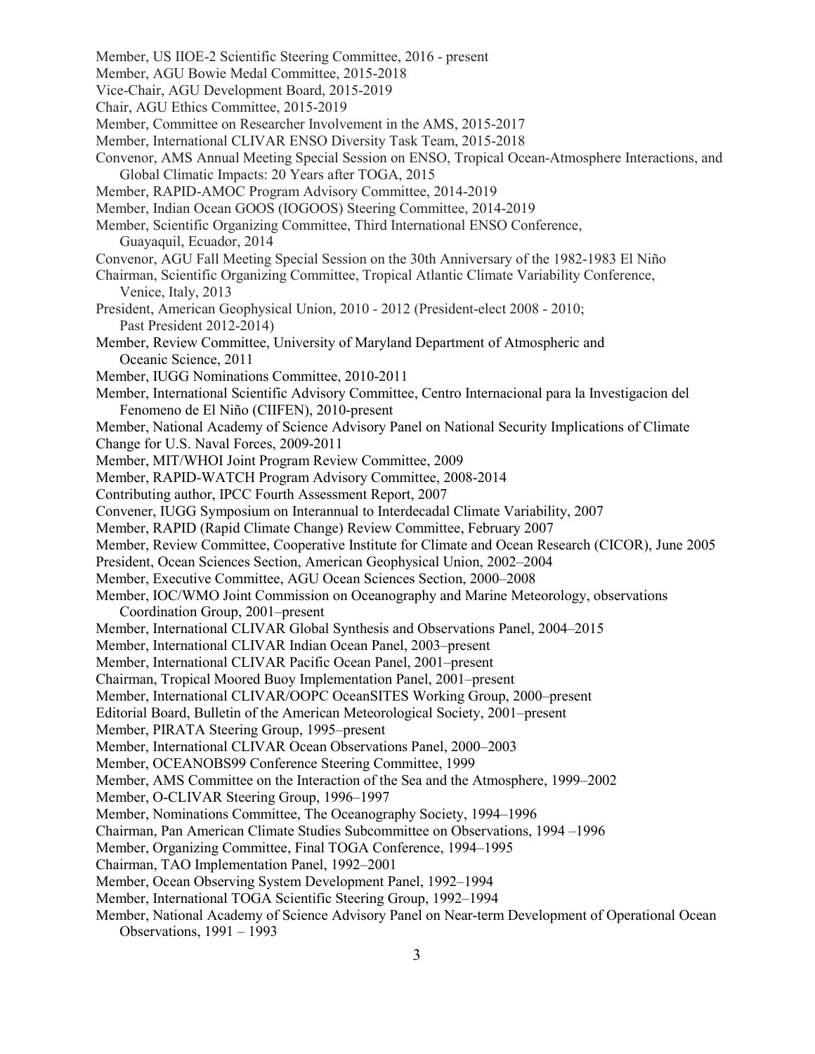Member, US IIOE-2 Scientific Steering Committee, 2016 - present
Member, AGU Bowie Medal Committee, 2015-2018
Vice-Chair, AGU Development Board, 2015-2019
Chair, AGU Ethics Committee, 2015-2019
Member, Committee on Researcher Involvement in the AMS, 2015-2017
Member, International CLIVAR ENSO Diversity Task Team, 2015-2018
Convenor, AMS Annual Meeting Special Session on ENSO, Tropical Ocean-Atmosphere Interactions, and Global Climatic Impacts: 20 Years after TOGA, 2015
Member, RAPID-AMOC Program Advisory Committee, 2014-2019
Member, Indian Ocean GOOS (IOGOOS) Steering Committee, 2014-2019
Member, Scientific Organizing Committee, Third International ENSO Conference, Guayaquil, Ecuador, 2014
Convenor, AGU Fall Meeting Special Session on the 30th Anniversary of the 1982-1983 El Niño
Chairman, Scientific Organizing Committee, Tropical Atlantic Climate Variability Conference, Venice, Italy, 2013
President, American Geophysical Union, 2010 - 2012 (President-elect 2008 - 2010; Past President 2012-2014)
Member, Review Committee, University of Maryland Department of Atmospheric and Oceanic Science, 2011
Member, IUGG Nominations Committee, 2010-2011
Member, International Scientific Advisory Committee, Centro Internacional para la Investigacion del Fenomeno de El Niño (CIIFEN), 2010-present
Member, National Academy of Science Advisory Panel on National Security Implications of Climate Change for U.S. Naval Forces, 2009-2011
Member, MIT/WHOI Joint Program Review Committee, 2009
Member, RAPID-WATCH Program Advisory Committee, 2008-2014
Contributing author, IPCC Fourth Assessment Report, 2007
Convener, IUGG Symposium on Interannual to Interdecadal Climate Variability, 2007
Member, RAPID (Rapid Climate Change) Review Committee, February 2007
Member, Review Committee, Cooperative Institute for Climate and Ocean Research (CICOR), June 2005
President, Ocean Sciences Section, American Geophysical Union, 2002–2004
Member, Executive Committee, AGU Ocean Sciences Section, 2000–2008
Member, IOC/WMO Joint Commission on Oceanography and Marine Meteorology, observations Coordination Group, 2001–present
Member, International CLIVAR Global Synthesis and Observations Panel, 2004–2015
Member, International CLIVAR Indian Ocean Panel, 2003–present
Member, International CLIVAR Pacific Ocean Panel, 2001–present
Chairman, Tropical Moored Buoy Implementation Panel, 2001–present
Member, International CLIVAR/OOPC OceanSITES Working Group, 2000–present
Editorial Board, Bulletin of the American Meteorological Society, 2001–present
Member, PIRATA Steering Group, 1995–present
Member, International CLIVAR Ocean Observations Panel, 2000–2003
Member, OCEANOBS99 Conference Steering Committee, 1999
Member, AMS Committee on the Interaction of the Sea and the Atmosphere, 1999–2002
Member, O-CLIVAR Steering Group, 1996–1997
Member, Nominations Committee, The Oceanography Society, 1994–1996
Chairman, Pan American Climate Studies Subcommittee on Observations, 1994 –1996
Member, Organizing Committee, Final TOGA Conference, 1994–1995
Chairman, TAO Implementation Panel, 1992–2001
Member, Ocean Observing System Development Panel, 1992–1994
Member, International TOGA Scientific Steering Group, 1992–1994
Member, National Academy of Science Advisory Panel on Near-term Development of Operational Ocean Observations, 1991 – 1993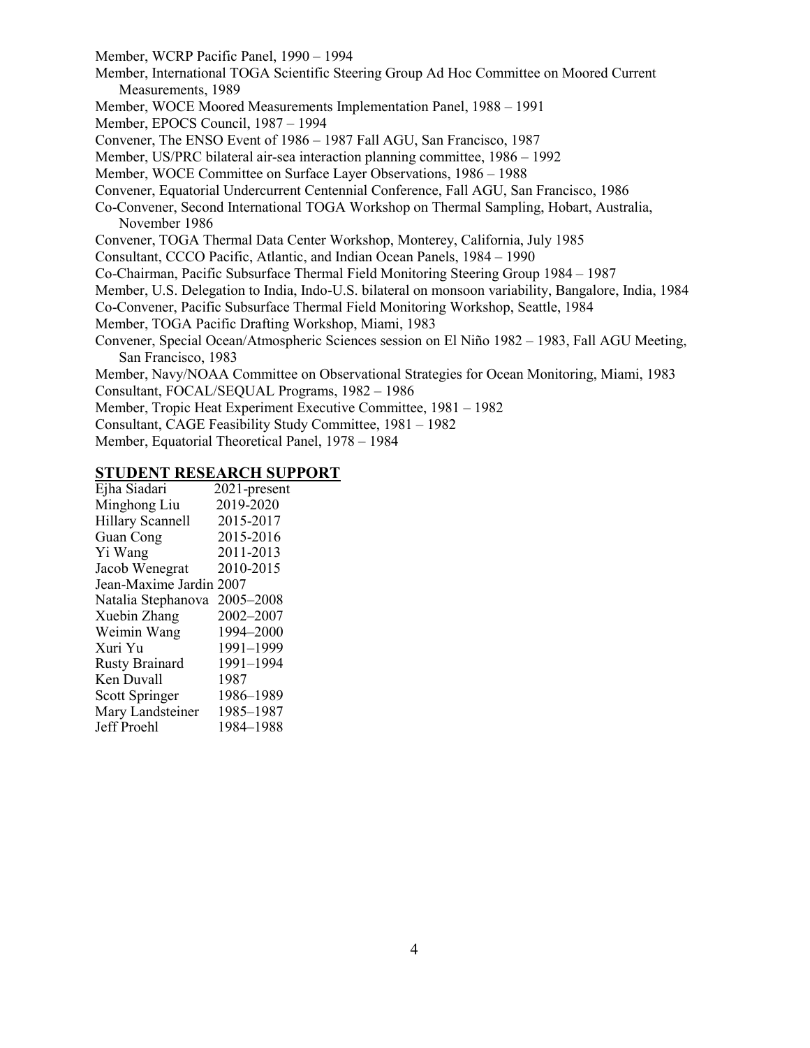Member, WCRP Pacific Panel, 1990 – 1994

Member, International TOGA Scientific Steering Group Ad Hoc Committee on Moored Current Measurements, 1989

Member, WOCE Moored Measurements Implementation Panel, 1988 – 1991

Member, EPOCS Council, 1987 – 1994

Convener, The ENSO Event of 1986 – 1987 Fall AGU, San Francisco, 1987

Member, US/PRC bilateral air-sea interaction planning committee, 1986 – 1992

Member, WOCE Committee on Surface Layer Observations, 1986 – 1988

Convener, Equatorial Undercurrent Centennial Conference, Fall AGU, San Francisco, 1986

Co-Convener, Second International TOGA Workshop on Thermal Sampling, Hobart, Australia, November 1986

Convener, TOGA Thermal Data Center Workshop, Monterey, California, July 1985

Consultant, CCCO Pacific, Atlantic, and Indian Ocean Panels, 1984 – 1990

Co-Chairman, Pacific Subsurface Thermal Field Monitoring Steering Group 1984 – 1987

Member, U.S. Delegation to India, Indo-U.S. bilateral on monsoon variability, Bangalore, India, 1984

Co-Convener, Pacific Subsurface Thermal Field Monitoring Workshop, Seattle, 1984

Member, TOGA Pacific Drafting Workshop, Miami, 1983

Convener, Special Ocean/Atmospheric Sciences session on El Niño 1982 – 1983, Fall AGU Meeting, San Francisco, 1983

Member, Navy/NOAA Committee on Observational Strategies for Ocean Monitoring, Miami, 1983

Consultant, FOCAL/SEQUAL Programs, 1982 – 1986

Member, Tropic Heat Experiment Executive Committee, 1981 – 1982

Consultant, CAGE Feasibility Study Committee, 1981 – 1982

Member, Equatorial Theoretical Panel, 1978 – 1984

## STUDENT RESEARCH SUPPORT

| | |
|---|---|
| Ejha Siadari | 2021-present |
| Minghong Liu | 2019-2020 |
| Hillary Scannell | 2015-2017 |
| Guan Cong | 2015-2016 |
| Yi Wang | 2011-2013 |
| Jacob Wenegrat | 2010-2015 |
| Jean-Maxime Jardin | 2007 |
| Natalia Stephanova | 2005–2008 |
| Xuebin Zhang | 2002–2007 |
| Weimin Wang | 1994–2000 |
| Xuri Yu | 1991–1999 |
| Rusty Brainard | 1991–1994 |
| Ken Duvall | 1987 |
| Scott Springer | 1986–1989 |
| Mary Landsteiner | 1985–1987 |
| Jeff Proehl | 1984–1988 |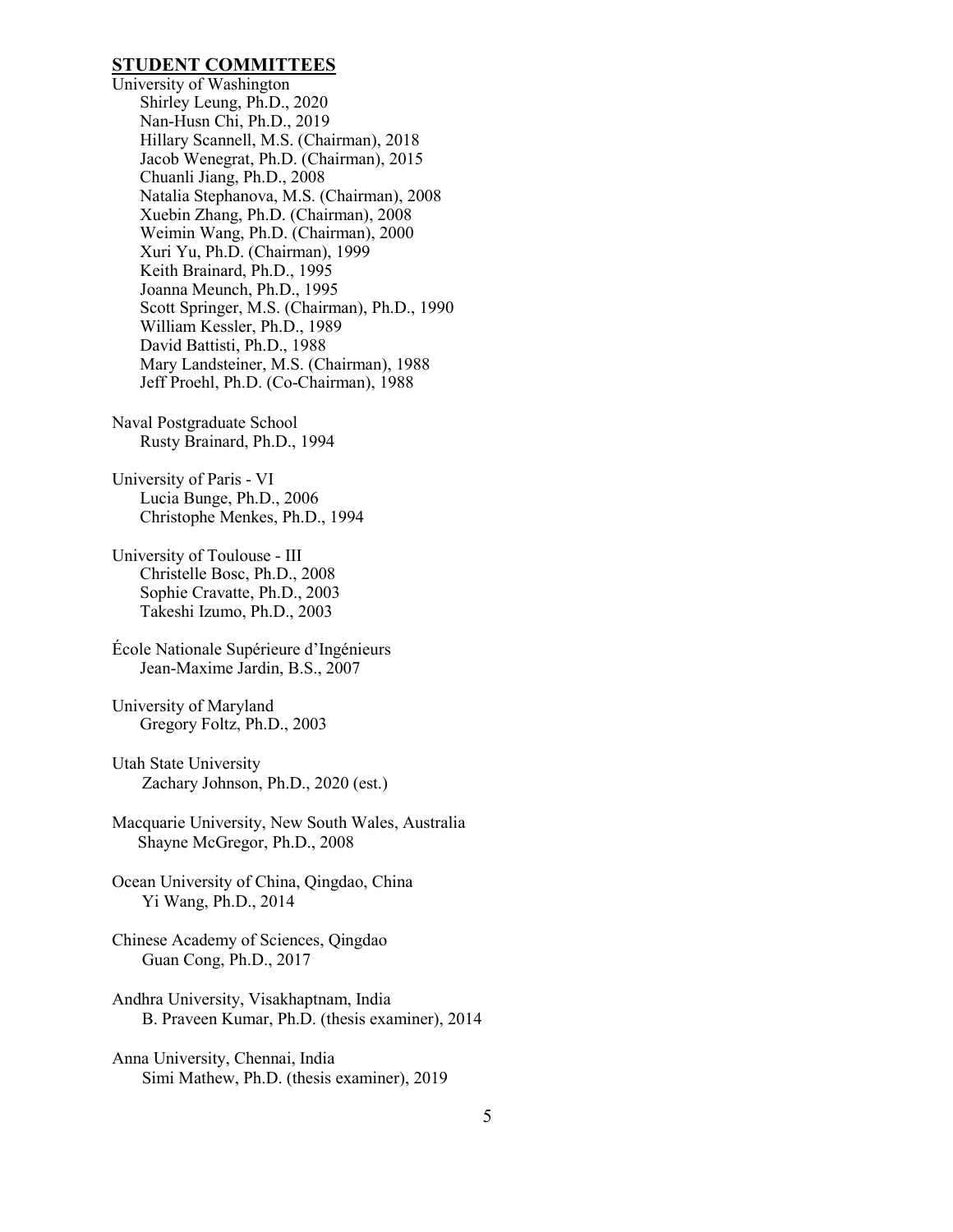## STUDENT COMMITTEES

University of Washington

- Shirley Leung, Ph.D., 2020
- Nan-Husn Chi, Ph.D., 2019
- Hillary Scannell, M.S. (Chairman), 2018
- Jacob Wenegrat, Ph.D. (Chairman), 2015
- Chuanli Jiang, Ph.D., 2008
- Natalia Stephanova, M.S. (Chairman), 2008
- Xuebin Zhang, Ph.D. (Chairman), 2008
- Weimin Wang, Ph.D. (Chairman), 2000
- Xuri Yu, Ph.D. (Chairman), 1999
- Keith Brainard, Ph.D., 1995
- Joanna Meunch, Ph.D., 1995
- Scott Springer, M.S. (Chairman), Ph.D., 1990
- William Kessler, Ph.D., 1989
- David Battisti, Ph.D., 1988
- Mary Landsteiner, M.S. (Chairman), 1988
- Jeff Proehl, Ph.D. (Co-Chairman), 1988

Naval Postgraduate School

- Rusty Brainard, Ph.D., 1994

University of Paris - VI

- Lucia Bunge, Ph.D., 2006
- Christophe Menkes, Ph.D., 1994

University of Toulouse - III

- Christelle Bosc, Ph.D., 2008
- Sophie Cravatte, Ph.D., 2003
- Takeshi Izumo, Ph.D., 2003

École Nationale Supérieure d'Ingénieurs

- Jean-Maxime Jardin, B.S., 2007

University of Maryland

- Gregory Foltz, Ph.D., 2003

Utah State University

- Zachary Johnson, Ph.D., 2020 (est.)

Macquarie University, New South Wales, Australia

- Shayne McGregor, Ph.D., 2008

Ocean University of China, Qingdao, China

- Yi Wang, Ph.D., 2014

Chinese Academy of Sciences, Qingdao

- Guan Cong, Ph.D., 2017

Andhra University, Visakhaptnam, India

- B. Praveen Kumar, Ph.D. (thesis examiner), 2014

Anna University, Chennai, India

- Simi Mathew, Ph.D. (thesis examiner), 2019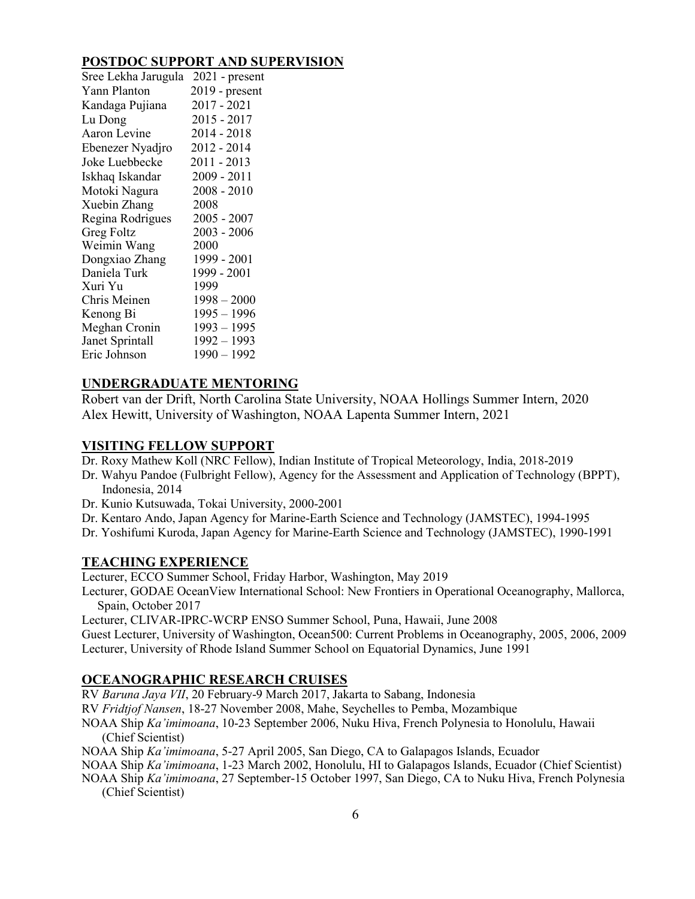## POSTDOC SUPPORT AND SUPERVISION

| | |
|---|---|
| Sree Lekha Jarugula | 2021 - present |
| Yann Planton | 2019 - present |
| Kandaga Pujiana | 2017 - 2021 |
| Lu Dong | 2015 - 2017 |
| Aaron Levine | 2014 - 2018 |
| Ebenezer Nyadjro | 2012 - 2014 |
| Joke Luebbecke | 2011 - 2013 |
| Iskhaq Iskandar | 2009 - 2011 |
| Motoki Nagura | 2008 - 2010 |
| Xuebin Zhang | 2008 |
| Regina Rodrigues | 2005 - 2007 |
| Greg Foltz | 2003 - 2006 |
| Weimin Wang | 2000 |
| Dongxiao Zhang | 1999 - 2001 |
| Daniela Turk | 1999 - 2001 |
| Xuri Yu | 1999 |
| Chris Meinen | 1998 – 2000 |
| Kenong Bi | 1995 – 1996 |
| Meghan Cronin | 1993 – 1995 |
| Janet Sprintall | 1992 – 1993 |
| Eric Johnson | 1990 – 1992 |

## UNDERGRADUATE MENTORING

Robert van der Drift, North Carolina State University, NOAA Hollings Summer Intern, 2020
Alex Hewitt, University of Washington, NOAA Lapenta Summer Intern, 2021

## VISITING FELLOW SUPPORT

Dr. Roxy Mathew Koll (NRC Fellow), Indian Institute of Tropical Meteorology, India, 2018-2019
Dr. Wahyu Pandoe (Fulbright Fellow), Agency for the Assessment and Application of Technology (BPPT), Indonesia, 2014
Dr. Kunio Kutsuwada, Tokai University, 2000-2001
Dr. Kentaro Ando, Japan Agency for Marine-Earth Science and Technology (JAMSTEC), 1994-1995
Dr. Yoshifumi Kuroda, Japan Agency for Marine-Earth Science and Technology (JAMSTEC), 1990-1991

## TEACHING EXPERIENCE

Lecturer, ECCO Summer School, Friday Harbor, Washington, May 2019
Lecturer, GODAE OceanView International School: New Frontiers in Operational Oceanography, Mallorca, Spain, October 2017
Lecturer, CLIVAR-IPRC-WCRP ENSO Summer School, Puna, Hawaii, June 2008
Guest Lecturer, University of Washington, Ocean500: Current Problems in Oceanography, 2005, 2006, 2009
Lecturer, University of Rhode Island Summer School on Equatorial Dynamics, June 1991

## OCEANOGRAPHIC RESEARCH CRUISES

RV *Baruna Jaya VII*, 20 February-9 March 2017, Jakarta to Sabang, Indonesia
RV *Fridtjof Nansen*, 18-27 November 2008, Mahe, Seychelles to Pemba, Mozambique
NOAA Ship *Ka'imimoana*, 10-23 September 2006, Nuku Hiva, French Polynesia to Honolulu, Hawaii (Chief Scientist)
NOAA Ship *Ka'imimoana*, 5-27 April 2005, San Diego, CA to Galapagos Islands, Ecuador
NOAA Ship *Ka'imimoana*, 1-23 March 2002, Honolulu, HI to Galapagos Islands, Ecuador (Chief Scientist)
NOAA Ship *Ka'imimoana*, 27 September-15 October 1997, San Diego, CA to Nuku Hiva, French Polynesia (Chief Scientist)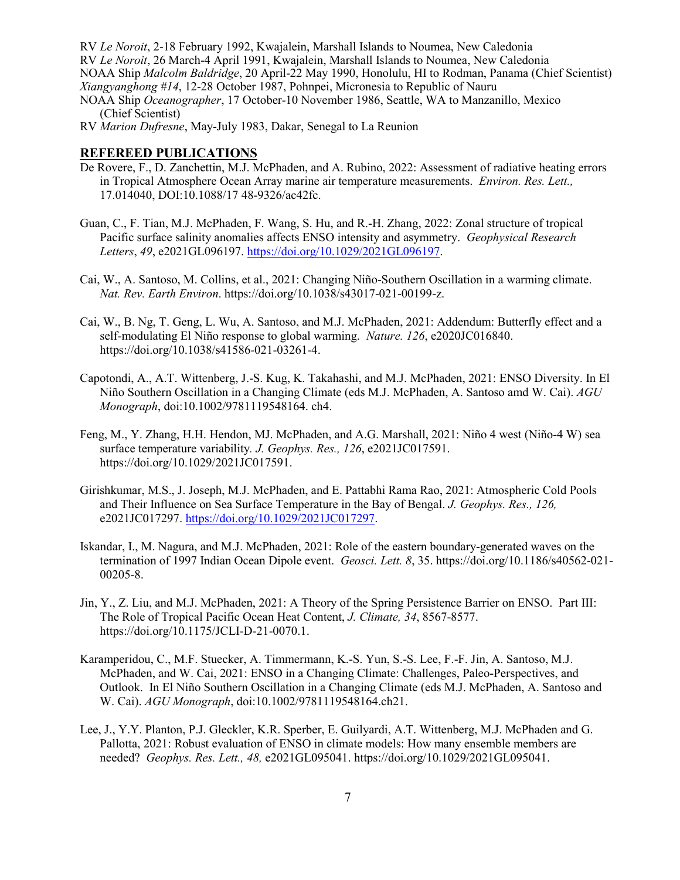RV *Le Noroit*, 2-18 February 1992, Kwajalein, Marshall Islands to Noumea, New Caledonia
RV *Le Noroit*, 26 March-4 April 1991, Kwajalein, Marshall Islands to Noumea, New Caledonia
NOAA Ship *Malcolm Baldridge*, 20 April-22 May 1990, Honolulu, HI to Rodman, Panama (Chief Scientist)
*Xiangyanghong #14*, 12-28 October 1987, Pohnpei, Micronesia to Republic of Nauru
NOAA Ship *Oceanographer*, 17 October-10 November 1986, Seattle, WA to Manzanillo, Mexico (Chief Scientist)
RV *Marion Dufresne*, May-July 1983, Dakar, Senegal to La Reunion

## REFEREED PUBLICATIONS

De Rovere, F., D. Zanchettin, M.J. McPhaden, and A. Rubino, 2022: Assessment of radiative heating errors in Tropical Atmosphere Ocean Array marine air temperature measurements. *Environ. Res. Lett.,* 17.014040, DOI:10.1088/17 48-9326/ac42fc.

Guan, C., F. Tian, M.J. McPhaden, F. Wang, S. Hu, and R.-H. Zhang, 2022: Zonal structure of tropical Pacific surface salinity anomalies affects ENSO intensity and asymmetry. *Geophysical Research Letters*, *49*, e2021GL096197. https://doi.org/10.1029/2021GL096197.

Cai, W., A. Santoso, M. Collins, et al., 2021: Changing Niño-Southern Oscillation in a warming climate. *Nat. Rev. Earth Environ*. https://doi.org/10.1038/s43017-021-00199-z.

Cai, W., B. Ng, T. Geng, L. Wu, A. Santoso, and M.J. McPhaden, 2021: Addendum: Butterfly effect and a self-modulating El Niño response to global warming. *Nature. 126*, e2020JC016840. https://doi.org/10.1038/s41586-021-03261-4.

Capotondi, A., A.T. Wittenberg, J.-S. Kug, K. Takahashi, and M.J. McPhaden, 2021: ENSO Diversity. In El Niño Southern Oscillation in a Changing Climate (eds M.J. McPhaden, A. Santoso amd W. Cai). *AGU Monograph*, doi:10.1002/9781119548164. ch4.

Feng, M., Y. Zhang, H.H. Hendon, MJ. McPhaden, and A.G. Marshall, 2021: Niño 4 west (Niño-4 W) sea surface temperature variability*. J. Geophys. Res., 126*, e2021JC017591. https://doi.org/10.1029/2021JC017591.

Girishkumar, M.S., J. Joseph, M.J. McPhaden, and E. Pattabhi Rama Rao, 2021: Atmospheric Cold Pools and Their Influence on Sea Surface Temperature in the Bay of Bengal. *J. Geophys. Res., 126,* e2021JC017297. https://doi.org/10.1029/2021JC017297.

Iskandar, I., M. Nagura, and M.J. McPhaden, 2021: Role of the eastern boundary-generated waves on the termination of 1997 Indian Ocean Dipole event. *Geosci. Lett. 8*, 35. https://doi.org/10.1186/s40562-021-00205-8.

Jin, Y., Z. Liu, and M.J. McPhaden, 2021: A Theory of the Spring Persistence Barrier on ENSO. Part III: The Role of Tropical Pacific Ocean Heat Content, *J. Climate, 34*, 8567-8577. https://doi.org/10.1175/JCLI-D-21-0070.1.

Karamperidou, C., M.F. Stuecker, A. Timmermann, K.-S. Yun, S.-S. Lee, F.-F. Jin, A. Santoso, M.J. McPhaden, and W. Cai, 2021: ENSO in a Changing Climate: Challenges, Paleo-Perspectives, and Outlook. In El Niño Southern Oscillation in a Changing Climate (eds M.J. McPhaden, A. Santoso and W. Cai). *AGU Monograph*, doi:10.1002/9781119548164.ch21.

Lee, J., Y.Y. Planton, P.J. Gleckler, K.R. Sperber, E. Guilyardi, A.T. Wittenberg, M.J. McPhaden and G. Pallotta, 2021: Robust evaluation of ENSO in climate models: How many ensemble members are needed? *Geophys. Res. Lett., 48,* e2021GL095041. https://doi.org/10.1029/2021GL095041.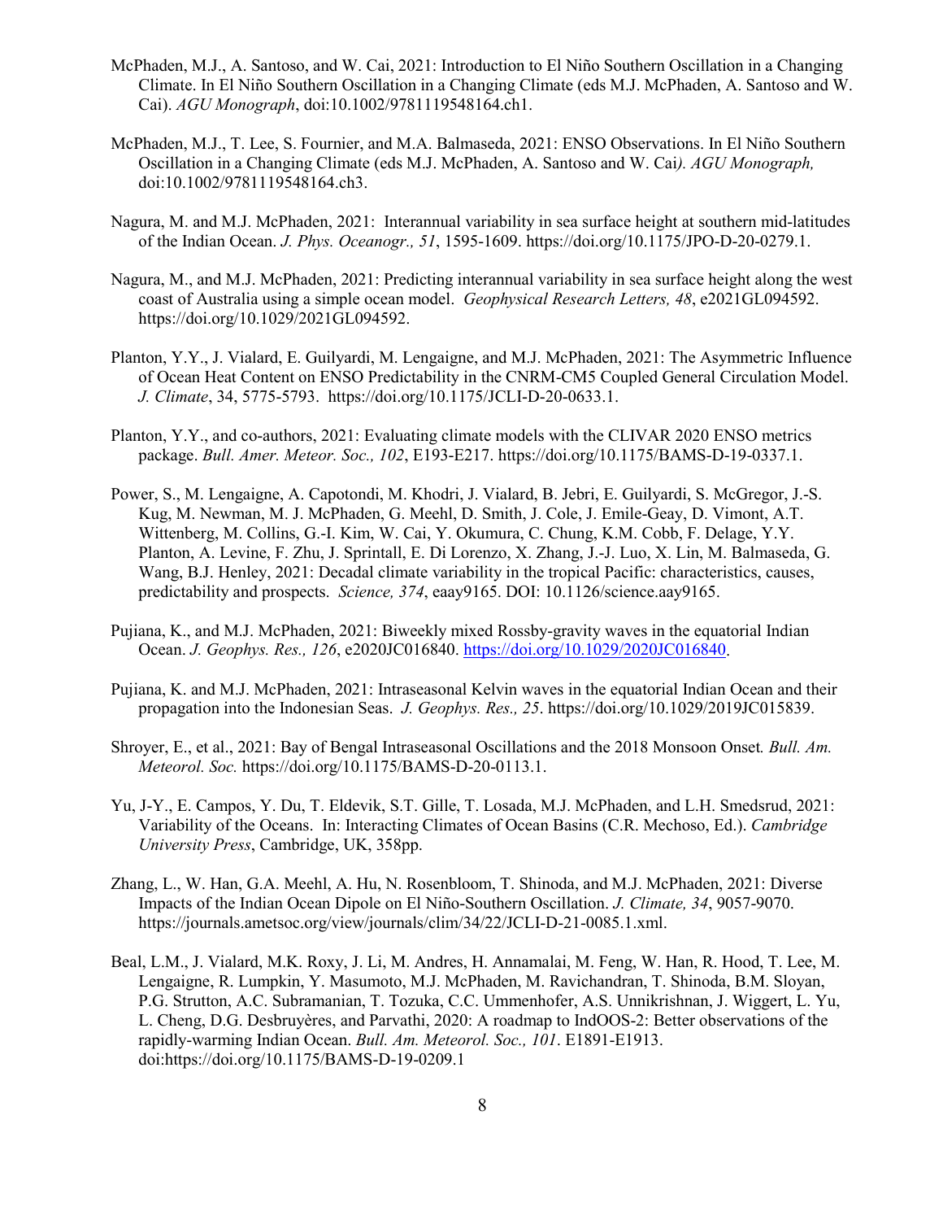McPhaden, M.J., A. Santoso, and W. Cai, 2021: Introduction to El Niño Southern Oscillation in a Changing Climate. In El Niño Southern Oscillation in a Changing Climate (eds M.J. McPhaden, A. Santoso and W. Cai). *AGU Monograph*, doi:10.1002/9781119548164.ch1.

McPhaden, M.J., T. Lee, S. Fournier, and M.A. Balmaseda, 2021: ENSO Observations. In El Niño Southern Oscillation in a Changing Climate (eds M.J. McPhaden, A. Santoso and W. Cai*). AGU Monograph,* doi:10.1002/9781119548164.ch3.

Nagura, M. and M.J. McPhaden, 2021: Interannual variability in sea surface height at southern mid-latitudes of the Indian Ocean. *J. Phys. Oceanogr., 51*, 1595-1609. https://doi.org/10.1175/JPO-D-20-0279.1.

Nagura, M., and M.J. McPhaden, 2021: Predicting interannual variability in sea surface height along the west coast of Australia using a simple ocean model. *Geophysical Research Letters, 48*, e2021GL094592. https://doi.org/10.1029/2021GL094592.

Planton, Y.Y., J. Vialard, E. Guilyardi, M. Lengaigne, and M.J. McPhaden, 2021: The Asymmetric Influence of Ocean Heat Content on ENSO Predictability in the CNRM-CM5 Coupled General Circulation Model. *J. Climate*, 34, 5775-5793. https://doi.org/10.1175/JCLI-D-20-0633.1.

Planton, Y.Y., and co-authors, 2021: Evaluating climate models with the CLIVAR 2020 ENSO metrics package. *Bull. Amer. Meteor. Soc., 102*, E193-E217. https://doi.org/10.1175/BAMS-D-19-0337.1.

Power, S., M. Lengaigne, A. Capotondi, M. Khodri, J. Vialard, B. Jebri, E. Guilyardi, S. McGregor, J.-S. Kug, M. Newman, M. J. McPhaden, G. Meehl, D. Smith, J. Cole, J. Emile-Geay, D. Vimont, A.T. Wittenberg, M. Collins, G.-I. Kim, W. Cai, Y. Okumura, C. Chung, K.M. Cobb, F. Delage, Y.Y. Planton, A. Levine, F. Zhu, J. Sprintall, E. Di Lorenzo, X. Zhang, J.-J. Luo, X. Lin, M. Balmaseda, G. Wang, B.J. Henley, 2021: Decadal climate variability in the tropical Pacific: characteristics, causes, predictability and prospects. *Science, 374*, eaay9165. DOI: 10.1126/science.aay9165.

Pujiana, K., and M.J. McPhaden, 2021: Biweekly mixed Rossby-gravity waves in the equatorial Indian Ocean. *J. Geophys. Res., 126*, e2020JC016840. https://doi.org/10.1029/2020JC016840.

Pujiana, K. and M.J. McPhaden, 2021: Intraseasonal Kelvin waves in the equatorial Indian Ocean and their propagation into the Indonesian Seas. *J. Geophys. Res., 25*. https://doi.org/10.1029/2019JC015839.

Shroyer, E., et al., 2021: Bay of Bengal Intraseasonal Oscillations and the 2018 Monsoon Onset*. Bull. Am. Meteorol. Soc.* https://doi.org/10.1175/BAMS-D-20-0113.1.

Yu, J-Y., E. Campos, Y. Du, T. Eldevik, S.T. Gille, T. Losada, M.J. McPhaden, and L.H. Smedsrud, 2021: Variability of the Oceans. In: Interacting Climates of Ocean Basins (C.R. Mechoso, Ed.). *Cambridge University Press*, Cambridge, UK, 358pp.

Zhang, L., W. Han, G.A. Meehl, A. Hu, N. Rosenbloom, T. Shinoda, and M.J. McPhaden, 2021: Diverse Impacts of the Indian Ocean Dipole on El Niño-Southern Oscillation. *J. Climate, 34*, 9057-9070. https://journals.ametsoc.org/view/journals/clim/34/22/JCLI-D-21-0085.1.xml.

Beal, L.M., J. Vialard, M.K. Roxy, J. Li, M. Andres, H. Annamalai, M. Feng, W. Han, R. Hood, T. Lee, M. Lengaigne, R. Lumpkin, Y. Masumoto, M.J. McPhaden, M. Ravichandran, T. Shinoda, B.M. Sloyan, P.G. Strutton, A.C. Subramanian, T. Tozuka, C.C. Ummenhofer, A.S. Unnikrishnan, J. Wiggert, L. Yu, L. Cheng, D.G. Desbruyères, and Parvathi, 2020: A roadmap to IndOOS-2: Better observations of the rapidly-warming Indian Ocean. *Bull. Am. Meteorol. Soc., 101*. E1891-E1913. doi:https://doi.org/10.1175/BAMS-D-19-0209.1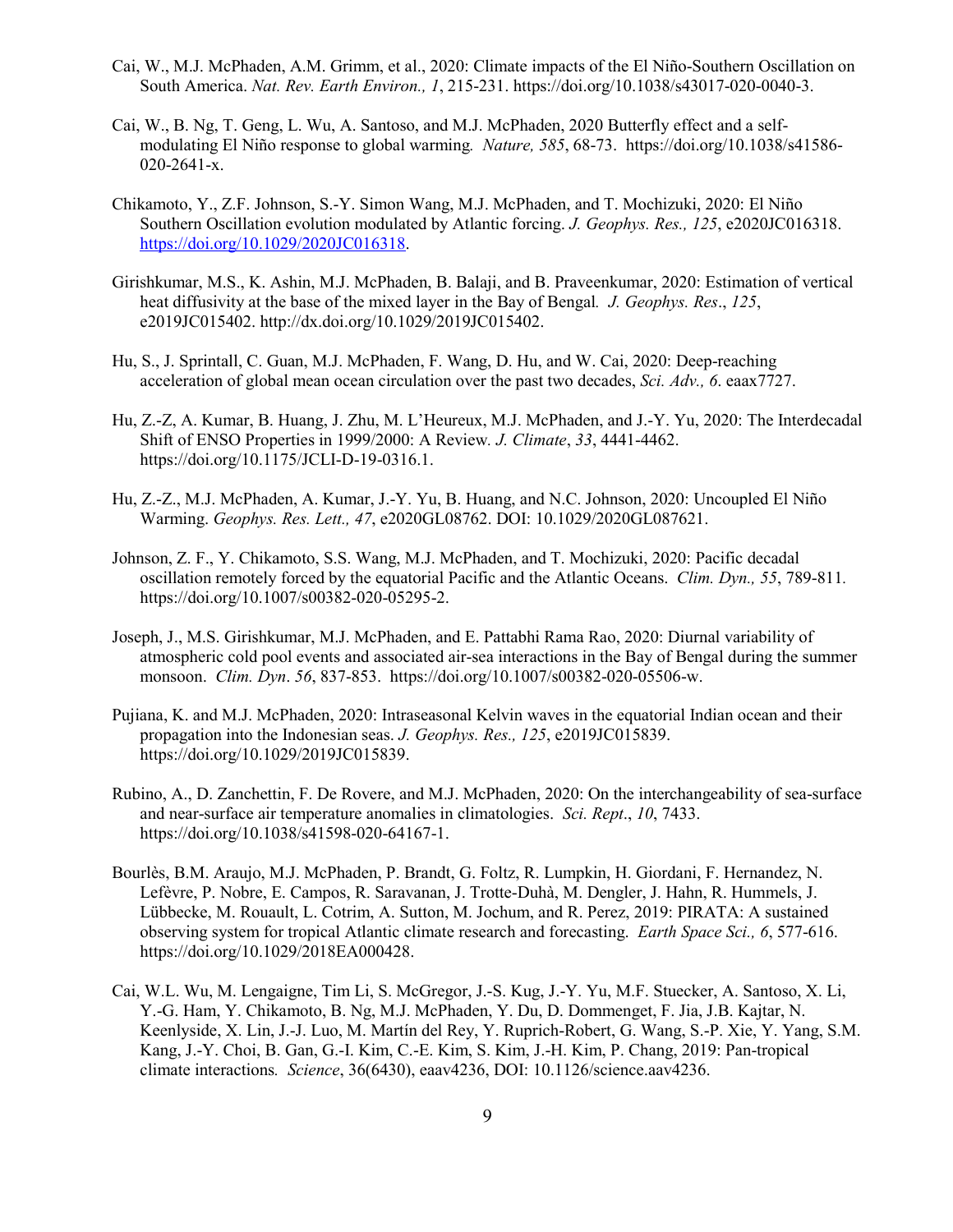Cai, W., M.J. McPhaden, A.M. Grimm, et al., 2020: Climate impacts of the El Niño-Southern Oscillation on South America. *Nat. Rev. Earth Environ., 1*, 215-231. https://doi.org/10.1038/s43017-020-0040-3.

Cai, W., B. Ng, T. Geng, L. Wu, A. Santoso, and M.J. McPhaden, 2020 Butterfly effect and a self-modulating El Niño response to global warming*. Nature, 585*, 68-73. https://doi.org/10.1038/s41586-020-2641-x.

Chikamoto, Y., Z.F. Johnson, S.-Y. Simon Wang, M.J. McPhaden, and T. Mochizuki, 2020: El Niño Southern Oscillation evolution modulated by Atlantic forcing. *J. Geophys. Res., 125*, e2020JC016318. https://doi.org/10.1029/2020JC016318.

Girishkumar, M.S., K. Ashin, M.J. McPhaden, B. Balaji, and B. Praveenkumar, 2020: Estimation of vertical heat diffusivity at the base of the mixed layer in the Bay of Bengal*. J. Geophys. Res*., *125*, e2019JC015402. http://dx.doi.org/10.1029/2019JC015402.

Hu, S., J. Sprintall, C. Guan, M.J. McPhaden, F. Wang, D. Hu, and W. Cai, 2020: Deep-reaching acceleration of global mean ocean circulation over the past two decades, *Sci. Adv., 6*. eaax7727.

Hu, Z.-Z, A. Kumar, B. Huang, J. Zhu, M. L'Heureux, M.J. McPhaden, and J.-Y. Yu, 2020: The Interdecadal Shift of ENSO Properties in 1999/2000: A Review*. J. Climate*, *33*, 4441-4462. https://doi.org/10.1175/JCLI-D-19-0316.1.

Hu, Z.-Z., M.J. McPhaden, A. Kumar, J.-Y. Yu, B. Huang, and N.C. Johnson, 2020: Uncoupled El Niño Warming. *Geophys. Res. Lett., 47*, e2020GL08762. DOI: 10.1029/2020GL087621.

Johnson, Z. F., Y. Chikamoto, S.S. Wang, M.J. McPhaden, and T. Mochizuki, 2020: Pacific decadal oscillation remotely forced by the equatorial Pacific and the Atlantic Oceans. *Clim. Dyn., 55*, 789-811*.* https://doi.org/10.1007/s00382-020-05295-2.

Joseph, J., M.S. Girishkumar, M.J. McPhaden, and E. Pattabhi Rama Rao, 2020: Diurnal variability of atmospheric cold pool events and associated air-sea interactions in the Bay of Bengal during the summer monsoon. *Clim. Dyn*. *56*, 837-853. https://doi.org/10.1007/s00382-020-05506-w.

Pujiana, K. and M.J. McPhaden, 2020: Intraseasonal Kelvin waves in the equatorial Indian ocean and their propagation into the Indonesian seas. *J. Geophys. Res., 125*, e2019JC015839. https://doi.org/10.1029/2019JC015839.

Rubino, A., D. Zanchettin, F. De Rovere, and M.J. McPhaden, 2020: On the interchangeability of sea-surface and near-surface air temperature anomalies in climatologies. *Sci. Rept*., *10*, 7433. https://doi.org/10.1038/s41598-020-64167-1.

Bourlès, B.M. Araujo, M.J. McPhaden, P. Brandt, G. Foltz, R. Lumpkin, H. Giordani, F. Hernandez, N. Lefèvre, P. Nobre, E. Campos, R. Saravanan, J. Trotte-Duhà, M. Dengler, J. Hahn, R. Hummels, J. Lübbecke, M. Rouault, L. Cotrim, A. Sutton, M. Jochum, and R. Perez, 2019: PIRATA: A sustained observing system for tropical Atlantic climate research and forecasting. *Earth Space Sci., 6*, 577-616. https://doi.org/10.1029/2018EA000428.

Cai, W.L. Wu, M. Lengaigne, Tim Li, S. McGregor, J.-S. Kug, J.-Y. Yu, M.F. Stuecker, A. Santoso, X. Li, Y.-G. Ham, Y. Chikamoto, B. Ng, M.J. McPhaden, Y. Du, D. Dommenget, F. Jia, J.B. Kajtar, N. Keenlyside, X. Lin, J.-J. Luo, M. Martín del Rey, Y. Ruprich-Robert, G. Wang, S.-P. Xie, Y. Yang, S.M. Kang, J.-Y. Choi, B. Gan, G.-I. Kim, C.-E. Kim, S. Kim, J.-H. Kim, P. Chang, 2019: Pan-tropical climate interactions*. Science*, 36(6430), eaav4236, DOI: 10.1126/science.aav4236.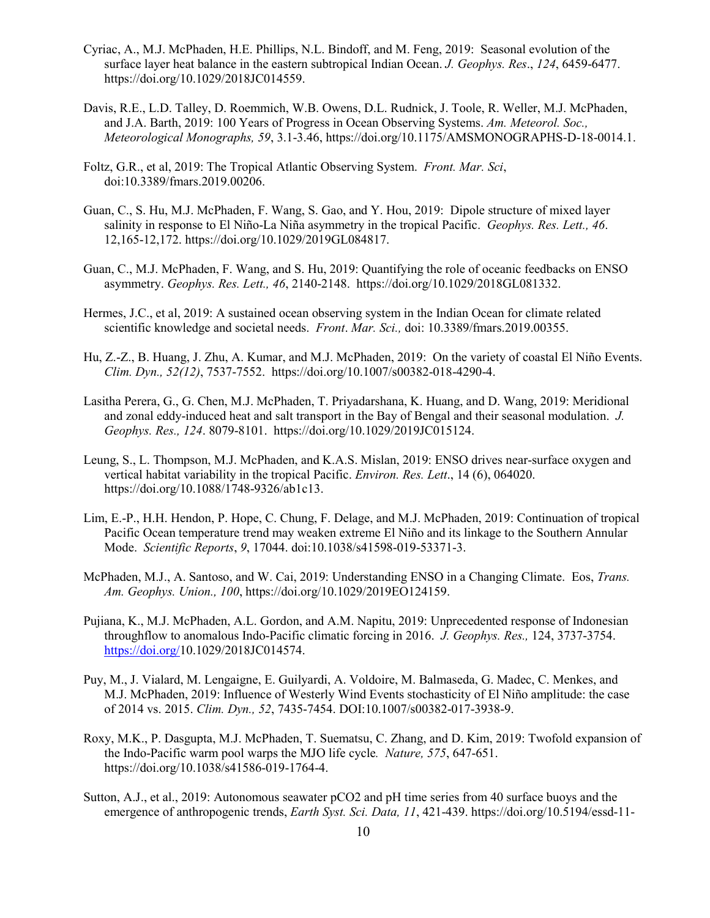Cyriac, A., M.J. McPhaden, H.E. Phillips, N.L. Bindoff, and M. Feng, 2019: Seasonal evolution of the surface layer heat balance in the eastern subtropical Indian Ocean. *J. Geophys. Res*., *124*, 6459-6477. https://doi.org/10.1029/2018JC014559.

Davis, R.E., L.D. Talley, D. Roemmich, W.B. Owens, D.L. Rudnick, J. Toole, R. Weller, M.J. McPhaden, and J.A. Barth, 2019: 100 Years of Progress in Ocean Observing Systems. *Am. Meteorol. Soc., Meteorological Monographs, 59*, 3.1-3.46, https://doi.org/10.1175/AMSMONOGRAPHS-D-18-0014.1.

Foltz, G.R., et al, 2019: The Tropical Atlantic Observing System. *Front. Mar. Sci*, doi:10.3389/fmars.2019.00206.

Guan, C., S. Hu, M.J. McPhaden, F. Wang, S. Gao, and Y. Hou, 2019: Dipole structure of mixed layer salinity in response to El Niño-La Niña asymmetry in the tropical Pacific. *Geophys. Res. Lett., 46*. 12,165-12,172. https://doi.org/10.1029/2019GL084817.

Guan, C., M.J. McPhaden, F. Wang, and S. Hu, 2019: Quantifying the role of oceanic feedbacks on ENSO asymmetry. *Geophys. Res. Lett., 46*, 2140-2148. https://doi.org/10.1029/2018GL081332.

Hermes, J.C., et al, 2019: A sustained ocean observing system in the Indian Ocean for climate related scientific knowledge and societal needs. *Front*. *Mar. Sci.,* doi: 10.3389/fmars.2019.00355.

Hu, Z.-Z., B. Huang, J. Zhu, A. Kumar, and M.J. McPhaden, 2019: On the variety of coastal El Niño Events. *Clim. Dyn., 52(12)*, 7537-7552. https://doi.org/10.1007/s00382-018-4290-4.

Lasitha Perera, G., G. Chen, M.J. McPhaden, T. Priyadarshana, K. Huang, and D. Wang, 2019: Meridional and zonal eddy-induced heat and salt transport in the Bay of Bengal and their seasonal modulation. *J. Geophys. Res., 124*. 8079-8101. https://doi.org/10.1029/2019JC015124.

Leung, S., L. Thompson, M.J. McPhaden, and K.A.S. Mislan, 2019: ENSO drives near-surface oxygen and vertical habitat variability in the tropical Pacific. *Environ. Res. Lett*., 14 (6), 064020. https://doi.org/10.1088/1748-9326/ab1c13.

Lim, E.-P., H.H. Hendon, P. Hope, C. Chung, F. Delage, and M.J. McPhaden, 2019: Continuation of tropical Pacific Ocean temperature trend may weaken extreme El Niño and its linkage to the Southern Annular Mode. *Scientific Reports*, *9*, 17044. doi:10.1038/s41598-019-53371-3.

McPhaden, M.J., A. Santoso, and W. Cai, 2019: Understanding ENSO in a Changing Climate. Eos, *Trans. Am. Geophys. Union., 100*, https://doi.org/10.1029/2019EO124159.

Pujiana, K., M.J. McPhaden, A.L. Gordon, and A.M. Napitu, 2019: Unprecedented response of Indonesian throughflow to anomalous Indo-Pacific climatic forcing in 2016. *J. Geophys. Res.,* 124, 3737-3754. https://doi.org/10.1029/2018JC014574.

Puy, M., J. Vialard, M. Lengaigne, E. Guilyardi, A. Voldoire, M. Balmaseda, G. Madec, C. Menkes, and M.J. McPhaden, 2019: Influence of Westerly Wind Events stochasticity of El Niño amplitude: the case of 2014 vs. 2015. *Clim. Dyn., 52*, 7435-7454. DOI:10.1007/s00382-017-3938-9.

Roxy, M.K., P. Dasgupta, M.J. McPhaden, T. Suematsu, C. Zhang, and D. Kim, 2019: Twofold expansion of the Indo-Pacific warm pool warps the MJO life cycle*. Nature, 575*, 647-651. https://doi.org/10.1038/s41586-019-1764-4.

Sutton, A.J., et al., 2019: Autonomous seawater pCO2 and pH time series from 40 surface buoys and the emergence of anthropogenic trends, *Earth Syst. Sci. Data, 11*, 421-439. https://doi.org/10.5194/essd-11-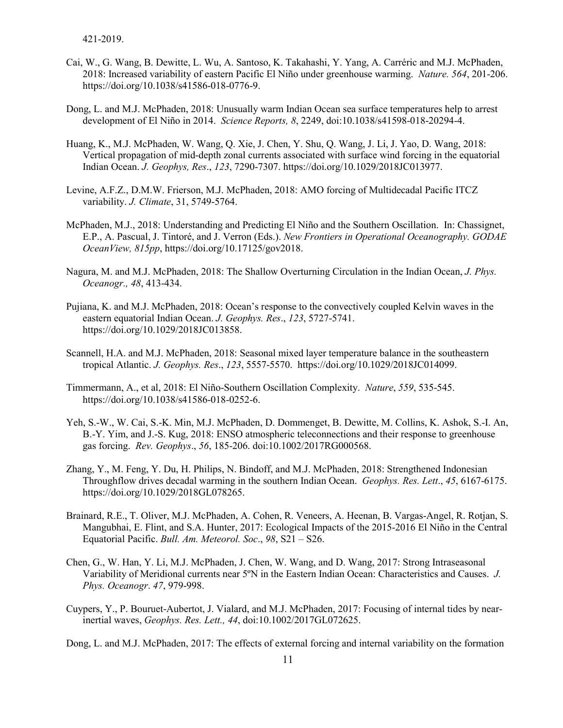421-2019.

Cai, W., G. Wang, B. Dewitte, L. Wu, A. Santoso, K. Takahashi, Y. Yang, A. Carréric and M.J. McPhaden, 2018: Increased variability of eastern Pacific El Niño under greenhouse warming. *Nature. 564*, 201-206. https://doi.org/10.1038/s41586-018-0776-9.

Dong, L. and M.J. McPhaden, 2018: Unusually warm Indian Ocean sea surface temperatures help to arrest development of El Niño in 2014. *Science Reports, 8*, 2249, doi:10.1038/s41598-018-20294-4.

Huang, K., M.J. McPhaden, W. Wang, Q. Xie, J. Chen, Y. Shu, Q. Wang, J. Li, J. Yao, D. Wang, 2018: Vertical propagation of mid-depth zonal currents associated with surface wind forcing in the equatorial Indian Ocean. *J. Geophys, Res*., *123*, 7290-7307. https://doi.org/10.1029/2018JC013977.

Levine, A.F.Z., D.M.W. Frierson, M.J. McPhaden, 2018: AMO forcing of Multidecadal Pacific ITCZ variability. *J. Climate*, 31, 5749-5764.

McPhaden, M.J., 2018: Understanding and Predicting El Niño and the Southern Oscillation. In: Chassignet, E.P., A. Pascual, J. Tintoré, and J. Verron (Eds.). *New Frontiers in Operational Oceanography. GODAE OceanView, 815pp*, https://doi.org/10.17125/gov2018.

Nagura, M. and M.J. McPhaden, 2018: The Shallow Overturning Circulation in the Indian Ocean, *J. Phys. Oceanogr., 48*, 413-434.

Pujiana, K. and M.J. McPhaden, 2018: Ocean's response to the convectively coupled Kelvin waves in the eastern equatorial Indian Ocean. *J. Geophys. Res*., *123*, 5727-5741. https://doi.org/10.1029/2018JC013858.

Scannell, H.A. and M.J. McPhaden, 2018: Seasonal mixed layer temperature balance in the southeastern tropical Atlantic. *J. Geophys. Res*., *123*, 5557-5570. https://doi.org/10.1029/2018JC014099.

Timmermann, A., et al, 2018: El Niño-Southern Oscillation Complexity. *Nature*, *559*, 535-545. https://doi.org/10.1038/s41586-018-0252-6.

Yeh, S.-W., W. Cai, S.-K. Min, M.J. McPhaden, D. Dommenget, B. Dewitte, M. Collins, K. Ashok, S.-I. An, B.-Y. Yim, and J.-S. Kug, 2018: ENSO atmospheric teleconnections and their response to greenhouse gas forcing. *Rev. Geophys*., *56*, 185-206. doi:10.1002/2017RG000568.

Zhang, Y., M. Feng, Y. Du, H. Philips, N. Bindoff, and M.J. McPhaden, 2018: Strengthened Indonesian Throughflow drives decadal warming in the southern Indian Ocean. *Geophys. Res. Lett*., *45*, 6167-6175. https://doi.org/10.1029/2018GL078265.

Brainard, R.E., T. Oliver, M.J. McPhaden, A. Cohen, R. Veneers, A. Heenan, B. Vargas-Angel, R. Rotjan, S. Mangubhai, E. Flint, and S.A. Hunter, 2017: Ecological Impacts of the 2015-2016 El Niño in the Central Equatorial Pacific. *Bull. Am. Meteorol. Soc*., *98*, S21 – S26.

Chen, G., W. Han, Y. Li, M.J. McPhaden, J. Chen, W. Wang, and D. Wang, 2017: Strong Intraseasonal Variability of Meridional currents near 5ºN in the Eastern Indian Ocean: Characteristics and Causes. *J. Phys. Oceanogr*. *47*, 979-998.

Cuypers, Y., P. Bouruet-Aubertot, J. Vialard, and M.J. McPhaden, 2017: Focusing of internal tides by near-inertial waves, *Geophys. Res. Lett., 44*, doi:10.1002/2017GL072625.

Dong, L. and M.J. McPhaden, 2017: The effects of external forcing and internal variability on the formation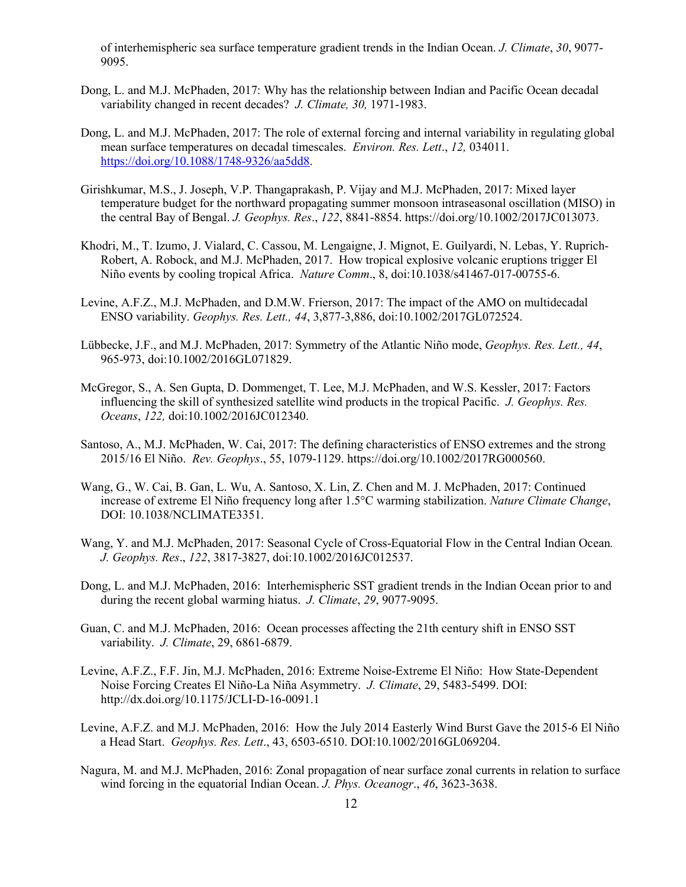of interhemispheric sea surface temperature gradient trends in the Indian Ocean. *J. Climate*, *30*, 9077-9095.

Dong, L. and M.J. McPhaden, 2017: Why has the relationship between Indian and Pacific Ocean decadal variability changed in recent decades? *J. Climate, 30,* 1971-1983.

Dong, L. and M.J. McPhaden, 2017: The role of external forcing and internal variability in regulating global mean surface temperatures on decadal timescales. *Environ. Res. Lett*., *12,* 034011. https://doi.org/10.1088/1748-9326/aa5dd8.

Girishkumar, M.S., J. Joseph, V.P. Thangaprakash, P. Vijay and M.J. McPhaden, 2017: Mixed layer temperature budget for the northward propagating summer monsoon intraseasonal oscillation (MISO) in the central Bay of Bengal. *J. Geophys. Res*., *122*, 8841-8854. https://doi.org/10.1002/2017JC013073.

Khodri, M., T. Izumo, J. Vialard, C. Cassou, M. Lengaigne, J. Mignot, E. Guilyardi, N. Lebas, Y. Ruprich-Robert, A. Robock, and M.J. McPhaden, 2017. How tropical explosive volcanic eruptions trigger El Niño events by cooling tropical Africa. *Nature Comm*., 8, doi:10.1038/s41467-017-00755-6.

Levine, A.F.Z., M.J. McPhaden, and D.M.W. Frierson, 2017: The impact of the AMO on multidecadal ENSO variability. *Geophys. Res. Lett., 44*, 3,877-3,886, doi:10.1002/2017GL072524.

Lübbecke, J.F., and M.J. McPhaden, 2017: Symmetry of the Atlantic Niño mode, *Geophys. Res. Lett., 44*, 965-973, doi:10.1002/2016GL071829.

McGregor, S., A. Sen Gupta, D. Dommenget, T. Lee, M.J. McPhaden, and W.S. Kessler, 2017: Factors influencing the skill of synthesized satellite wind products in the tropical Pacific. *J. Geophys. Res. Oceans*, *122,* doi:10.1002/2016JC012340.

Santoso, A., M.J. McPhaden, W. Cai, 2017: The defining characteristics of ENSO extremes and the strong 2015/16 El Niño. *Rev. Geophys*., 55, 1079-1129. https://doi.org/10.1002/2017RG000560.

Wang, G., W. Cai, B. Gan, L. Wu, A. Santoso, X. Lin, Z. Chen and M. J. McPhaden, 2017: Continued increase of extreme El Niño frequency long after 1.5°C warming stabilization. *Nature Climate Change*, DOI: 10.1038/NCLIMATE3351.

Wang, Y. and M.J. McPhaden, 2017: Seasonal Cycle of Cross-Equatorial Flow in the Central Indian Ocean*. J. Geophys. Res*., *122*, 3817-3827, doi:10.1002/2016JC012537.

Dong, L. and M.J. McPhaden, 2016: Interhemispheric SST gradient trends in the Indian Ocean prior to and during the recent global warming hiatus. *J. Climate*, *29*, 9077-9095.

Guan, C. and M.J. McPhaden, 2016: Ocean processes affecting the 21th century shift in ENSO SST variability. *J. Climate*, 29, 6861-6879.

Levine, A.F.Z., F.F. Jin, M.J. McPhaden, 2016: Extreme Noise-Extreme El Niño: How State-Dependent Noise Forcing Creates El Niño-La Niña Asymmetry. *J. Climate*, 29, 5483-5499. DOI: http://dx.doi.org/10.1175/JCLI-D-16-0091.1

Levine, A.F.Z. and M.J. McPhaden, 2016: How the July 2014 Easterly Wind Burst Gave the 2015-6 El Niño a Head Start. *Geophys. Res. Lett*., 43, 6503-6510. DOI:10.1002/2016GL069204.

Nagura, M. and M.J. McPhaden, 2016: Zonal propagation of near surface zonal currents in relation to surface wind forcing in the equatorial Indian Ocean. *J. Phys. Oceanogr*., *46*, 3623-3638.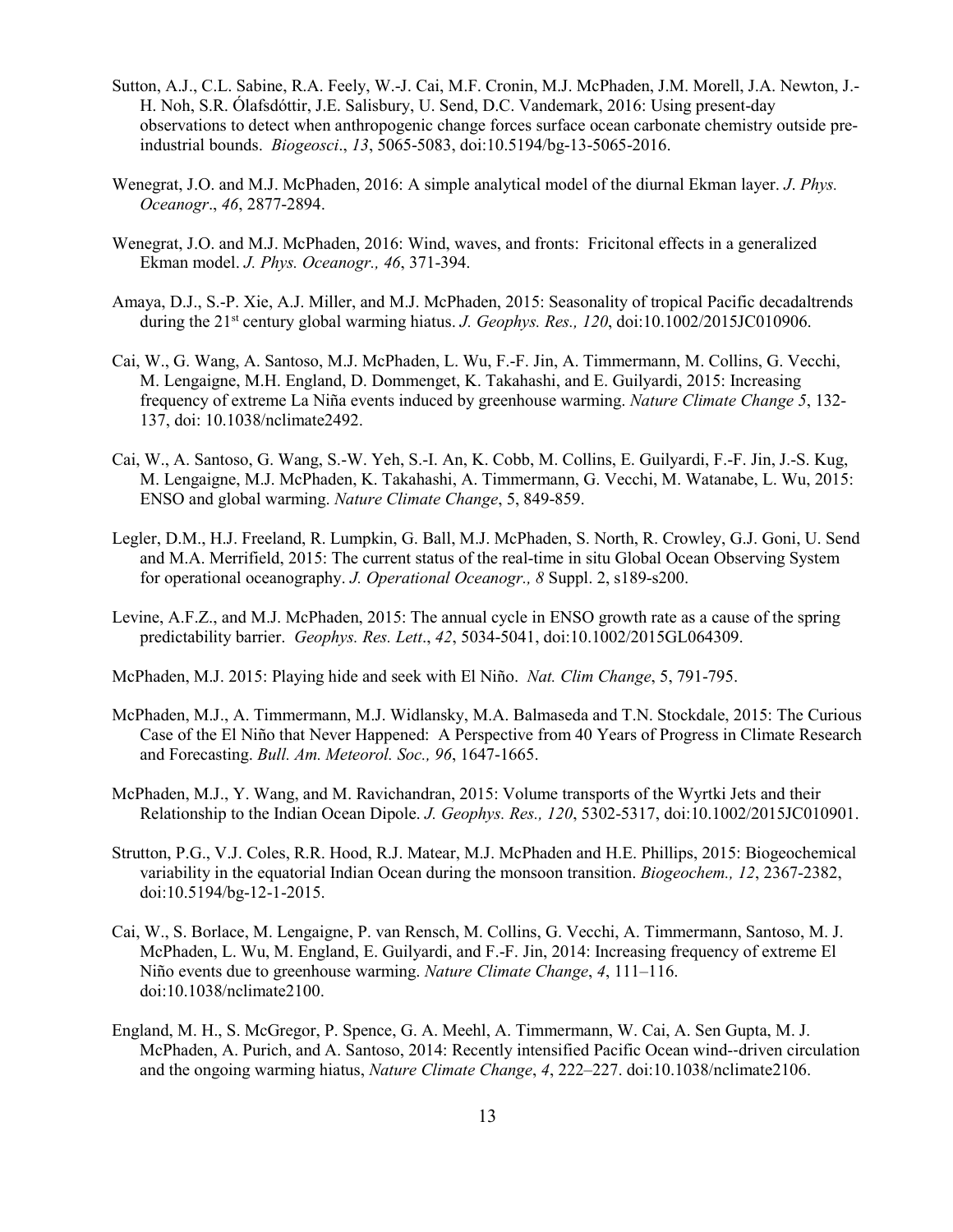Sutton, A.J., C.L. Sabine, R.A. Feely, W.-J. Cai, M.F. Cronin, M.J. McPhaden, J.M. Morell, J.A. Newton, J.-H. Noh, S.R. Ólafsdóttir, J.E. Salisbury, U. Send, D.C. Vandemark, 2016: Using present-day observations to detect when anthropogenic change forces surface ocean carbonate chemistry outside pre-industrial bounds. *Biogeosci*., *13*, 5065-5083, doi:10.5194/bg-13-5065-2016.

Wenegrat, J.O. and M.J. McPhaden, 2016: A simple analytical model of the diurnal Ekman layer. *J. Phys. Oceanogr*., *46*, 2877-2894.

Wenegrat, J.O. and M.J. McPhaden, 2016: Wind, waves, and fronts: Fricitonal effects in a generalized Ekman model. *J. Phys. Oceanogr., 46*, 371-394.

Amaya, D.J., S.-P. Xie, A.J. Miller, and M.J. McPhaden, 2015: Seasonality of tropical Pacific decadaltrends during the 21st century global warming hiatus. *J. Geophys. Res., 120*, doi:10.1002/2015JC010906.

Cai, W., G. Wang, A. Santoso, M.J. McPhaden, L. Wu, F.-F. Jin, A. Timmermann, M. Collins, G. Vecchi, M. Lengaigne, M.H. England, D. Dommenget, K. Takahashi, and E. Guilyardi, 2015: Increasing frequency of extreme La Niña events induced by greenhouse warming. *Nature Climate Change 5*, 132-137, doi: 10.1038/nclimate2492.

Cai, W., A. Santoso, G. Wang, S.-W. Yeh, S.-I. An, K. Cobb, M. Collins, E. Guilyardi, F.-F. Jin, J.-S. Kug, M. Lengaigne, M.J. McPhaden, K. Takahashi, A. Timmermann, G. Vecchi, M. Watanabe, L. Wu, 2015: ENSO and global warming. *Nature Climate Change*, 5, 849-859.

Legler, D.M., H.J. Freeland, R. Lumpkin, G. Ball, M.J. McPhaden, S. North, R. Crowley, G.J. Goni, U. Send and M.A. Merrifield, 2015: The current status of the real-time in situ Global Ocean Observing System for operational oceanography. *J. Operational Oceanogr., 8* Suppl. 2, s189-s200.

Levine, A.F.Z., and M.J. McPhaden, 2015: The annual cycle in ENSO growth rate as a cause of the spring predictability barrier. *Geophys. Res. Lett*., *42*, 5034-5041, doi:10.1002/2015GL064309.

McPhaden, M.J. 2015: Playing hide and seek with El Niño. *Nat. Clim Change*, 5, 791-795.

McPhaden, M.J., A. Timmermann, M.J. Widlansky, M.A. Balmaseda and T.N. Stockdale, 2015: The Curious Case of the El Niño that Never Happened: A Perspective from 40 Years of Progress in Climate Research and Forecasting. *Bull. Am. Meteorol. Soc., 96*, 1647-1665.

McPhaden, M.J., Y. Wang, and M. Ravichandran, 2015: Volume transports of the Wyrtki Jets and their Relationship to the Indian Ocean Dipole. *J. Geophys. Res., 120*, 5302-5317, doi:10.1002/2015JC010901.

Strutton, P.G., V.J. Coles, R.R. Hood, R.J. Matear, M.J. McPhaden and H.E. Phillips, 2015: Biogeochemical variability in the equatorial Indian Ocean during the monsoon transition. *Biogeochem., 12*, 2367-2382, doi:10.5194/bg-12-1-2015.

Cai, W., S. Borlace, M. Lengaigne, P. van Rensch, M. Collins, G. Vecchi, A. Timmermann, Santoso, M. J. McPhaden, L. Wu, M. England, E. Guilyardi, and F.-F. Jin, 2014: Increasing frequency of extreme El Niño events due to greenhouse warming. *Nature Climate Change*, *4*, 111–116. doi:10.1038/nclimate2100.

England, M. H., S. McGregor, P. Spence, G. A. Meehl, A. Timmermann, W. Cai, A. Sen Gupta, M. J. McPhaden, A. Purich, and A. Santoso, 2014: Recently intensified Pacific Ocean wind--driven circulation and the ongoing warming hiatus, *Nature Climate Change*, *4*, 222–227. doi:10.1038/nclimate2106.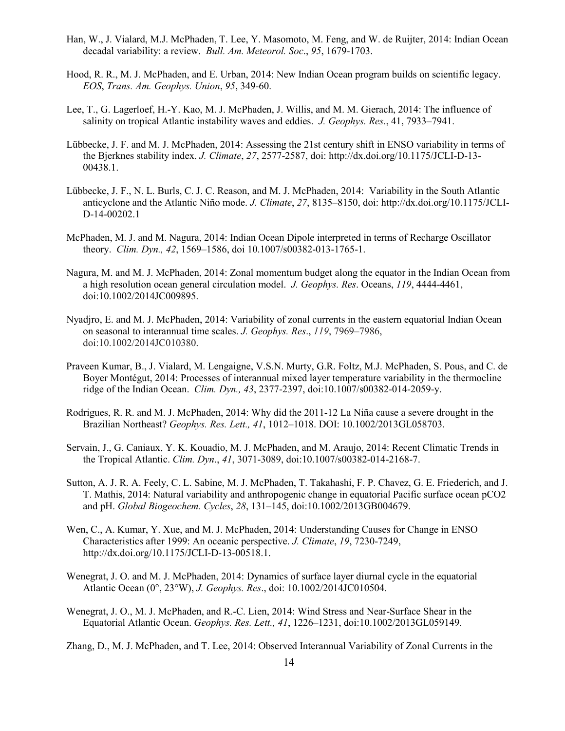Han, W., J. Vialard, M.J. McPhaden, T. Lee, Y. Masomoto, M. Feng, and W. de Ruijter, 2014: Indian Ocean decadal variability: a review. *Bull. Am. Meteorol. Soc*., *95*, 1679-1703.

Hood, R. R., M. J. McPhaden, and E. Urban, 2014: New Indian Ocean program builds on scientific legacy. *EOS*, *Trans. Am. Geophys. Union*, *95*, 349-60.

Lee, T., G. Lagerloef, H.-Y. Kao, M. J. McPhaden, J. Willis, and M. M. Gierach, 2014: The influence of salinity on tropical Atlantic instability waves and eddies. *J. Geophys. Res*., 41, 7933–7941.

Lübbecke, J. F. and M. J. McPhaden, 2014: Assessing the 21st century shift in ENSO variability in terms of the Bjerknes stability index. *J. Climate*, *27*, 2577-2587, doi: http://dx.doi.org/10.1175/JCLI-D-13-00438.1.

Lübbecke, J. F., N. L. Burls, C. J. C. Reason, and M. J. McPhaden, 2014: Variability in the South Atlantic anticyclone and the Atlantic Niño mode. *J. Climate*, *27*, 8135–8150, doi: http://dx.doi.org/10.1175/JCLI-D-14-00202.1

McPhaden, M. J. and M. Nagura, 2014: Indian Ocean Dipole interpreted in terms of Recharge Oscillator theory. *Clim. Dyn., 42*, 1569–1586, doi 10.1007/s00382-013-1765-1.

Nagura, M. and M. J. McPhaden, 2014: Zonal momentum budget along the equator in the Indian Ocean from a high resolution ocean general circulation model. *J. Geophys. Res*. Oceans, *119*, 4444-4461, doi:10.1002/2014JC009895.

Nyadjro, E. and M. J. McPhaden, 2014: Variability of zonal currents in the eastern equatorial Indian Ocean on seasonal to interannual time scales. *J. Geophys. Res*., *119*, 7969–7986, doi:10.1002/2014JC010380.

Praveen Kumar, B., J. Vialard, M. Lengaigne, V.S.N. Murty, G.R. Foltz, M.J. McPhaden, S. Pous, and C. de Boyer Montégut, 2014: Processes of interannual mixed layer temperature variability in the thermocline ridge of the Indian Ocean. *Clim. Dyn., 43*, 2377-2397, doi:10.1007/s00382-014-2059-y.

Rodrigues, R. R. and M. J. McPhaden, 2014: Why did the 2011-12 La Niña cause a severe drought in the Brazilian Northeast? *Geophys. Res. Lett., 41*, 1012–1018. DOI: 10.1002/2013GL058703.

Servain, J., G. Caniaux, Y. K. Kouadio, M. J. McPhaden, and M. Araujo, 2014: Recent Climatic Trends in the Tropical Atlantic. *Clim. Dyn*., *41*, 3071-3089, doi:10.1007/s00382-014-2168-7.

Sutton, A. J. R. A. Feely, C. L. Sabine, M. J. McPhaden, T. Takahashi, F. P. Chavez, G. E. Friederich, and J. T. Mathis, 2014: Natural variability and anthropogenic change in equatorial Pacific surface ocean pCO2 and pH. *Global Biogeochem. Cycles*, *28*, 131–145, doi:10.1002/2013GB004679.

Wen, C., A. Kumar, Y. Xue, and M. J. McPhaden, 2014: Understanding Causes for Change in ENSO Characteristics after 1999: An oceanic perspective. *J. Climate*, *19*, 7230-7249, http://dx.doi.org/10.1175/JCLI-D-13-00518.1.

Wenegrat, J. O. and M. J. McPhaden, 2014: Dynamics of surface layer diurnal cycle in the equatorial Atlantic Ocean (0°, 23°W), *J. Geophys. Res*., doi: 10.1002/2014JC010504.

Wenegrat, J. O., M. J. McPhaden, and R.-C. Lien, 2014: Wind Stress and Near-Surface Shear in the Equatorial Atlantic Ocean. *Geophys. Res. Lett., 41*, 1226–1231, doi:10.1002/2013GL059149.

Zhang, D., M. J. McPhaden, and T. Lee, 2014: Observed Interannual Variability of Zonal Currents in the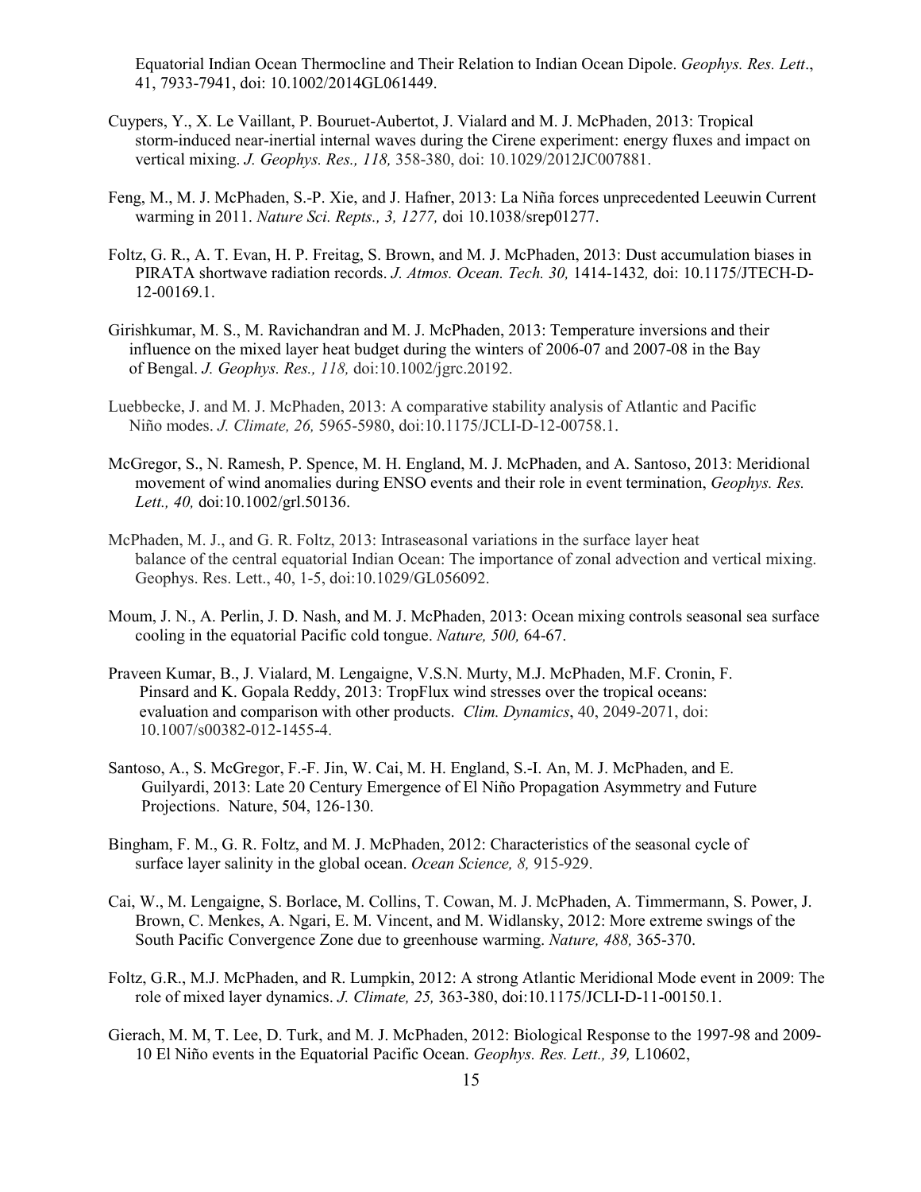Equatorial Indian Ocean Thermocline and Their Relation to Indian Ocean Dipole. *Geophys. Res. Lett*., 41, 7933-7941, doi: 10.1002/2014GL061449.

Cuypers, Y., X. Le Vaillant, P. Bouruet-Aubertot, J. Vialard and M. J. McPhaden, 2013: Tropical storm-induced near-inertial internal waves during the Cirene experiment: energy fluxes and impact on vertical mixing. *J. Geophys. Res., 118,* 358-380, doi: 10.1029/2012JC007881.

Feng, M., M. J. McPhaden, S.-P. Xie, and J. Hafner, 2013: La Niña forces unprecedented Leeuwin Current warming in 2011. *Nature Sci. Repts., 3, 1277,* doi 10.1038/srep01277.

Foltz, G. R., A. T. Evan, H. P. Freitag, S. Brown, and M. J. McPhaden, 2013: Dust accumulation biases in PIRATA shortwave radiation records. *J. Atmos. Ocean. Tech. 30,* 1414-1432*,* doi: 10.1175/JTECH-D-12-00169.1.

Girishkumar, M. S., M. Ravichandran and M. J. McPhaden, 2013: Temperature inversions and their influence on the mixed layer heat budget during the winters of 2006-07 and 2007-08 in the Bay of Bengal. *J. Geophys. Res., 118,* doi:10.1002/jgrc.20192.

Luebbecke, J. and M. J. McPhaden, 2013: A comparative stability analysis of Atlantic and Pacific Niño modes. *J. Climate, 26,* 5965-5980, doi:10.1175/JCLI-D-12-00758.1.

McGregor, S., N. Ramesh, P. Spence, M. H. England, M. J. McPhaden, and A. Santoso, 2013: Meridional movement of wind anomalies during ENSO events and their role in event termination, *Geophys. Res. Lett., 40,* doi:10.1002/grl.50136.

McPhaden, M. J., and G. R. Foltz, 2013: Intraseasonal variations in the surface layer heat balance of the central equatorial Indian Ocean: The importance of zonal advection and vertical mixing. Geophys. Res. Lett., 40, 1-5, doi:10.1029/GL056092.

Moum, J. N., A. Perlin, J. D. Nash, and M. J. McPhaden, 2013: Ocean mixing controls seasonal sea surface cooling in the equatorial Pacific cold tongue. *Nature, 500,* 64-67.

Praveen Kumar, B., J. Vialard, M. Lengaigne, V.S.N. Murty, M.J. McPhaden, M.F. Cronin, F. Pinsard and K. Gopala Reddy, 2013: TropFlux wind stresses over the tropical oceans: evaluation and comparison with other products. *Clim. Dynamics*, 40, 2049-2071, doi: 10.1007/s00382-012-1455-4.

Santoso, A., S. McGregor, F.-F. Jin, W. Cai, M. H. England, S.-I. An, M. J. McPhaden, and E. Guilyardi, 2013: Late 20 Century Emergence of El Niño Propagation Asymmetry and Future Projections. Nature, 504, 126-130.

Bingham, F. M., G. R. Foltz, and M. J. McPhaden, 2012: Characteristics of the seasonal cycle of surface layer salinity in the global ocean. *Ocean Science, 8,* 915-929.

Cai, W., M. Lengaigne, S. Borlace, M. Collins, T. Cowan, M. J. McPhaden, A. Timmermann, S. Power, J. Brown, C. Menkes, A. Ngari, E. M. Vincent, and M. Widlansky, 2012: More extreme swings of the South Pacific Convergence Zone due to greenhouse warming. *Nature, 488,* 365-370.

Foltz, G.R., M.J. McPhaden, and R. Lumpkin, 2012: A strong Atlantic Meridional Mode event in 2009: The role of mixed layer dynamics. *J. Climate, 25,* 363-380, doi:10.1175/JCLI-D-11-00150.1.

Gierach, M. M, T. Lee, D. Turk, and M. J. McPhaden, 2012: Biological Response to the 1997-98 and 2009-10 El Niño events in the Equatorial Pacific Ocean. *Geophys. Res. Lett., 39,* L10602,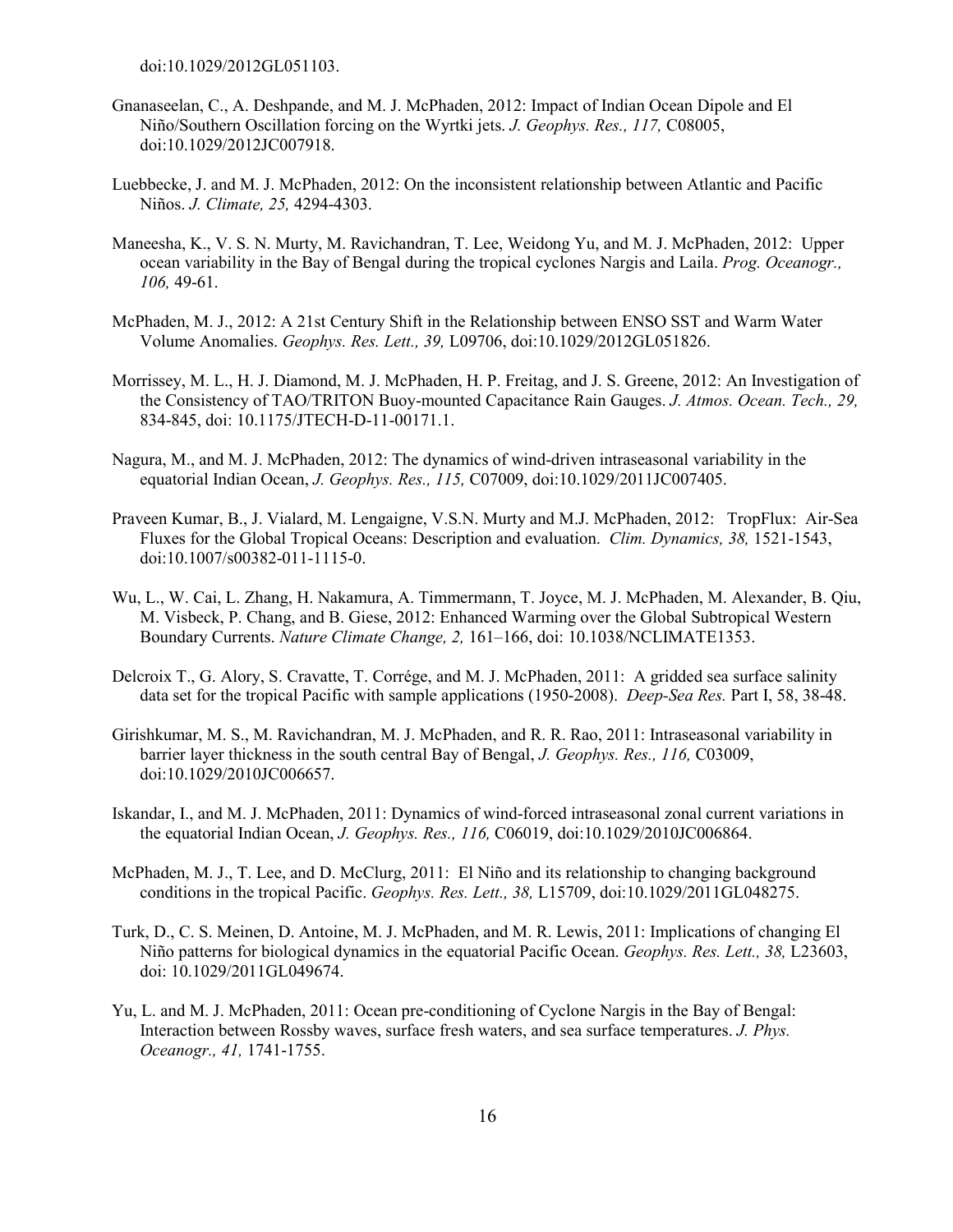doi:10.1029/2012GL051103.

Gnanaseelan, C., A. Deshpande, and M. J. McPhaden, 2012: Impact of Indian Ocean Dipole and El Niño/Southern Oscillation forcing on the Wyrtki jets. *J. Geophys. Res., 117,* C08005, doi:10.1029/2012JC007918.

Luebbecke, J. and M. J. McPhaden, 2012: On the inconsistent relationship between Atlantic and Pacific Niños. *J. Climate, 25,* 4294-4303.

Maneesha, K., V. S. N. Murty, M. Ravichandran, T. Lee, Weidong Yu, and M. J. McPhaden, 2012: Upper ocean variability in the Bay of Bengal during the tropical cyclones Nargis and Laila. *Prog. Oceanogr., 106,* 49-61.

McPhaden, M. J., 2012: A 21st Century Shift in the Relationship between ENSO SST and Warm Water Volume Anomalies. *Geophys. Res. Lett., 39,* L09706, doi:10.1029/2012GL051826.

Morrissey, M. L., H. J. Diamond, M. J. McPhaden, H. P. Freitag, and J. S. Greene, 2012: An Investigation of the Consistency of TAO/TRITON Buoy-mounted Capacitance Rain Gauges. *J. Atmos. Ocean. Tech., 29,* 834-845, doi: 10.1175/JTECH-D-11-00171.1.

Nagura, M., and M. J. McPhaden, 2012: The dynamics of wind-driven intraseasonal variability in the equatorial Indian Ocean, *J. Geophys. Res., 115,* C07009, doi:10.1029/2011JC007405.

Praveen Kumar, B., J. Vialard, M. Lengaigne, V.S.N. Murty and M.J. McPhaden, 2012: TropFlux: Air-Sea Fluxes for the Global Tropical Oceans: Description and evaluation. *Clim. Dynamics, 38,* 1521-1543, doi:10.1007/s00382-011-1115-0.

Wu, L., W. Cai, L. Zhang, H. Nakamura, A. Timmermann, T. Joyce, M. J. McPhaden, M. Alexander, B. Qiu, M. Visbeck, P. Chang, and B. Giese, 2012: Enhanced Warming over the Global Subtropical Western Boundary Currents. *Nature Climate Change, 2,* 161–166, doi: 10.1038/NCLIMATE1353.

Delcroix T., G. Alory, S. Cravatte, T. Corrége, and M. J. McPhaden, 2011: A gridded sea surface salinity data set for the tropical Pacific with sample applications (1950-2008). *Deep-Sea Res.* Part I, 58, 38-48.

Girishkumar, M. S., M. Ravichandran, M. J. McPhaden, and R. R. Rao, 2011: Intraseasonal variability in barrier layer thickness in the south central Bay of Bengal, *J. Geophys. Res., 116,* C03009, doi:10.1029/2010JC006657.

Iskandar, I., and M. J. McPhaden, 2011: Dynamics of wind-forced intraseasonal zonal current variations in the equatorial Indian Ocean, *J. Geophys. Res., 116,* C06019, doi:10.1029/2010JC006864.

McPhaden, M. J., T. Lee, and D. McClurg, 2011: El Niño and its relationship to changing background conditions in the tropical Pacific. *Geophys. Res. Lett., 38,* L15709, doi:10.1029/2011GL048275.

Turk, D., C. S. Meinen, D. Antoine, M. J. McPhaden, and M. R. Lewis, 2011: Implications of changing El Niño patterns for biological dynamics in the equatorial Pacific Ocean. *Geophys. Res. Lett., 38,* L23603, doi: 10.1029/2011GL049674.

Yu, L. and M. J. McPhaden, 2011: Ocean pre-conditioning of Cyclone Nargis in the Bay of Bengal: Interaction between Rossby waves, surface fresh waters, and sea surface temperatures. *J. Phys. Oceanogr., 41,* 1741-1755.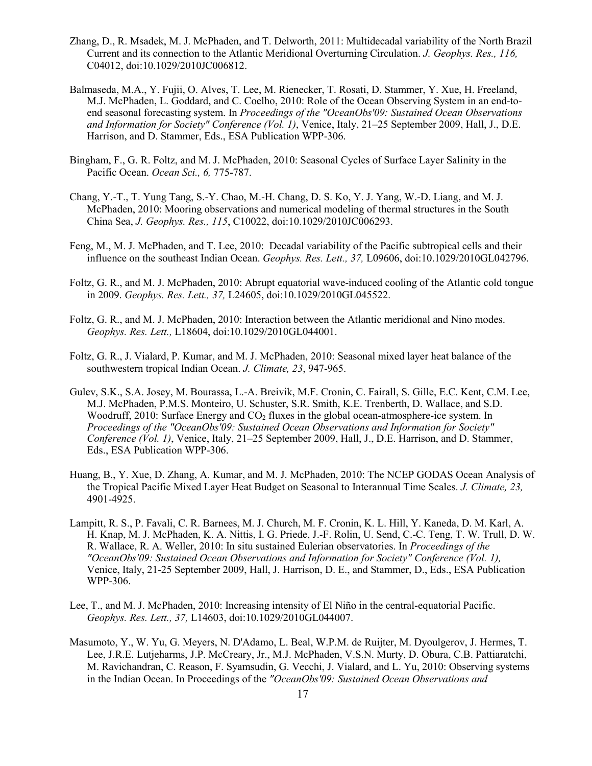Zhang, D., R. Msadek, M. J. McPhaden, and T. Delworth, 2011: Multidecadal variability of the North Brazil Current and its connection to the Atlantic Meridional Overturning Circulation. *J. Geophys. Res., 116,* C04012, doi:10.1029/2010JC006812.

Balmaseda, M.A., Y. Fujii, O. Alves, T. Lee, M. Rienecker, T. Rosati, D. Stammer, Y. Xue, H. Freeland, M.J. McPhaden, L. Goddard, and C. Coelho, 2010: Role of the Ocean Observing System in an end-to-end seasonal forecasting system. In *Proceedings of the "OceanObs'09: Sustained Ocean Observations and Information for Society" Conference (Vol. 1)*, Venice, Italy, 21–25 September 2009, Hall, J., D.E. Harrison, and D. Stammer, Eds., ESA Publication WPP-306.

Bingham, F., G. R. Foltz, and M. J. McPhaden, 2010: Seasonal Cycles of Surface Layer Salinity in the Pacific Ocean. *Ocean Sci., 6,* 775-787.

Chang, Y.-T., T. Yung Tang, S.-Y. Chao, M.-H. Chang, D. S. Ko, Y. J. Yang, W.-D. Liang, and M. J. McPhaden, 2010: Mooring observations and numerical modeling of thermal structures in the South China Sea, *J. Geophys. Res., 115*, C10022, doi:10.1029/2010JC006293.

Feng, M., M. J. McPhaden, and T. Lee, 2010: Decadal variability of the Pacific subtropical cells and their influence on the southeast Indian Ocean. *Geophys. Res. Lett., 37,* L09606, doi:10.1029/2010GL042796.

Foltz, G. R., and M. J. McPhaden, 2010: Abrupt equatorial wave-induced cooling of the Atlantic cold tongue in 2009. *Geophys. Res. Lett., 37,* L24605, doi:10.1029/2010GL045522.

Foltz, G. R., and M. J. McPhaden, 2010: Interaction between the Atlantic meridional and Nino modes. *Geophys. Res. Lett.,* L18604, doi:10.1029/2010GL044001.

Foltz, G. R., J. Vialard, P. Kumar, and M. J. McPhaden, 2010: Seasonal mixed layer heat balance of the southwestern tropical Indian Ocean. *J. Climate, 23*, 947-965.

Gulev, S.K., S.A. Josey, M. Bourassa, L.-A. Breivik, M.F. Cronin, C. Fairall, S. Gille, E.C. Kent, C.M. Lee, M.J. McPhaden, P.M.S. Monteiro, U. Schuster, S.R. Smith, K.E. Trenberth, D. Wallace, and S.D. Woodruff, 2010: Surface Energy and $CO_2$ fluxes in the global ocean-atmosphere-ice system. In *Proceedings of the "OceanObs'09: Sustained Ocean Observations and Information for Society" Conference (Vol. 1)*, Venice, Italy, 21–25 September 2009, Hall, J., D.E. Harrison, and D. Stammer, Eds., ESA Publication WPP-306.

Huang, B., Y. Xue, D. Zhang, A. Kumar, and M. J. McPhaden, 2010: The NCEP GODAS Ocean Analysis of the Tropical Pacific Mixed Layer Heat Budget on Seasonal to Interannual Time Scales. *J. Climate, 23,* 4901-4925.

Lampitt, R. S., P. Favali, C. R. Barnees, M. J. Church, M. F. Cronin, K. L. Hill, Y. Kaneda, D. M. Karl, A. H. Knap, M. J. McPhaden, K. A. Nittis, I. G. Priede, J.-F. Rolin, U. Send, C.-C. Teng, T. W. Trull, D. W. R. Wallace, R. A. Weller, 2010: In situ sustained Eulerian observatories. In *Proceedings of the "OceanObs'09: Sustained Ocean Observations and Information for Society" Conference (Vol. 1),* Venice, Italy, 21-25 September 2009, Hall, J. Harrison, D. E., and Stammer, D., Eds., ESA Publication WPP-306.

Lee, T., and M. J. McPhaden, 2010: Increasing intensity of El Niño in the central-equatorial Pacific. *Geophys. Res. Lett., 37,* L14603, doi:10.1029/2010GL044007.

Masumoto, Y., W. Yu, G. Meyers, N. D'Adamo, L. Beal, W.P.M. de Ruijter, M. Dyoulgerov, J. Hermes, T. Lee, J.R.E. Lutjeharms, J.P. McCreary, Jr., M.J. McPhaden, V.S.N. Murty, D. Obura, C.B. Pattiaratchi, M. Ravichandran, C. Reason, F. Syamsudin, G. Vecchi, J. Vialard, and L. Yu, 2010: Observing systems in the Indian Ocean. In Proceedings of the *"OceanObs'09: Sustained Ocean Observations and*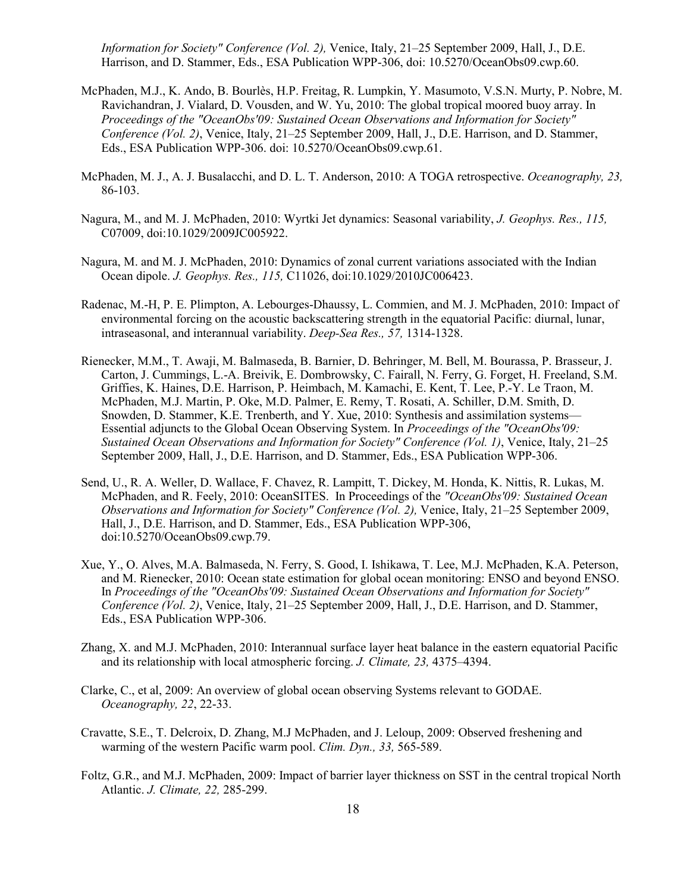*Information for Society" Conference (Vol. 2),* Venice, Italy, 21–25 September 2009, Hall, J., D.E. Harrison, and D. Stammer, Eds., ESA Publication WPP-306, doi: 10.5270/OceanObs09.cwp.60.

McPhaden, M.J., K. Ando, B. Bourlès, H.P. Freitag, R. Lumpkin, Y. Masumoto, V.S.N. Murty, P. Nobre, M. Ravichandran, J. Vialard, D. Vousden, and W. Yu, 2010: The global tropical moored buoy array. In *Proceedings of the "OceanObs'09: Sustained Ocean Observations and Information for Society" Conference (Vol. 2)*, Venice, Italy, 21–25 September 2009, Hall, J., D.E. Harrison, and D. Stammer, Eds., ESA Publication WPP-306. doi: 10.5270/OceanObs09.cwp.61.

McPhaden, M. J., A. J. Busalacchi, and D. L. T. Anderson, 2010: A TOGA retrospective. *Oceanography, 23,* 86-103.

Nagura, M., and M. J. McPhaden, 2010: Wyrtki Jet dynamics: Seasonal variability, *J. Geophys. Res., 115,* C07009, doi:10.1029/2009JC005922.

Nagura, M. and M. J. McPhaden, 2010: Dynamics of zonal current variations associated with the Indian Ocean dipole. *J. Geophys. Res., 115,* C11026, doi:10.1029/2010JC006423.

Radenac, M.-H, P. E. Plimpton, A. Lebourges-Dhaussy, L. Commien, and M. J. McPhaden, 2010: Impact of environmental forcing on the acoustic backscattering strength in the equatorial Pacific: diurnal, lunar, intraseasonal, and interannual variability. *Deep-Sea Res., 57,* 1314-1328.

Rienecker, M.M., T. Awaji, M. Balmaseda, B. Barnier, D. Behringer, M. Bell, M. Bourassa, P. Brasseur, J. Carton, J. Cummings, L.-A. Breivik, E. Dombrowsky, C. Fairall, N. Ferry, G. Forget, H. Freeland, S.M. Griffies, K. Haines, D.E. Harrison, P. Heimbach, M. Kamachi, E. Kent, T. Lee, P.-Y. Le Traon, M. McPhaden, M.J. Martin, P. Oke, M.D. Palmer, E. Remy, T. Rosati, A. Schiller, D.M. Smith, D. Snowden, D. Stammer, K.E. Trenberth, and Y. Xue, 2010: Synthesis and assimilation systems—Essential adjuncts to the Global Ocean Observing System. In *Proceedings of the "OceanObs'09: Sustained Ocean Observations and Information for Society" Conference (Vol. 1)*, Venice, Italy, 21–25 September 2009, Hall, J., D.E. Harrison, and D. Stammer, Eds., ESA Publication WPP-306.

Send, U., R. A. Weller, D. Wallace, F. Chavez, R. Lampitt, T. Dickey, M. Honda, K. Nittis, R. Lukas, M. McPhaden, and R. Feely, 2010: OceanSITES. In Proceedings of the *"OceanObs'09: Sustained Ocean Observations and Information for Society" Conference (Vol. 2),* Venice, Italy, 21–25 September 2009, Hall, J., D.E. Harrison, and D. Stammer, Eds., ESA Publication WPP-306, doi:10.5270/OceanObs09.cwp.79.

Xue, Y., O. Alves, M.A. Balmaseda, N. Ferry, S. Good, I. Ishikawa, T. Lee, M.J. McPhaden, K.A. Peterson, and M. Rienecker, 2010: Ocean state estimation for global ocean monitoring: ENSO and beyond ENSO. In *Proceedings of the "OceanObs'09: Sustained Ocean Observations and Information for Society" Conference (Vol. 2)*, Venice, Italy, 21–25 September 2009, Hall, J., D.E. Harrison, and D. Stammer, Eds., ESA Publication WPP-306.

Zhang, X. and M.J. McPhaden, 2010: Interannual surface layer heat balance in the eastern equatorial Pacific and its relationship with local atmospheric forcing. *J. Climate, 23,* 4375–4394.

Clarke, C., et al, 2009: An overview of global ocean observing Systems relevant to GODAE. *Oceanography, 22*, 22-33.

Cravatte, S.E., T. Delcroix, D. Zhang, M.J McPhaden, and J. Leloup, 2009: Observed freshening and warming of the western Pacific warm pool. *Clim. Dyn., 33,* 565-589.

Foltz, G.R., and M.J. McPhaden, 2009: Impact of barrier layer thickness on SST in the central tropical North Atlantic. *J. Climate, 22,* 285-299.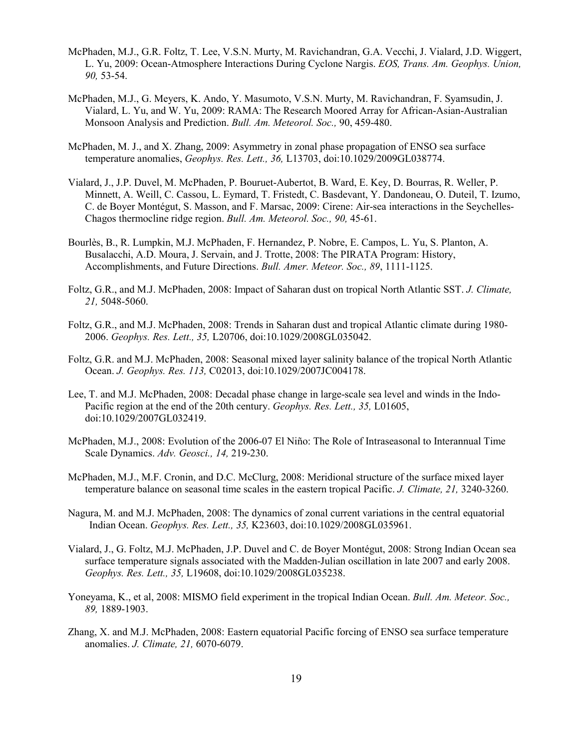McPhaden, M.J., G.R. Foltz, T. Lee, V.S.N. Murty, M. Ravichandran, G.A. Vecchi, J. Vialard, J.D. Wiggert, L. Yu, 2009: Ocean-Atmosphere Interactions During Cyclone Nargis. *EOS, Trans. Am. Geophys. Union, 90,* 53-54.

McPhaden, M.J., G. Meyers, K. Ando, Y. Masumoto, V.S.N. Murty, M. Ravichandran, F. Syamsudin, J. Vialard, L. Yu, and W. Yu, 2009: RAMA: The Research Moored Array for African-Asian-Australian Monsoon Analysis and Prediction. *Bull. Am. Meteorol. Soc.,* 90, 459-480.

McPhaden, M. J., and X. Zhang, 2009: Asymmetry in zonal phase propagation of ENSO sea surface temperature anomalies, *Geophys. Res. Lett., 36,* L13703, doi:10.1029/2009GL038774.

Vialard, J., J.P. Duvel, M. McPhaden, P. Bouruet-Aubertot, B. Ward, E. Key, D. Bourras, R. Weller, P. Minnett, A. Weill, C. Cassou, L. Eymard, T. Fristedt, C. Basdevant, Y. Dandoneau, O. Duteil, T. Izumo, C. de Boyer Montégut, S. Masson, and F. Marsac, 2009: Cirene: Air-sea interactions in the Seychelles-Chagos thermocline ridge region. *Bull. Am. Meteorol. Soc., 90,* 45-61.

Bourlès, B., R. Lumpkin, M.J. McPhaden, F. Hernandez, P. Nobre, E. Campos, L. Yu, S. Planton, A. Busalacchi, A.D. Moura, J. Servain, and J. Trotte, 2008: The PIRATA Program: History, Accomplishments, and Future Directions. *Bull. Amer. Meteor. Soc., 89*, 1111-1125.

Foltz, G.R., and M.J. McPhaden, 2008: Impact of Saharan dust on tropical North Atlantic SST. *J. Climate, 21,* 5048-5060.

Foltz, G.R., and M.J. McPhaden, 2008: Trends in Saharan dust and tropical Atlantic climate during 1980-2006. *Geophys. Res. Lett., 35,* L20706, doi:10.1029/2008GL035042.

Foltz, G.R. and M.J. McPhaden, 2008: Seasonal mixed layer salinity balance of the tropical North Atlantic Ocean. *J. Geophys. Res. 113,* C02013, doi:10.1029/2007JC004178.

Lee, T. and M.J. McPhaden, 2008: Decadal phase change in large-scale sea level and winds in the Indo-Pacific region at the end of the 20th century. *Geophys. Res. Lett., 35,* L01605, doi:10.1029/2007GL032419.

McPhaden, M.J., 2008: Evolution of the 2006-07 El Niño: The Role of Intraseasonal to Interannual Time Scale Dynamics. *Adv. Geosci., 14,* 219-230.

McPhaden, M.J., M.F. Cronin, and D.C. McClurg, 2008: Meridional structure of the surface mixed layer temperature balance on seasonal time scales in the eastern tropical Pacific. *J. Climate, 21,* 3240-3260.

Nagura, M. and M.J. McPhaden, 2008: The dynamics of zonal current variations in the central equatorial Indian Ocean. *Geophys. Res. Lett., 35,* K23603, doi:10.1029/2008GL035961.

Vialard, J., G. Foltz, M.J. McPhaden, J.P. Duvel and C. de Boyer Montégut, 2008: Strong Indian Ocean sea surface temperature signals associated with the Madden-Julian oscillation in late 2007 and early 2008. *Geophys. Res. Lett., 35,* L19608, doi:10.1029/2008GL035238.

Yoneyama, K., et al, 2008: MISMO field experiment in the tropical Indian Ocean. *Bull. Am. Meteor. Soc., 89,* 1889-1903.

Zhang, X. and M.J. McPhaden, 2008: Eastern equatorial Pacific forcing of ENSO sea surface temperature anomalies. *J. Climate, 21,* 6070-6079.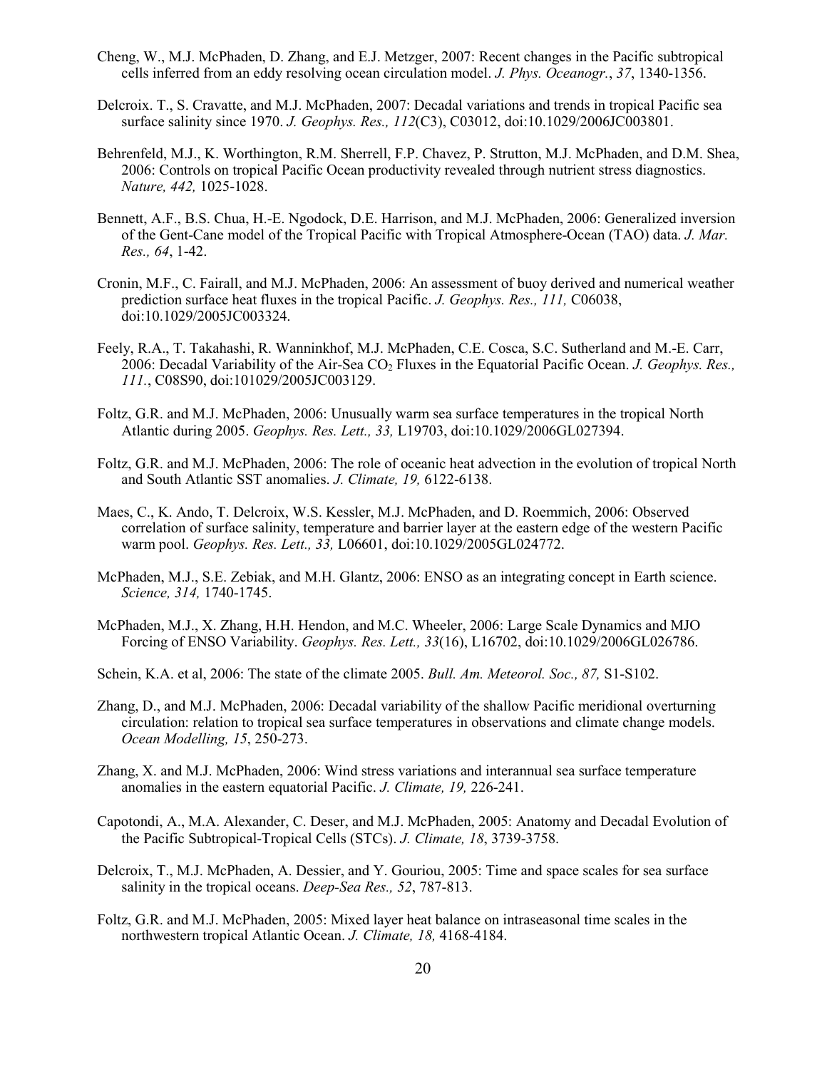Cheng, W., M.J. McPhaden, D. Zhang, and E.J. Metzger, 2007: Recent changes in the Pacific subtropical cells inferred from an eddy resolving ocean circulation model. *J. Phys. Oceanogr.*, *37*, 1340-1356.

Delcroix. T., S. Cravatte, and M.J. McPhaden, 2007: Decadal variations and trends in tropical Pacific sea surface salinity since 1970. *J. Geophys. Res., 112*(C3), C03012, doi:10.1029/2006JC003801.

Behrenfeld, M.J., K. Worthington, R.M. Sherrell, F.P. Chavez, P. Strutton, M.J. McPhaden, and D.M. Shea, 2006: Controls on tropical Pacific Ocean productivity revealed through nutrient stress diagnostics. *Nature, 442,* 1025-1028.

Bennett, A.F., B.S. Chua, H.-E. Ngodock, D.E. Harrison, and M.J. McPhaden, 2006: Generalized inversion of the Gent-Cane model of the Tropical Pacific with Tropical Atmosphere-Ocean (TAO) data. *J. Mar. Res., 64*, 1-42.

Cronin, M.F., C. Fairall, and M.J. McPhaden, 2006: An assessment of buoy derived and numerical weather prediction surface heat fluxes in the tropical Pacific. *J. Geophys. Res., 111,* C06038, doi:10.1029/2005JC003324.

Feely, R.A., T. Takahashi, R. Wanninkhof, M.J. McPhaden, C.E. Cosca, S.C. Sutherland and M.-E. Carr, 2006: Decadal Variability of the Air-Sea $CO_2$ Fluxes in the Equatorial Pacific Ocean. *J. Geophys. Res., 111.*, C08S90, doi:101029/2005JC003129.

Foltz, G.R. and M.J. McPhaden, 2006: Unusually warm sea surface temperatures in the tropical North Atlantic during 2005. *Geophys. Res. Lett., 33,* L19703, doi:10.1029/2006GL027394.

Foltz, G.R. and M.J. McPhaden, 2006: The role of oceanic heat advection in the evolution of tropical North and South Atlantic SST anomalies. *J. Climate, 19,* 6122-6138.

Maes, C., K. Ando, T. Delcroix, W.S. Kessler, M.J. McPhaden, and D. Roemmich, 2006: Observed correlation of surface salinity, temperature and barrier layer at the eastern edge of the western Pacific warm pool. *Geophys. Res. Lett., 33,* L06601, doi:10.1029/2005GL024772.

McPhaden, M.J., S.E. Zebiak, and M.H. Glantz, 2006: ENSO as an integrating concept in Earth science. *Science, 314,* 1740-1745.

McPhaden, M.J., X. Zhang, H.H. Hendon, and M.C. Wheeler, 2006: Large Scale Dynamics and MJO Forcing of ENSO Variability. *Geophys. Res. Lett., 33*(16), L16702, doi:10.1029/2006GL026786.

Schein, K.A. et al, 2006: The state of the climate 2005. *Bull. Am. Meteorol. Soc., 87,* S1-S102.

Zhang, D., and M.J. McPhaden, 2006: Decadal variability of the shallow Pacific meridional overturning circulation: relation to tropical sea surface temperatures in observations and climate change models. *Ocean Modelling, 15*, 250-273.

Zhang, X. and M.J. McPhaden, 2006: Wind stress variations and interannual sea surface temperature anomalies in the eastern equatorial Pacific. *J. Climate, 19,* 226-241.

Capotondi, A., M.A. Alexander, C. Deser, and M.J. McPhaden, 2005: Anatomy and Decadal Evolution of the Pacific Subtropical-Tropical Cells (STCs). *J. Climate, 18*, 3739-3758.

Delcroix, T., M.J. McPhaden, A. Dessier, and Y. Gouriou, 2005: Time and space scales for sea surface salinity in the tropical oceans. *Deep-Sea Res., 52*, 787-813.

Foltz, G.R. and M.J. McPhaden, 2005: Mixed layer heat balance on intraseasonal time scales in the northwestern tropical Atlantic Ocean. *J. Climate, 18,* 4168-4184.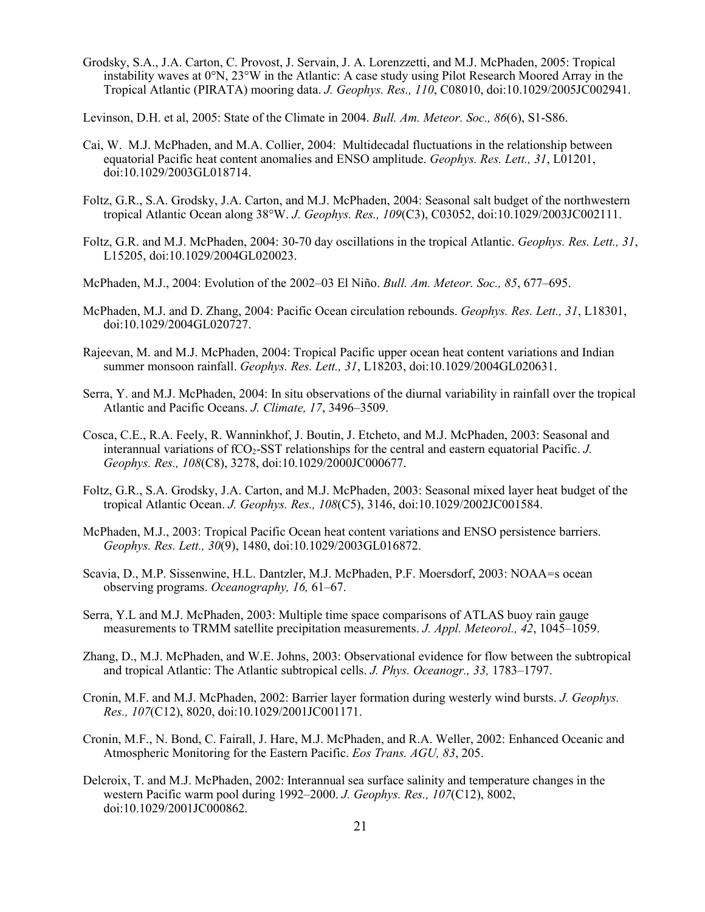Grodsky, S.A., J.A. Carton, C. Provost, J. Servain, J. A. Lorenzzetti, and M.J. McPhaden, 2005: Tropical instability waves at 0°N, 23°W in the Atlantic: A case study using Pilot Research Moored Array in the Tropical Atlantic (PIRATA) mooring data. *J. Geophys. Res., 110*, C08010, doi:10.1029/2005JC002941.

Levinson, D.H. et al, 2005: State of the Climate in 2004. *Bull. Am. Meteor. Soc., 86*(6), S1-S86.

Cai, W. M.J. McPhaden, and M.A. Collier, 2004: Multidecadal fluctuations in the relationship between equatorial Pacific heat content anomalies and ENSO amplitude. *Geophys. Res. Lett., 31*, L01201, doi:10.1029/2003GL018714.

Foltz, G.R., S.A. Grodsky, J.A. Carton, and M.J. McPhaden, 2004: Seasonal salt budget of the northwestern tropical Atlantic Ocean along 38°W. *J. Geophys. Res., 109*(C3), C03052, doi:10.1029/2003JC002111.

Foltz, G.R. and M.J. McPhaden, 2004: 30-70 day oscillations in the tropical Atlantic. *Geophys. Res. Lett., 31*, L15205, doi:10.1029/2004GL020023.

McPhaden, M.J., 2004: Evolution of the 2002–03 El Niño. *Bull. Am. Meteor. Soc., 85*, 677–695.

McPhaden, M.J. and D. Zhang, 2004: Pacific Ocean circulation rebounds. *Geophys. Res. Lett., 31*, L18301, doi:10.1029/2004GL020727.

Rajeevan, M. and M.J. McPhaden, 2004: Tropical Pacific upper ocean heat content variations and Indian summer monsoon rainfall. *Geophys. Res. Lett., 31*, L18203, doi:10.1029/2004GL020631.

Serra, Y. and M.J. McPhaden, 2004: In situ observations of the diurnal variability in rainfall over the tropical Atlantic and Pacific Oceans. *J. Climate, 17*, 3496–3509.

Cosca, C.E., R.A. Feely, R. Wanninkhof, J. Boutin, J. Etcheto, and M.J. McPhaden, 2003: Seasonal and interannual variations of $fCO_2$-SST relationships for the central and eastern equatorial Pacific. *J. Geophys. Res., 108*(C8), 3278, doi:10.1029/2000JC000677.

Foltz, G.R., S.A. Grodsky, J.A. Carton, and M.J. McPhaden, 2003: Seasonal mixed layer heat budget of the tropical Atlantic Ocean. *J. Geophys. Res., 108*(C5), 3146, doi:10.1029/2002JC001584.

McPhaden, M.J., 2003: Tropical Pacific Ocean heat content variations and ENSO persistence barriers. *Geophys. Res. Lett., 30*(9), 1480, doi:10.1029/2003GL016872.

Scavia, D., M.P. Sissenwine, H.L. Dantzler, M.J. McPhaden, P.F. Moersdorf, 2003: NOAA=s ocean observing programs. *Oceanography, 16,* 61–67.

Serra, Y.L and M.J. McPhaden, 2003: Multiple time space comparisons of ATLAS buoy rain gauge measurements to TRMM satellite precipitation measurements. *J. Appl. Meteorol., 42*, 1045–1059.

Zhang, D., M.J. McPhaden, and W.E. Johns, 2003: Observational evidence for flow between the subtropical and tropical Atlantic: The Atlantic subtropical cells. *J. Phys. Oceanogr., 33,* 1783–1797.

Cronin, M.F. and M.J. McPhaden, 2002: Barrier layer formation during westerly wind bursts. *J. Geophys. Res., 107*(C12), 8020, doi:10.1029/2001JC001171.

Cronin, M.F., N. Bond, C. Fairall, J. Hare, M.J. McPhaden, and R.A. Weller, 2002: Enhanced Oceanic and Atmospheric Monitoring for the Eastern Pacific. *Eos Trans. AGU, 83*, 205.

Delcroix, T. and M.J. McPhaden, 2002: Interannual sea surface salinity and temperature changes in the western Pacific warm pool during 1992–2000. *J. Geophys. Res., 107*(C12), 8002, doi:10.1029/2001JC000862.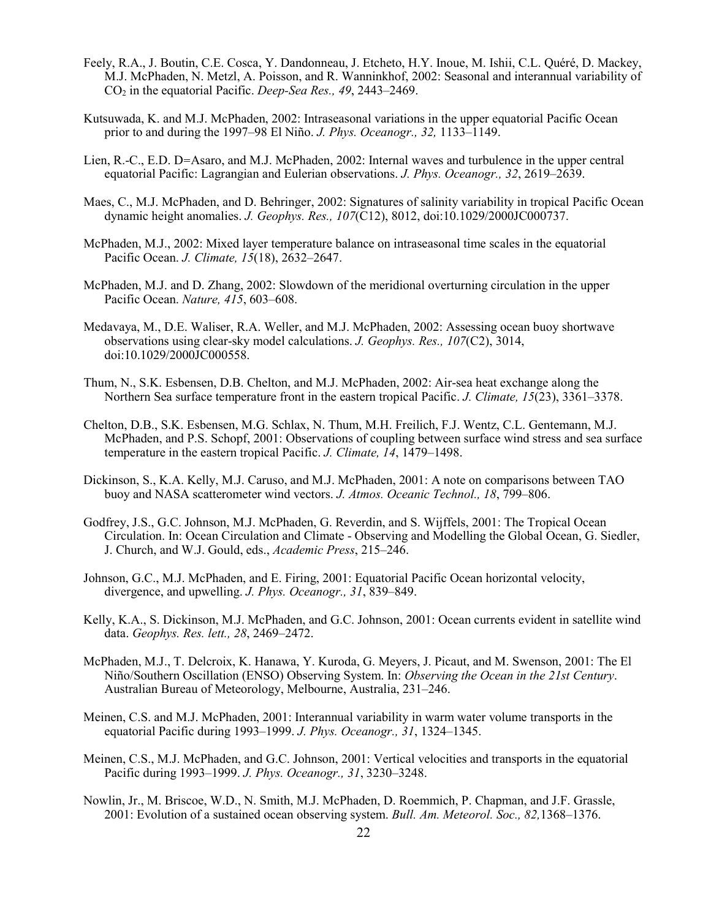Feely, R.A., J. Boutin, C.E. Cosca, Y. Dandonneau, J. Etcheto, H.Y. Inoue, M. Ishii, C.L. Quéré, D. Mackey, M.J. McPhaden, N. Metzl, A. Poisson, and R. Wanninkhof, 2002: Seasonal and interannual variability of $CO_2$ in the equatorial Pacific. *Deep-Sea Res., 49*, 2443–2469.

Kutsuwada, K. and M.J. McPhaden, 2002: Intraseasonal variations in the upper equatorial Pacific Ocean prior to and during the 1997–98 El Niño. *J. Phys. Oceanogr., 32,* 1133–1149.

Lien, R.-C., E.D. D=Asaro, and M.J. McPhaden, 2002: Internal waves and turbulence in the upper central equatorial Pacific: Lagrangian and Eulerian observations. *J. Phys. Oceanogr., 32*, 2619–2639.

Maes, C., M.J. McPhaden, and D. Behringer, 2002: Signatures of salinity variability in tropical Pacific Ocean dynamic height anomalies. *J. Geophys. Res., 107*(C12), 8012, doi:10.1029/2000JC000737.

McPhaden, M.J., 2002: Mixed layer temperature balance on intraseasonal time scales in the equatorial Pacific Ocean. *J. Climate, 15*(18), 2632–2647.

McPhaden, M.J. and D. Zhang, 2002: Slowdown of the meridional overturning circulation in the upper Pacific Ocean. *Nature, 415*, 603–608.

Medavaya, M., D.E. Waliser, R.A. Weller, and M.J. McPhaden, 2002: Assessing ocean buoy shortwave observations using clear-sky model calculations. *J. Geophys. Res., 107*(C2), 3014, doi:10.1029/2000JC000558.

Thum, N., S.K. Esbensen, D.B. Chelton, and M.J. McPhaden, 2002: Air-sea heat exchange along the Northern Sea surface temperature front in the eastern tropical Pacific. *J. Climate, 15*(23), 3361–3378.

Chelton, D.B., S.K. Esbensen, M.G. Schlax, N. Thum, M.H. Freilich, F.J. Wentz, C.L. Gentemann, M.J. McPhaden, and P.S. Schopf, 2001: Observations of coupling between surface wind stress and sea surface temperature in the eastern tropical Pacific. *J. Climate, 14*, 1479–1498.

Dickinson, S., K.A. Kelly, M.J. Caruso, and M.J. McPhaden, 2001: A note on comparisons between TAO buoy and NASA scatterometer wind vectors. *J. Atmos. Oceanic Technol., 18*, 799–806.

Godfrey, J.S., G.C. Johnson, M.J. McPhaden, G. Reverdin, and S. Wijffels, 2001: The Tropical Ocean Circulation. In: Ocean Circulation and Climate - Observing and Modelling the Global Ocean, G. Siedler, J. Church, and W.J. Gould, eds., *Academic Press*, 215–246.

Johnson, G.C., M.J. McPhaden, and E. Firing, 2001: Equatorial Pacific Ocean horizontal velocity, divergence, and upwelling. *J. Phys. Oceanogr., 31*, 839–849.

Kelly, K.A., S. Dickinson, M.J. McPhaden, and G.C. Johnson, 2001: Ocean currents evident in satellite wind data. *Geophys. Res. lett., 28*, 2469–2472.

McPhaden, M.J., T. Delcroix, K. Hanawa, Y. Kuroda, G. Meyers, J. Picaut, and M. Swenson, 2001: The El Niño/Southern Oscillation (ENSO) Observing System. In: *Observing the Ocean in the 21st Century*. Australian Bureau of Meteorology, Melbourne, Australia, 231–246.

Meinen, C.S. and M.J. McPhaden, 2001: Interannual variability in warm water volume transports in the equatorial Pacific during 1993–1999. *J. Phys. Oceanogr., 31*, 1324–1345.

Meinen, C.S., M.J. McPhaden, and G.C. Johnson, 2001: Vertical velocities and transports in the equatorial Pacific during 1993–1999. *J. Phys. Oceanogr., 31*, 3230–3248.

Nowlin, Jr., M. Briscoe, W.D., N. Smith, M.J. McPhaden, D. Roemmich, P. Chapman, and J.F. Grassle, 2001: Evolution of a sustained ocean observing system. *Bull. Am. Meteorol. Soc., 82,*1368–1376.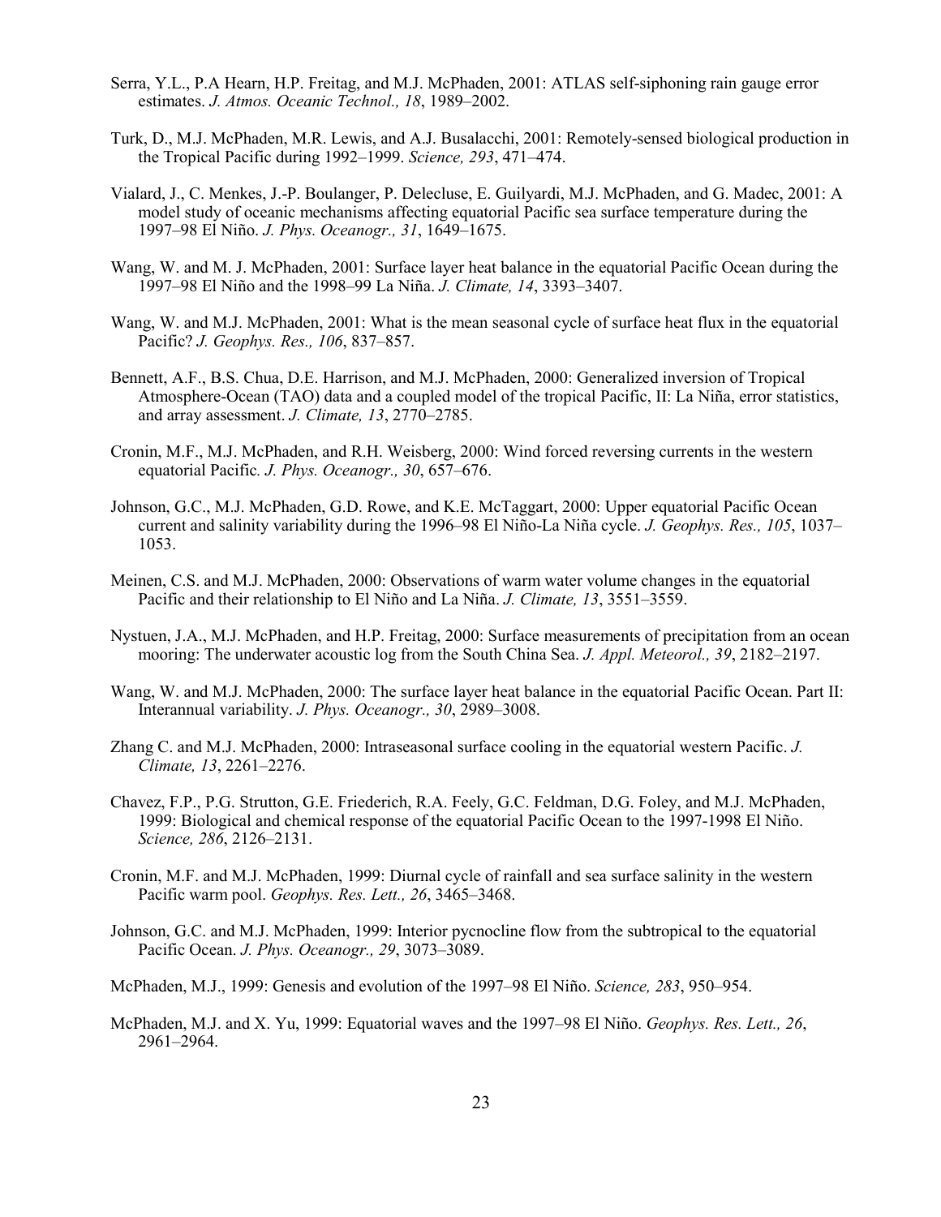Serra, Y.L., P.A Hearn, H.P. Freitag, and M.J. McPhaden, 2001: ATLAS self-siphoning rain gauge error estimates. *J. Atmos. Oceanic Technol., 18*, 1989–2002.

Turk, D., M.J. McPhaden, M.R. Lewis, and A.J. Busalacchi, 2001: Remotely-sensed biological production in the Tropical Pacific during 1992–1999. *Science, 293*, 471–474.

Vialard, J., C. Menkes, J.-P. Boulanger, P. Delecluse, E. Guilyardi, M.J. McPhaden, and G. Madec, 2001: A model study of oceanic mechanisms affecting equatorial Pacific sea surface temperature during the 1997–98 El Niño. *J. Phys. Oceanogr., 31*, 1649–1675.

Wang, W. and M. J. McPhaden, 2001: Surface layer heat balance in the equatorial Pacific Ocean during the 1997–98 El Niño and the 1998–99 La Niña. *J. Climate, 14*, 3393–3407.

Wang, W. and M.J. McPhaden, 2001: What is the mean seasonal cycle of surface heat flux in the equatorial Pacific? *J. Geophys. Res., 106*, 837–857.

Bennett, A.F., B.S. Chua, D.E. Harrison, and M.J. McPhaden, 2000: Generalized inversion of Tropical Atmosphere-Ocean (TAO) data and a coupled model of the tropical Pacific, II: La Niña, error statistics, and array assessment. *J. Climate, 13*, 2770–2785.

Cronin, M.F., M.J. McPhaden, and R.H. Weisberg, 2000: Wind forced reversing currents in the western equatorial Pacific. *J. Phys. Oceanogr., 30*, 657–676.

Johnson, G.C., M.J. McPhaden, G.D. Rowe, and K.E. McTaggart, 2000: Upper equatorial Pacific Ocean current and salinity variability during the 1996–98 El Niño-La Niña cycle. *J. Geophys. Res., 105*, 1037–1053.

Meinen, C.S. and M.J. McPhaden, 2000: Observations of warm water volume changes in the equatorial Pacific and their relationship to El Niño and La Niña. *J. Climate, 13*, 3551–3559.

Nystuen, J.A., M.J. McPhaden, and H.P. Freitag, 2000: Surface measurements of precipitation from an ocean mooring: The underwater acoustic log from the South China Sea. *J. Appl. Meteorol., 39*, 2182–2197.

Wang, W. and M.J. McPhaden, 2000: The surface layer heat balance in the equatorial Pacific Ocean. Part II: Interannual variability. *J. Phys. Oceanogr., 30*, 2989–3008.

Zhang C. and M.J. McPhaden, 2000: Intraseasonal surface cooling in the equatorial western Pacific. *J. Climate, 13*, 2261–2276.

Chavez, F.P., P.G. Strutton, G.E. Friederich, R.A. Feely, G.C. Feldman, D.G. Foley, and M.J. McPhaden, 1999: Biological and chemical response of the equatorial Pacific Ocean to the 1997-1998 El Niño. *Science, 286*, 2126–2131.

Cronin, M.F. and M.J. McPhaden, 1999: Diurnal cycle of rainfall and sea surface salinity in the western Pacific warm pool. *Geophys. Res. Lett., 26*, 3465–3468.

Johnson, G.C. and M.J. McPhaden, 1999: Interior pycnocline flow from the subtropical to the equatorial Pacific Ocean. *J. Phys. Oceanogr., 29*, 3073–3089.

McPhaden, M.J., 1999: Genesis and evolution of the 1997–98 El Niño. *Science, 283*, 950–954.

McPhaden, M.J. and X. Yu, 1999: Equatorial waves and the 1997–98 El Niño. *Geophys. Res. Lett., 26*, 2961–2964.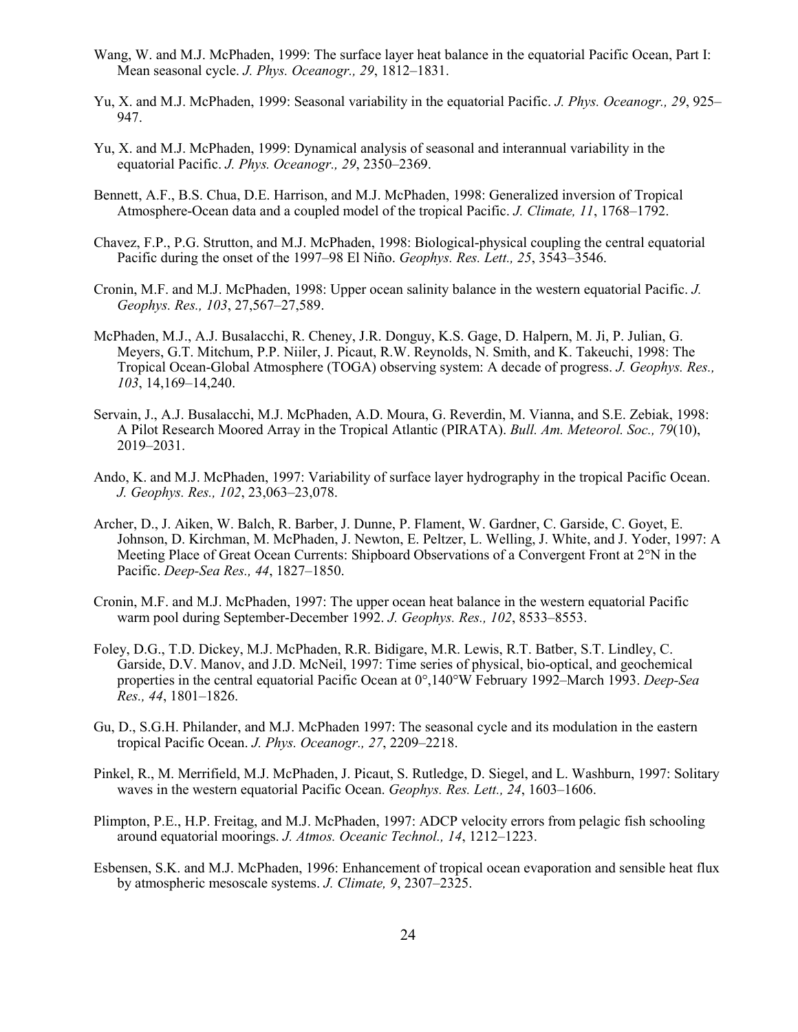Wang, W. and M.J. McPhaden, 1999: The surface layer heat balance in the equatorial Pacific Ocean, Part I: Mean seasonal cycle. *J. Phys. Oceanogr., 29*, 1812–1831.

Yu, X. and M.J. McPhaden, 1999: Seasonal variability in the equatorial Pacific. *J. Phys. Oceanogr., 29*, 925–947.

Yu, X. and M.J. McPhaden, 1999: Dynamical analysis of seasonal and interannual variability in the equatorial Pacific. *J. Phys. Oceanogr., 29*, 2350–2369.

Bennett, A.F., B.S. Chua, D.E. Harrison, and M.J. McPhaden, 1998: Generalized inversion of Tropical Atmosphere-Ocean data and a coupled model of the tropical Pacific. *J. Climate, 11*, 1768–1792.

Chavez, F.P., P.G. Strutton, and M.J. McPhaden, 1998: Biological-physical coupling the central equatorial Pacific during the onset of the 1997–98 El Niño. *Geophys. Res. Lett., 25*, 3543–3546.

Cronin, M.F. and M.J. McPhaden, 1998: Upper ocean salinity balance in the western equatorial Pacific. *J. Geophys. Res., 103*, 27,567–27,589.

McPhaden, M.J., A.J. Busalacchi, R. Cheney, J.R. Donguy, K.S. Gage, D. Halpern, M. Ji, P. Julian, G. Meyers, G.T. Mitchum, P.P. Niiler, J. Picaut, R.W. Reynolds, N. Smith, and K. Takeuchi, 1998: The Tropical Ocean-Global Atmosphere (TOGA) observing system: A decade of progress. *J. Geophys. Res., 103*, 14,169–14,240.

Servain, J., A.J. Busalacchi, M.J. McPhaden, A.D. Moura, G. Reverdin, M. Vianna, and S.E. Zebiak, 1998: A Pilot Research Moored Array in the Tropical Atlantic (PIRATA). *Bull. Am. Meteorol. Soc., 79*(10), 2019–2031.

Ando, K. and M.J. McPhaden, 1997: Variability of surface layer hydrography in the tropical Pacific Ocean. *J. Geophys. Res., 102*, 23,063–23,078.

Archer, D., J. Aiken, W. Balch, R. Barber, J. Dunne, P. Flament, W. Gardner, C. Garside, C. Goyet, E. Johnson, D. Kirchman, M. McPhaden, J. Newton, E. Peltzer, L. Welling, J. White, and J. Yoder, 1997: A Meeting Place of Great Ocean Currents: Shipboard Observations of a Convergent Front at 2°N in the Pacific. *Deep-Sea Res., 44*, 1827–1850.

Cronin, M.F. and M.J. McPhaden, 1997: The upper ocean heat balance in the western equatorial Pacific warm pool during September-December 1992. *J. Geophys. Res., 102*, 8533–8553.

Foley, D.G., T.D. Dickey, M.J. McPhaden, R.R. Bidigare, M.R. Lewis, R.T. Batber, S.T. Lindley, C. Garside, D.V. Manov, and J.D. McNeil, 1997: Time series of physical, bio-optical, and geochemical properties in the central equatorial Pacific Ocean at 0°,140°W February 1992–March 1993. *Deep-Sea Res., 44*, 1801–1826.

Gu, D., S.G.H. Philander, and M.J. McPhaden 1997: The seasonal cycle and its modulation in the eastern tropical Pacific Ocean. *J. Phys. Oceanogr., 27*, 2209–2218.

Pinkel, R., M. Merrifield, M.J. McPhaden, J. Picaut, S. Rutledge, D. Siegel, and L. Washburn, 1997: Solitary waves in the western equatorial Pacific Ocean. *Geophys. Res. Lett., 24*, 1603–1606.

Plimpton, P.E., H.P. Freitag, and M.J. McPhaden, 1997: ADCP velocity errors from pelagic fish schooling around equatorial moorings. *J. Atmos. Oceanic Technol., 14*, 1212–1223.

Esbensen, S.K. and M.J. McPhaden, 1996: Enhancement of tropical ocean evaporation and sensible heat flux by atmospheric mesoscale systems. *J. Climate, 9*, 2307–2325.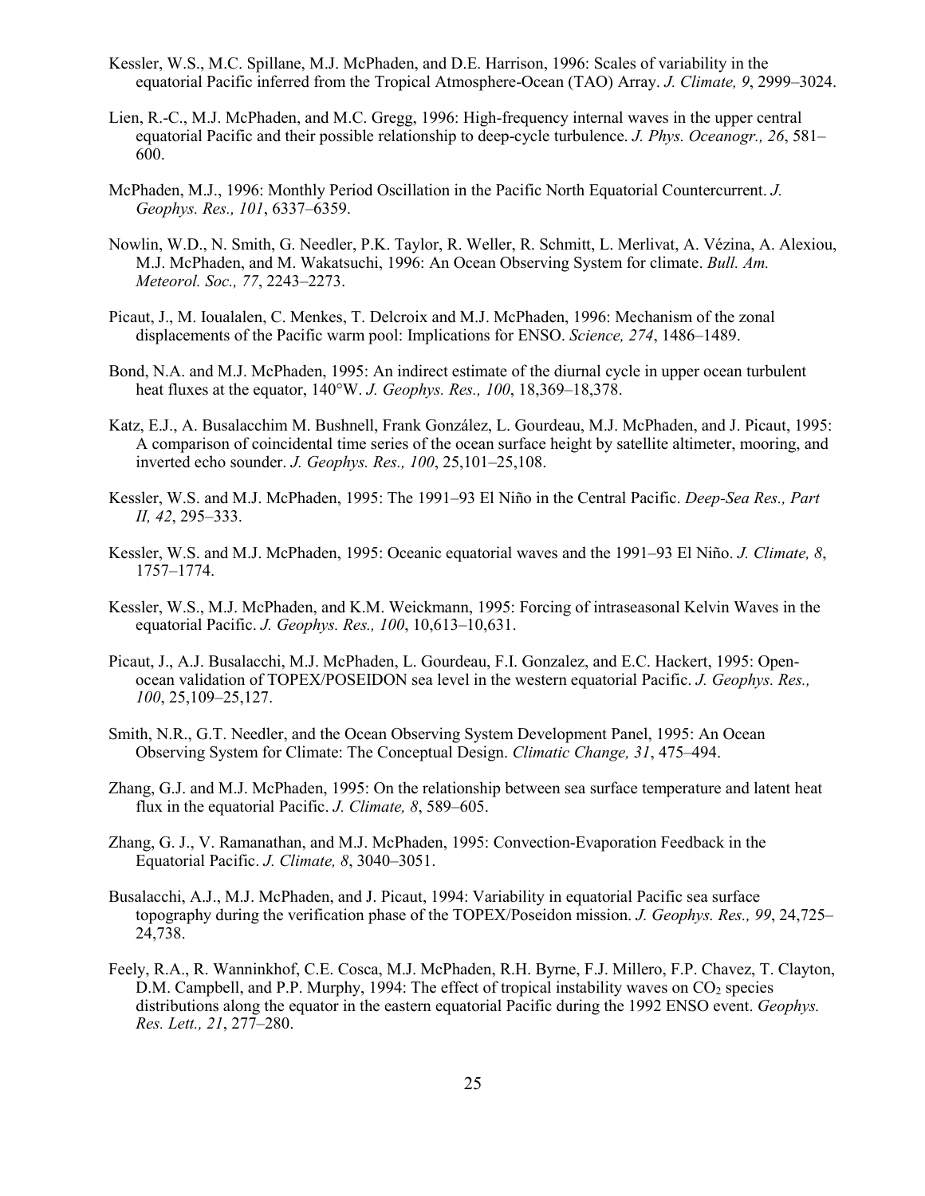Kessler, W.S., M.C. Spillane, M.J. McPhaden, and D.E. Harrison, 1996: Scales of variability in the equatorial Pacific inferred from the Tropical Atmosphere-Ocean (TAO) Array. *J. Climate, 9*, 2999–3024.

Lien, R.-C., M.J. McPhaden, and M.C. Gregg, 1996: High-frequency internal waves in the upper central equatorial Pacific and their possible relationship to deep-cycle turbulence. *J. Phys. Oceanogr., 26*, 581–600.

McPhaden, M.J., 1996: Monthly Period Oscillation in the Pacific North Equatorial Countercurrent. *J. Geophys. Res., 101*, 6337–6359.

Nowlin, W.D., N. Smith, G. Needler, P.K. Taylor, R. Weller, R. Schmitt, L. Merlivat, A. Vézina, A. Alexiou, M.J. McPhaden, and M. Wakatsuchi, 1996: An Ocean Observing System for climate. *Bull. Am. Meteorol. Soc., 77*, 2243–2273.

Picaut, J., M. Ioualalen, C. Menkes, T. Delcroix and M.J. McPhaden, 1996: Mechanism of the zonal displacements of the Pacific warm pool: Implications for ENSO. *Science, 274*, 1486–1489.

Bond, N.A. and M.J. McPhaden, 1995: An indirect estimate of the diurnal cycle in upper ocean turbulent heat fluxes at the equator, 140°W. *J. Geophys. Res., 100*, 18,369–18,378.

Katz, E.J., A. Busalacchim M. Bushnell, Frank González, L. Gourdeau, M.J. McPhaden, and J. Picaut, 1995: A comparison of coincidental time series of the ocean surface height by satellite altimeter, mooring, and inverted echo sounder. *J. Geophys. Res., 100*, 25,101–25,108.

Kessler, W.S. and M.J. McPhaden, 1995: The 1991–93 El Niño in the Central Pacific. *Deep-Sea Res., Part II, 42*, 295–333.

Kessler, W.S. and M.J. McPhaden, 1995: Oceanic equatorial waves and the 1991–93 El Niño. *J. Climate, 8*, 1757–1774.

Kessler, W.S., M.J. McPhaden, and K.M. Weickmann, 1995: Forcing of intraseasonal Kelvin Waves in the equatorial Pacific. *J. Geophys. Res., 100*, 10,613–10,631.

Picaut, J., A.J. Busalacchi, M.J. McPhaden, L. Gourdeau, F.I. Gonzalez, and E.C. Hackert, 1995: Open-ocean validation of TOPEX/POSEIDON sea level in the western equatorial Pacific. *J. Geophys. Res., 100*, 25,109–25,127.

Smith, N.R., G.T. Needler, and the Ocean Observing System Development Panel, 1995: An Ocean Observing System for Climate: The Conceptual Design. *Climatic Change, 31*, 475–494.

Zhang, G.J. and M.J. McPhaden, 1995: On the relationship between sea surface temperature and latent heat flux in the equatorial Pacific. *J. Climate, 8*, 589–605.

Zhang, G. J., V. Ramanathan, and M.J. McPhaden, 1995: Convection-Evaporation Feedback in the Equatorial Pacific. *J. Climate, 8*, 3040–3051.

Busalacchi, A.J., M.J. McPhaden, and J. Picaut, 1994: Variability in equatorial Pacific sea surface topography during the verification phase of the TOPEX/Poseidon mission. *J. Geophys. Res., 99*, 24,725–24,738.

Feely, R.A., R. Wanninkhof, C.E. Cosca, M.J. McPhaden, R.H. Byrne, F.J. Millero, F.P. Chavez, T. Clayton, D.M. Campbell, and P.P. Murphy, 1994: The effect of tropical instability waves on $CO_2$ species distributions along the equator in the eastern equatorial Pacific during the 1992 ENSO event. *Geophys. Res. Lett., 21*, 277–280.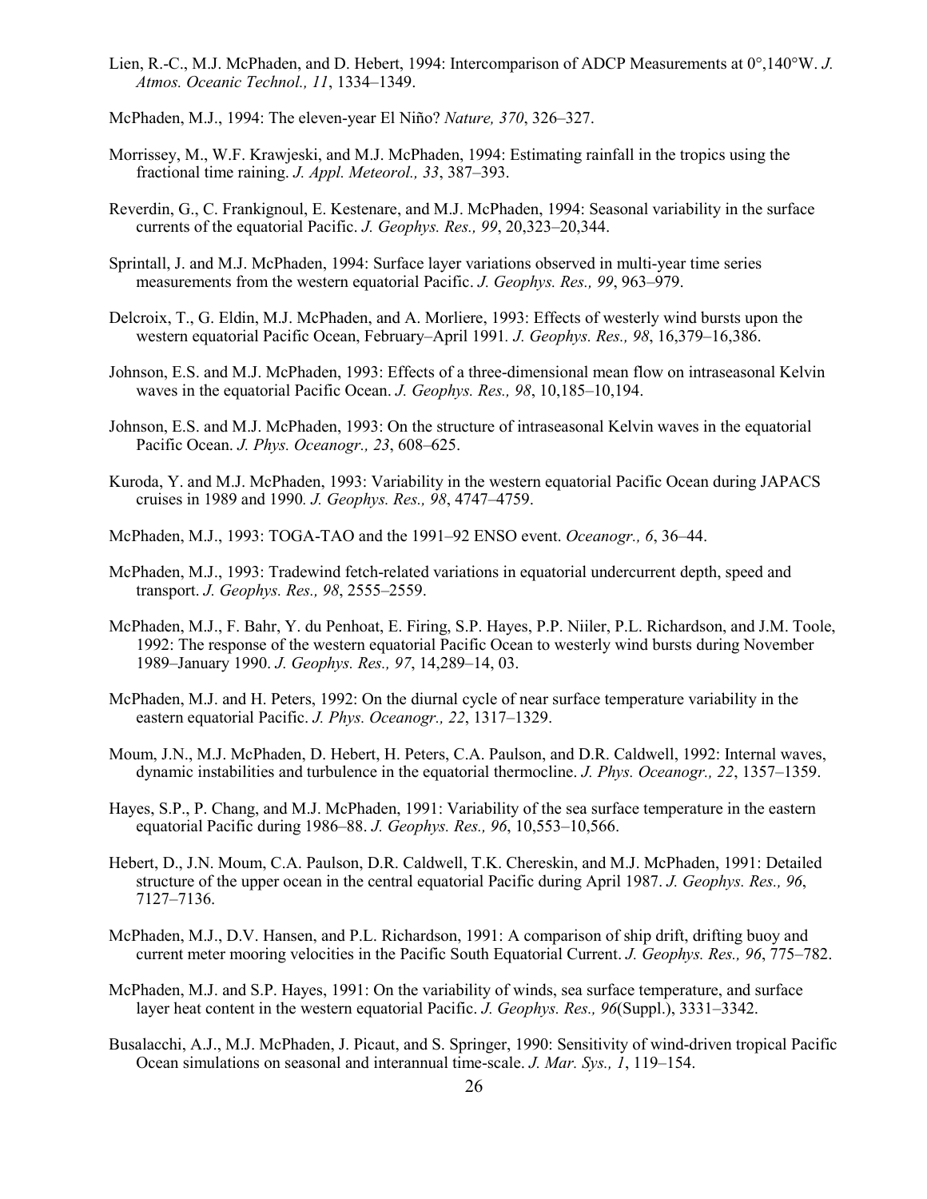Lien, R.-C., M.J. McPhaden, and D. Hebert, 1994: Intercomparison of ADCP Measurements at 0°,140°W. *J. Atmos. Oceanic Technol., 11*, 1334–1349.

McPhaden, M.J., 1994: The eleven-year El Niño? *Nature, 370*, 326–327.

Morrissey, M., W.F. Krawjeski, and M.J. McPhaden, 1994: Estimating rainfall in the tropics using the fractional time raining. *J. Appl. Meteorol., 33*, 387–393.

Reverdin, G., C. Frankignoul, E. Kestenare, and M.J. McPhaden, 1994: Seasonal variability in the surface currents of the equatorial Pacific. *J. Geophys. Res., 99*, 20,323–20,344.

Sprintall, J. and M.J. McPhaden, 1994: Surface layer variations observed in multi-year time series measurements from the western equatorial Pacific. *J. Geophys. Res., 99*, 963–979.

Delcroix, T., G. Eldin, M.J. McPhaden, and A. Morliere, 1993: Effects of westerly wind bursts upon the western equatorial Pacific Ocean, February–April 1991*. J. Geophys. Res., 98*, 16,379–16,386.

Johnson, E.S. and M.J. McPhaden, 1993: Effects of a three-dimensional mean flow on intraseasonal Kelvin waves in the equatorial Pacific Ocean. *J. Geophys. Res., 98*, 10,185–10,194.

Johnson, E.S. and M.J. McPhaden, 1993: On the structure of intraseasonal Kelvin waves in the equatorial Pacific Ocean. *J. Phys. Oceanogr., 23*, 608–625.

Kuroda, Y. and M.J. McPhaden, 1993: Variability in the western equatorial Pacific Ocean during JAPACS cruises in 1989 and 1990*. J. Geophys. Res., 98*, 4747–4759.

McPhaden, M.J., 1993: TOGA-TAO and the 1991–92 ENSO event. *Oceanogr., 6*, 36–44.

McPhaden, M.J., 1993: Tradewind fetch-related variations in equatorial undercurrent depth, speed and transport. *J. Geophys. Res., 98*, 2555–2559.

McPhaden, M.J., F. Bahr, Y. du Penhoat, E. Firing, S.P. Hayes, P.P. Niiler, P.L. Richardson, and J.M. Toole, 1992: The response of the western equatorial Pacific Ocean to westerly wind bursts during November 1989–January 1990. *J. Geophys. Res., 97*, 14,289–14, 03.

McPhaden, M.J. and H. Peters, 1992: On the diurnal cycle of near surface temperature variability in the eastern equatorial Pacific. *J. Phys. Oceanogr., 22*, 1317–1329.

Moum, J.N., M.J. McPhaden, D. Hebert, H. Peters, C.A. Paulson, and D.R. Caldwell, 1992: Internal waves, dynamic instabilities and turbulence in the equatorial thermocline. *J. Phys. Oceanogr., 22*, 1357–1359.

Hayes, S.P., P. Chang, and M.J. McPhaden, 1991: Variability of the sea surface temperature in the eastern equatorial Pacific during 1986–88. *J. Geophys. Res., 96*, 10,553–10,566.

Hebert, D., J.N. Moum, C.A. Paulson, D.R. Caldwell, T.K. Chereskin, and M.J. McPhaden, 1991: Detailed structure of the upper ocean in the central equatorial Pacific during April 1987. *J. Geophys. Res., 96*, 7127–7136.

McPhaden, M.J., D.V. Hansen, and P.L. Richardson, 1991: A comparison of ship drift, drifting buoy and current meter mooring velocities in the Pacific South Equatorial Current. *J. Geophys. Res., 96*, 775–782.

McPhaden, M.J. and S.P. Hayes, 1991: On the variability of winds, sea surface temperature, and surface layer heat content in the western equatorial Pacific. *J. Geophys. Res., 96*(Suppl.), 3331–3342.

Busalacchi, A.J., M.J. McPhaden, J. Picaut, and S. Springer, 1990: Sensitivity of wind-driven tropical Pacific Ocean simulations on seasonal and interannual time-scale. *J. Mar. Sys., 1*, 119–154.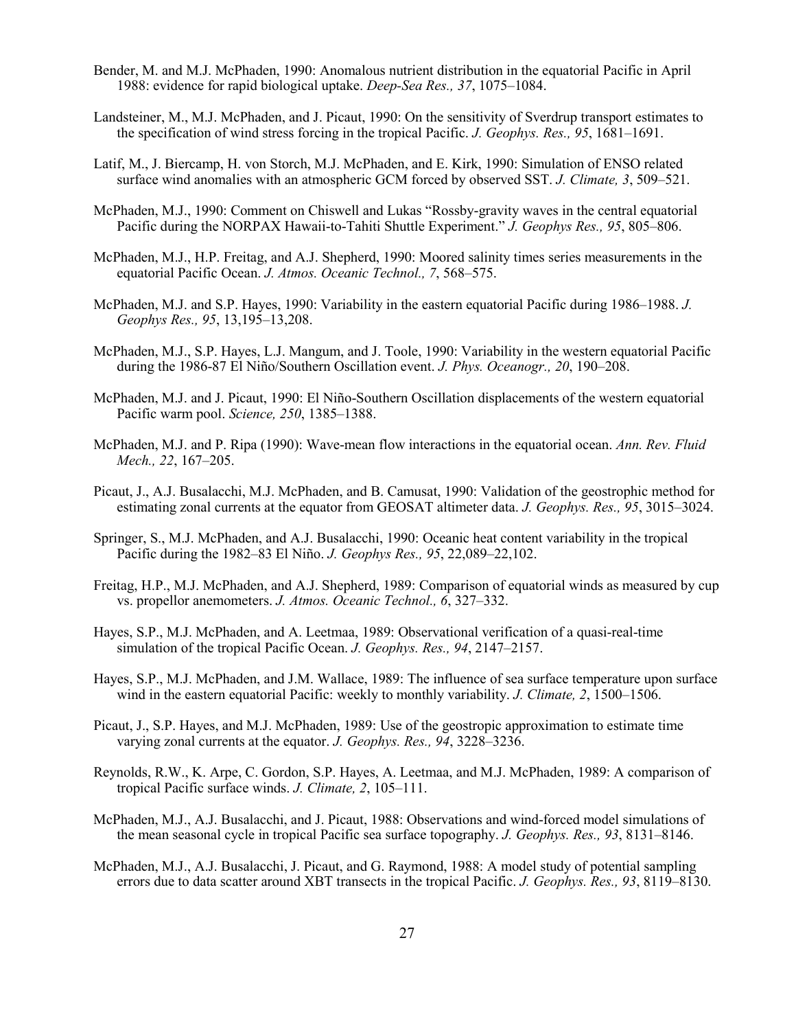Bender, M. and M.J. McPhaden, 1990: Anomalous nutrient distribution in the equatorial Pacific in April 1988: evidence for rapid biological uptake. *Deep-Sea Res., 37*, 1075–1084.

Landsteiner, M., M.J. McPhaden, and J. Picaut, 1990: On the sensitivity of Sverdrup transport estimates to the specification of wind stress forcing in the tropical Pacific. *J. Geophys. Res., 95*, 1681–1691.

Latif, M., J. Biercamp, H. von Storch, M.J. McPhaden, and E. Kirk, 1990: Simulation of ENSO related surface wind anomalies with an atmospheric GCM forced by observed SST. *J. Climate, 3*, 509–521.

McPhaden, M.J., 1990: Comment on Chiswell and Lukas "Rossby-gravity waves in the central equatorial Pacific during the NORPAX Hawaii-to-Tahiti Shuttle Experiment." *J. Geophys Res., 95*, 805–806.

McPhaden, M.J., H.P. Freitag, and A.J. Shepherd, 1990: Moored salinity times series measurements in the equatorial Pacific Ocean. *J. Atmos. Oceanic Technol., 7*, 568–575.

McPhaden, M.J. and S.P. Hayes, 1990: Variability in the eastern equatorial Pacific during 1986–1988. *J. Geophys Res., 95*, 13,195–13,208.

McPhaden, M.J., S.P. Hayes, L.J. Mangum, and J. Toole, 1990: Variability in the western equatorial Pacific during the 1986-87 El Niño/Southern Oscillation event. *J. Phys. Oceanogr., 20*, 190–208.

McPhaden, M.J. and J. Picaut, 1990: El Niño-Southern Oscillation displacements of the western equatorial Pacific warm pool. *Science, 250*, 1385–1388.

McPhaden, M.J. and P. Ripa (1990): Wave-mean flow interactions in the equatorial ocean. *Ann. Rev. Fluid Mech., 22*, 167–205.

Picaut, J., A.J. Busalacchi, M.J. McPhaden, and B. Camusat, 1990: Validation of the geostrophic method for estimating zonal currents at the equator from GEOSAT altimeter data. *J. Geophys. Res., 95*, 3015–3024.

Springer, S., M.J. McPhaden, and A.J. Busalacchi, 1990: Oceanic heat content variability in the tropical Pacific during the 1982–83 El Niño. *J. Geophys Res., 95*, 22,089–22,102.

Freitag, H.P., M.J. McPhaden, and A.J. Shepherd, 1989: Comparison of equatorial winds as measured by cup vs. propellor anemometers. *J. Atmos. Oceanic Technol., 6*, 327–332.

Hayes, S.P., M.J. McPhaden, and A. Leetmaa, 1989: Observational verification of a quasi-real-time simulation of the tropical Pacific Ocean. *J. Geophys. Res., 94*, 2147–2157.

Hayes, S.P., M.J. McPhaden, and J.M. Wallace, 1989: The influence of sea surface temperature upon surface wind in the eastern equatorial Pacific: weekly to monthly variability. *J. Climate, 2*, 1500–1506.

Picaut, J., S.P. Hayes, and M.J. McPhaden, 1989: Use of the geostropic approximation to estimate time varying zonal currents at the equator. *J. Geophys. Res., 94*, 3228–3236.

Reynolds, R.W., K. Arpe, C. Gordon, S.P. Hayes, A. Leetmaa, and M.J. McPhaden, 1989: A comparison of tropical Pacific surface winds. *J. Climate, 2*, 105–111.

McPhaden, M.J., A.J. Busalacchi, and J. Picaut, 1988: Observations and wind-forced model simulations of the mean seasonal cycle in tropical Pacific sea surface topography. *J. Geophys. Res., 93*, 8131–8146.

McPhaden, M.J., A.J. Busalacchi, J. Picaut, and G. Raymond, 1988: A model study of potential sampling errors due to data scatter around XBT transects in the tropical Pacific. *J. Geophys. Res., 93*, 8119–8130.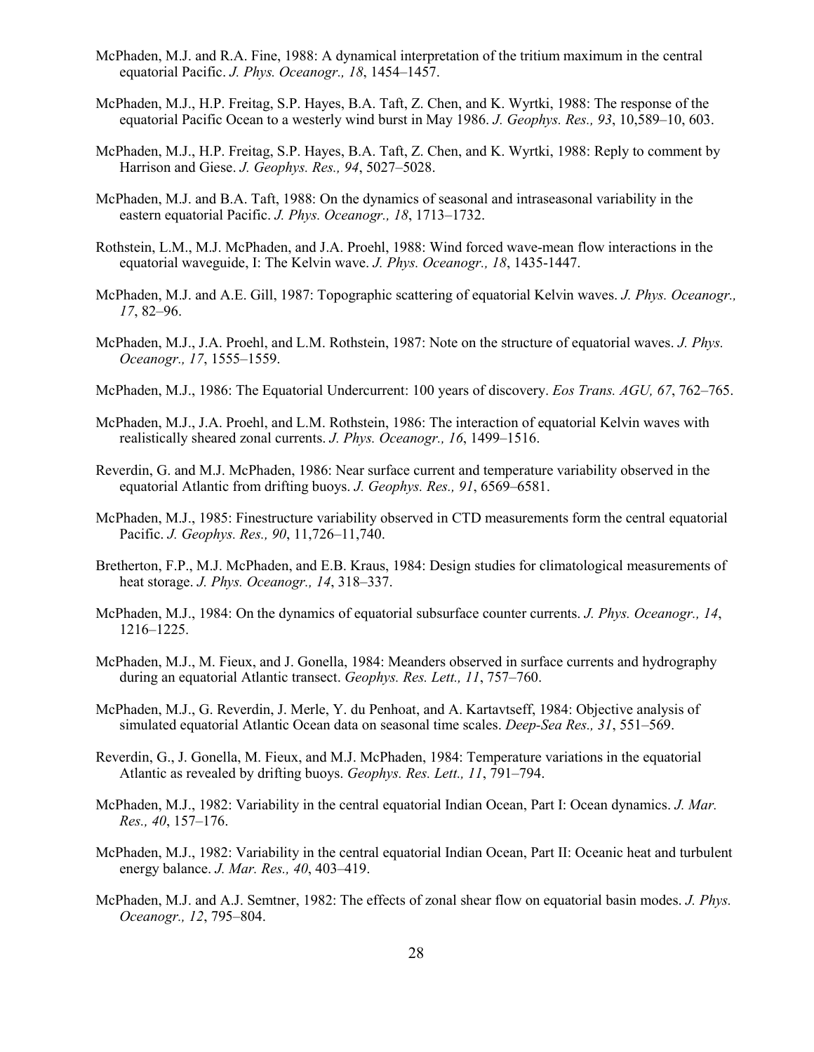McPhaden, M.J. and R.A. Fine, 1988: A dynamical interpretation of the tritium maximum in the central equatorial Pacific. *J. Phys. Oceanogr., 18*, 1454–1457.

McPhaden, M.J., H.P. Freitag, S.P. Hayes, B.A. Taft, Z. Chen, and K. Wyrtki, 1988: The response of the equatorial Pacific Ocean to a westerly wind burst in May 1986. *J. Geophys. Res., 93*, 10,589–10, 603.

McPhaden, M.J., H.P. Freitag, S.P. Hayes, B.A. Taft, Z. Chen, and K. Wyrtki, 1988: Reply to comment by Harrison and Giese. *J. Geophys. Res., 94*, 5027–5028.

McPhaden, M.J. and B.A. Taft, 1988: On the dynamics of seasonal and intraseasonal variability in the eastern equatorial Pacific. *J. Phys. Oceanogr., 18*, 1713–1732.

Rothstein, L.M., M.J. McPhaden, and J.A. Proehl, 1988: Wind forced wave-mean flow interactions in the equatorial waveguide, I: The Kelvin wave. *J. Phys. Oceanogr., 18*, 1435-1447.

McPhaden, M.J. and A.E. Gill, 1987: Topographic scattering of equatorial Kelvin waves. *J. Phys. Oceanogr., 17*, 82–96.

McPhaden, M.J., J.A. Proehl, and L.M. Rothstein, 1987: Note on the structure of equatorial waves. *J. Phys. Oceanogr., 17*, 1555–1559.

McPhaden, M.J., 1986: The Equatorial Undercurrent: 100 years of discovery. *Eos Trans. AGU, 67*, 762–765.

McPhaden, M.J., J.A. Proehl, and L.M. Rothstein, 1986: The interaction of equatorial Kelvin waves with realistically sheared zonal currents. *J. Phys. Oceanogr., 16*, 1499–1516.

Reverdin, G. and M.J. McPhaden, 1986: Near surface current and temperature variability observed in the equatorial Atlantic from drifting buoys. *J. Geophys. Res., 91*, 6569–6581.

McPhaden, M.J., 1985: Finestructure variability observed in CTD measurements form the central equatorial Pacific. *J. Geophys. Res., 90*, 11,726–11,740.

Bretherton, F.P., M.J. McPhaden, and E.B. Kraus, 1984: Design studies for climatological measurements of heat storage. *J. Phys. Oceanogr., 14*, 318–337.

McPhaden, M.J., 1984: On the dynamics of equatorial subsurface counter currents. *J. Phys. Oceanogr., 14*, 1216–1225.

McPhaden, M.J., M. Fieux, and J. Gonella, 1984: Meanders observed in surface currents and hydrography during an equatorial Atlantic transect. *Geophys. Res. Lett., 11*, 757–760.

McPhaden, M.J., G. Reverdin, J. Merle, Y. du Penhoat, and A. Kartavtseff, 1984: Objective analysis of simulated equatorial Atlantic Ocean data on seasonal time scales. *Deep-Sea Res., 31*, 551–569.

Reverdin, G., J. Gonella, M. Fieux, and M.J. McPhaden, 1984: Temperature variations in the equatorial Atlantic as revealed by drifting buoys. *Geophys. Res. Lett., 11*, 791–794.

McPhaden, M.J., 1982: Variability in the central equatorial Indian Ocean, Part I: Ocean dynamics. *J. Mar. Res., 40*, 157–176.

McPhaden, M.J., 1982: Variability in the central equatorial Indian Ocean, Part II: Oceanic heat and turbulent energy balance. *J. Mar. Res., 40*, 403–419.

McPhaden, M.J. and A.J. Semtner, 1982: The effects of zonal shear flow on equatorial basin modes. *J. Phys. Oceanogr., 12*, 795–804.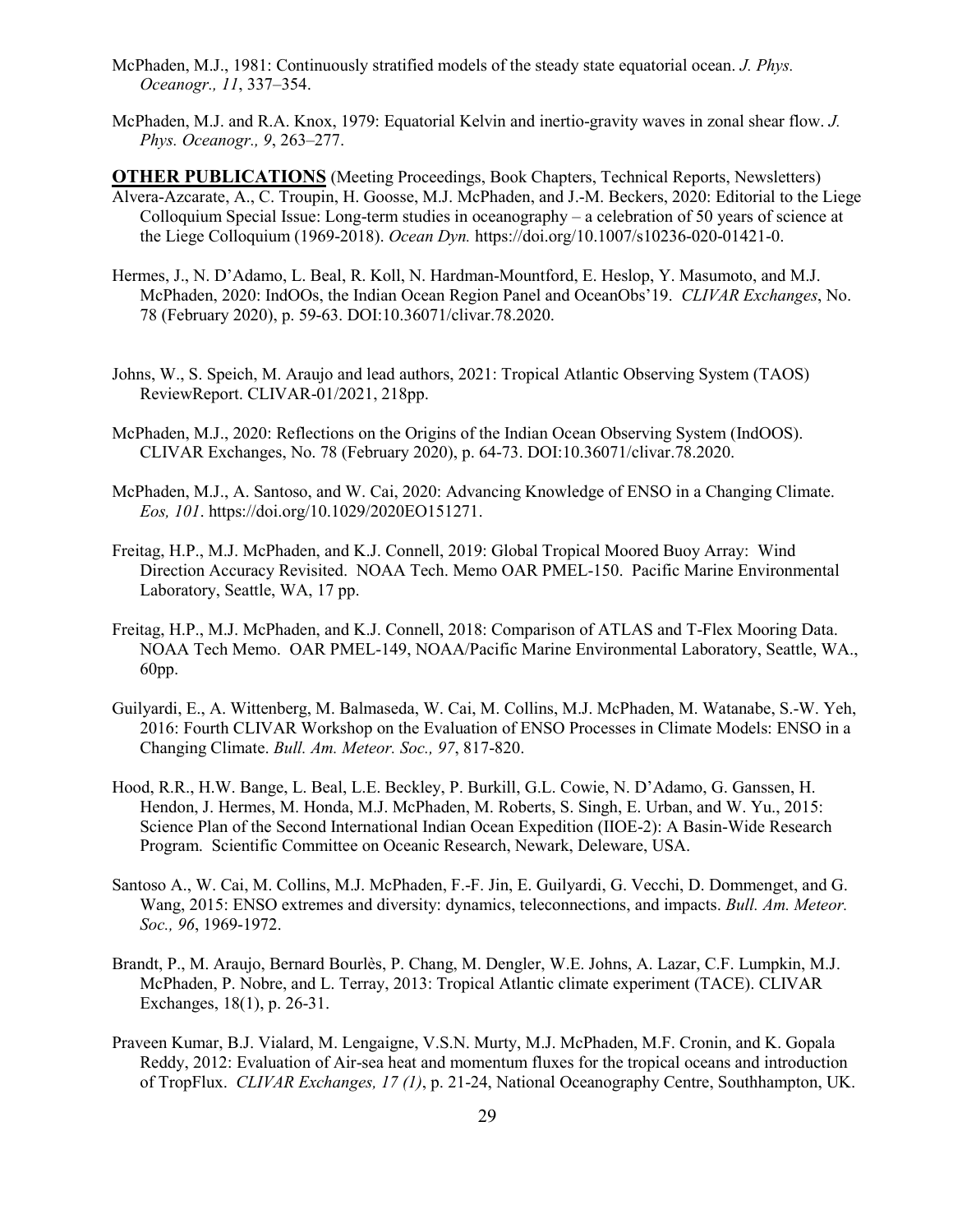McPhaden, M.J., 1981: Continuously stratified models of the steady state equatorial ocean. *J. Phys. Oceanogr., 11*, 337–354.

McPhaden, M.J. and R.A. Knox, 1979: Equatorial Kelvin and inertio-gravity waves in zonal shear flow. *J. Phys. Oceanogr., 9*, 263–277.

**OTHER PUBLICATIONS** (Meeting Proceedings, Book Chapters, Technical Reports, Newsletters)

Alvera-Azcarate, A., C. Troupin, H. Goosse, M.J. McPhaden, and J.-M. Beckers, 2020: Editorial to the Liege Colloquium Special Issue: Long-term studies in oceanography – a celebration of 50 years of science at the Liege Colloquium (1969-2018). *Ocean Dyn.* https://doi.org/10.1007/s10236-020-01421-0.

Hermes, J., N. D'Adamo, L. Beal, R. Koll, N. Hardman-Mountford, E. Heslop, Y. Masumoto, and M.J. McPhaden, 2020: IndOOs, the Indian Ocean Region Panel and OceanObs'19. *CLIVAR Exchanges*, No. 78 (February 2020), p. 59-63. DOI:10.36071/clivar.78.2020.

Johns, W., S. Speich, M. Araujo and lead authors, 2021: Tropical Atlantic Observing System (TAOS) ReviewReport. CLIVAR-01/2021, 218pp.

McPhaden, M.J., 2020: Reflections on the Origins of the Indian Ocean Observing System (IndOOS). CLIVAR Exchanges, No. 78 (February 2020), p. 64-73. DOI:10.36071/clivar.78.2020.

McPhaden, M.J., A. Santoso, and W. Cai, 2020: Advancing Knowledge of ENSO in a Changing Climate. *Eos, 101*. https://doi.org/10.1029/2020EO151271.

Freitag, H.P., M.J. McPhaden, and K.J. Connell, 2019: Global Tropical Moored Buoy Array: Wind Direction Accuracy Revisited. NOAA Tech. Memo OAR PMEL-150. Pacific Marine Environmental Laboratory, Seattle, WA, 17 pp.

Freitag, H.P., M.J. McPhaden, and K.J. Connell, 2018: Comparison of ATLAS and T-Flex Mooring Data. NOAA Tech Memo. OAR PMEL-149, NOAA/Pacific Marine Environmental Laboratory, Seattle, WA., 60pp.

Guilyardi, E., A. Wittenberg, M. Balmaseda, W. Cai, M. Collins, M.J. McPhaden, M. Watanabe, S.-W. Yeh, 2016: Fourth CLIVAR Workshop on the Evaluation of ENSO Processes in Climate Models: ENSO in a Changing Climate. *Bull. Am. Meteor. Soc., 97*, 817-820.

Hood, R.R., H.W. Bange, L. Beal, L.E. Beckley, P. Burkill, G.L. Cowie, N. D'Adamo, G. Ganssen, H. Hendon, J. Hermes, M. Honda, M.J. McPhaden, M. Roberts, S. Singh, E. Urban, and W. Yu., 2015: Science Plan of the Second International Indian Ocean Expedition (IIOE-2): A Basin-Wide Research Program. Scientific Committee on Oceanic Research, Newark, Deleware, USA.

Santoso A., W. Cai, M. Collins, M.J. McPhaden, F.-F. Jin, E. Guilyardi, G. Vecchi, D. Dommenget, and G. Wang, 2015: ENSO extremes and diversity: dynamics, teleconnections, and impacts. *Bull. Am. Meteor. Soc., 96*, 1969-1972.

Brandt, P., M. Araujo, Bernard Bourlès, P. Chang, M. Dengler, W.E. Johns, A. Lazar, C.F. Lumpkin, M.J. McPhaden, P. Nobre, and L. Terray, 2013: Tropical Atlantic climate experiment (TACE). CLIVAR Exchanges, 18(1), p. 26-31.

Praveen Kumar, B.J. Vialard, M. Lengaigne, V.S.N. Murty, M.J. McPhaden, M.F. Cronin, and K. Gopala Reddy, 2012: Evaluation of Air-sea heat and momentum fluxes for the tropical oceans and introduction of TropFlux. *CLIVAR Exchanges, 17 (1)*, p. 21-24, National Oceanography Centre, Southhampton, UK.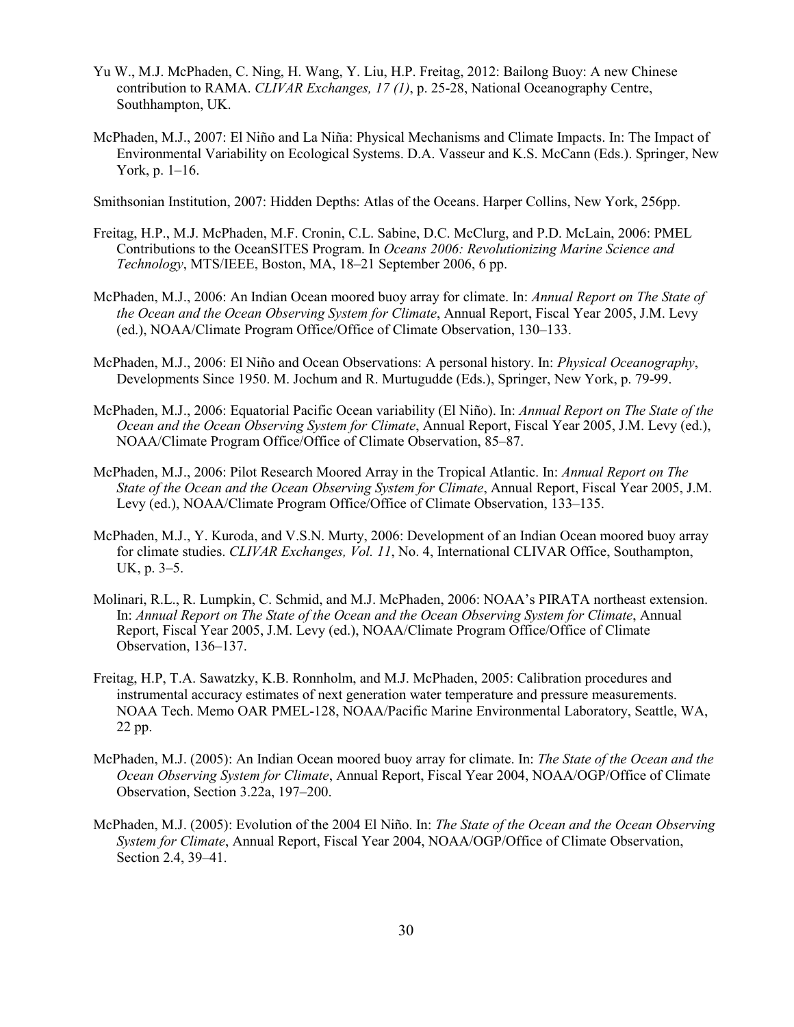Yu W., M.J. McPhaden, C. Ning, H. Wang, Y. Liu, H.P. Freitag, 2012: Bailong Buoy: A new Chinese contribution to RAMA. *CLIVAR Exchanges, 17 (1)*, p. 25-28, National Oceanography Centre, Southhampton, UK.

McPhaden, M.J., 2007: El Niño and La Niña: Physical Mechanisms and Climate Impacts. In: The Impact of Environmental Variability on Ecological Systems. D.A. Vasseur and K.S. McCann (Eds.). Springer, New York, p. 1–16.

Smithsonian Institution, 2007: Hidden Depths: Atlas of the Oceans. Harper Collins, New York, 256pp.

Freitag, H.P., M.J. McPhaden, M.F. Cronin, C.L. Sabine, D.C. McClurg, and P.D. McLain, 2006: PMEL Contributions to the OceanSITES Program. In *Oceans 2006: Revolutionizing Marine Science and Technology*, MTS/IEEE, Boston, MA, 18–21 September 2006, 6 pp.

McPhaden, M.J., 2006: An Indian Ocean moored buoy array for climate. In: *Annual Report on The State of the Ocean and the Ocean Observing System for Climate*, Annual Report, Fiscal Year 2005, J.M. Levy (ed.), NOAA/Climate Program Office/Office of Climate Observation, 130–133.

McPhaden, M.J., 2006: El Niño and Ocean Observations: A personal history. In: *Physical Oceanography*, Developments Since 1950. M. Jochum and R. Murtugudde (Eds.), Springer, New York, p. 79-99.

McPhaden, M.J., 2006: Equatorial Pacific Ocean variability (El Niño). In: *Annual Report on The State of the Ocean and the Ocean Observing System for Climate*, Annual Report, Fiscal Year 2005, J.M. Levy (ed.), NOAA/Climate Program Office/Office of Climate Observation, 85–87.

McPhaden, M.J., 2006: Pilot Research Moored Array in the Tropical Atlantic. In: *Annual Report on The State of the Ocean and the Ocean Observing System for Climate*, Annual Report, Fiscal Year 2005, J.M. Levy (ed.), NOAA/Climate Program Office/Office of Climate Observation, 133–135.

McPhaden, M.J., Y. Kuroda, and V.S.N. Murty, 2006: Development of an Indian Ocean moored buoy array for climate studies. *CLIVAR Exchanges, Vol. 11*, No. 4, International CLIVAR Office, Southampton, UK, p. 3–5.

Molinari, R.L., R. Lumpkin, C. Schmid, and M.J. McPhaden, 2006: NOAA's PIRATA northeast extension. In: *Annual Report on The State of the Ocean and the Ocean Observing System for Climate*, Annual Report, Fiscal Year 2005, J.M. Levy (ed.), NOAA/Climate Program Office/Office of Climate Observation, 136–137.

Freitag, H.P, T.A. Sawatzky, K.B. Ronnholm, and M.J. McPhaden, 2005: Calibration procedures and instrumental accuracy estimates of next generation water temperature and pressure measurements. NOAA Tech. Memo OAR PMEL-128, NOAA/Pacific Marine Environmental Laboratory, Seattle, WA, 22 pp.

McPhaden, M.J. (2005): An Indian Ocean moored buoy array for climate. In: *The State of the Ocean and the Ocean Observing System for Climate*, Annual Report, Fiscal Year 2004, NOAA/OGP/Office of Climate Observation, Section 3.22a, 197–200.

McPhaden, M.J. (2005): Evolution of the 2004 El Niño. In: *The State of the Ocean and the Ocean Observing System for Climate*, Annual Report, Fiscal Year 2004, NOAA/OGP/Office of Climate Observation, Section 2.4, 39–41.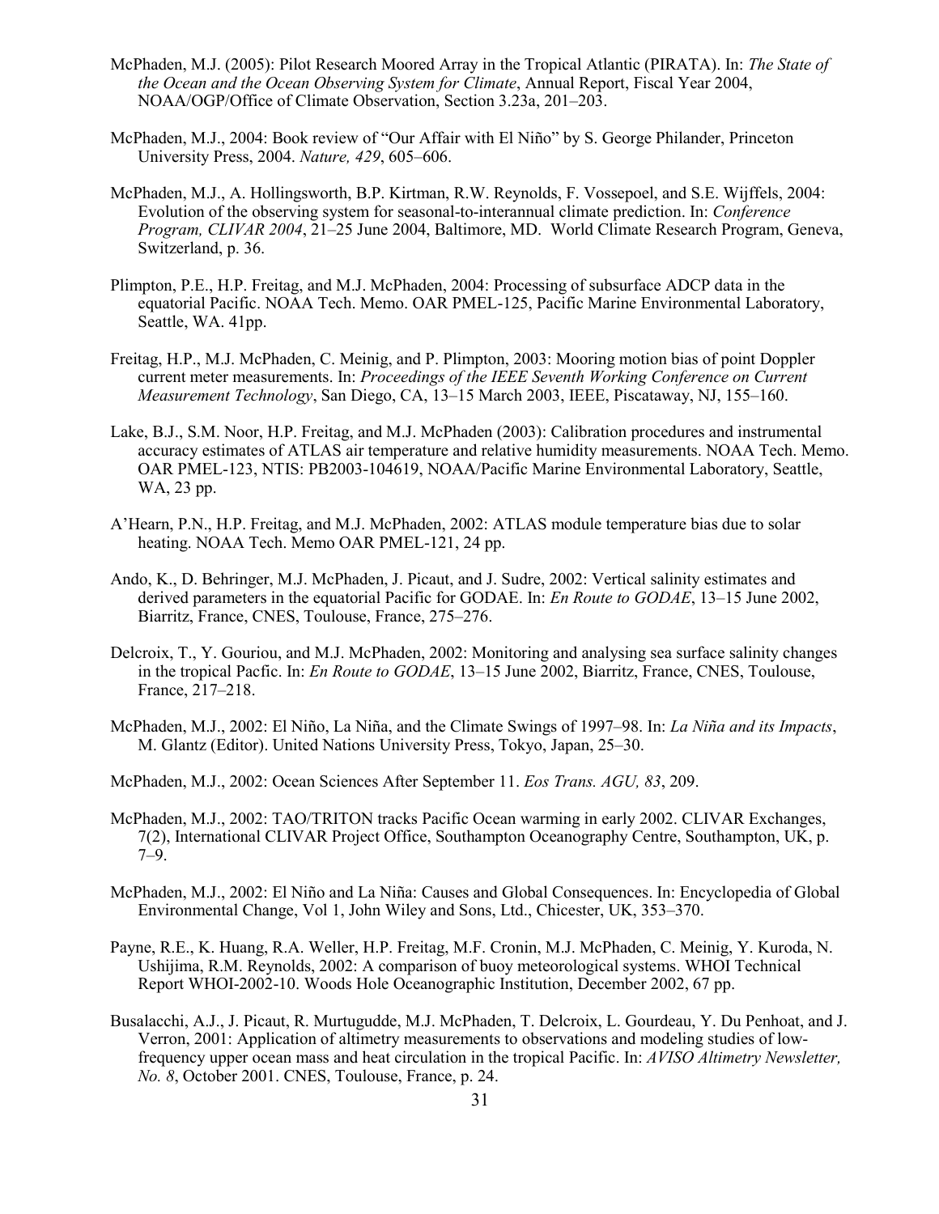McPhaden, M.J. (2005): Pilot Research Moored Array in the Tropical Atlantic (PIRATA). In: *The State of the Ocean and the Ocean Observing System for Climate*, Annual Report, Fiscal Year 2004, NOAA/OGP/Office of Climate Observation, Section 3.23a, 201–203.

McPhaden, M.J., 2004: Book review of "Our Affair with El Niño" by S. George Philander, Princeton University Press, 2004. *Nature, 429*, 605–606.

McPhaden, M.J., A. Hollingsworth, B.P. Kirtman, R.W. Reynolds, F. Vossepoel, and S.E. Wijffels, 2004: Evolution of the observing system for seasonal-to-interannual climate prediction. In: *Conference Program, CLIVAR 2004*, 21–25 June 2004, Baltimore, MD. World Climate Research Program, Geneva, Switzerland, p. 36.

Plimpton, P.E., H.P. Freitag, and M.J. McPhaden, 2004: Processing of subsurface ADCP data in the equatorial Pacific. NOAA Tech. Memo. OAR PMEL-125, Pacific Marine Environmental Laboratory, Seattle, WA. 41pp.

Freitag, H.P., M.J. McPhaden, C. Meinig, and P. Plimpton, 2003: Mooring motion bias of point Doppler current meter measurements. In: *Proceedings of the IEEE Seventh Working Conference on Current Measurement Technology*, San Diego, CA, 13–15 March 2003, IEEE, Piscataway, NJ, 155–160.

Lake, B.J., S.M. Noor, H.P. Freitag, and M.J. McPhaden (2003): Calibration procedures and instrumental accuracy estimates of ATLAS air temperature and relative humidity measurements. NOAA Tech. Memo. OAR PMEL-123, NTIS: PB2003-104619, NOAA/Pacific Marine Environmental Laboratory, Seattle, WA, 23 pp.

A'Hearn, P.N., H.P. Freitag, and M.J. McPhaden, 2002: ATLAS module temperature bias due to solar heating. NOAA Tech. Memo OAR PMEL-121, 24 pp.

Ando, K., D. Behringer, M.J. McPhaden, J. Picaut, and J. Sudre, 2002: Vertical salinity estimates and derived parameters in the equatorial Pacific for GODAE. In: *En Route to GODAE*, 13–15 June 2002, Biarritz, France, CNES, Toulouse, France, 275–276.

Delcroix, T., Y. Gouriou, and M.J. McPhaden, 2002: Monitoring and analysing sea surface salinity changes in the tropical Pacfic. In: *En Route to GODAE*, 13–15 June 2002, Biarritz, France, CNES, Toulouse, France, 217–218.

McPhaden, M.J., 2002: El Niño, La Niña, and the Climate Swings of 1997–98. In: *La Niña and its Impacts*, M. Glantz (Editor). United Nations University Press, Tokyo, Japan, 25–30.

McPhaden, M.J., 2002: Ocean Sciences After September 11. *Eos Trans. AGU, 83*, 209.

McPhaden, M.J., 2002: TAO/TRITON tracks Pacific Ocean warming in early 2002. CLIVAR Exchanges, 7(2), International CLIVAR Project Office, Southampton Oceanography Centre, Southampton, UK, p. 7–9.

McPhaden, M.J., 2002: El Niño and La Niña: Causes and Global Consequences. In: Encyclopedia of Global Environmental Change, Vol 1, John Wiley and Sons, Ltd., Chicester, UK, 353–370.

Payne, R.E., K. Huang, R.A. Weller, H.P. Freitag, M.F. Cronin, M.J. McPhaden, C. Meinig, Y. Kuroda, N. Ushijima, R.M. Reynolds, 2002: A comparison of buoy meteorological systems. WHOI Technical Report WHOI-2002-10. Woods Hole Oceanographic Institution, December 2002, 67 pp.

Busalacchi, A.J., J. Picaut, R. Murtugudde, M.J. McPhaden, T. Delcroix, L. Gourdeau, Y. Du Penhoat, and J. Verron, 2001: Application of altimetry measurements to observations and modeling studies of low-frequency upper ocean mass and heat circulation in the tropical Pacific. In: *AVISO Altimetry Newsletter, No. 8*, October 2001. CNES, Toulouse, France, p. 24.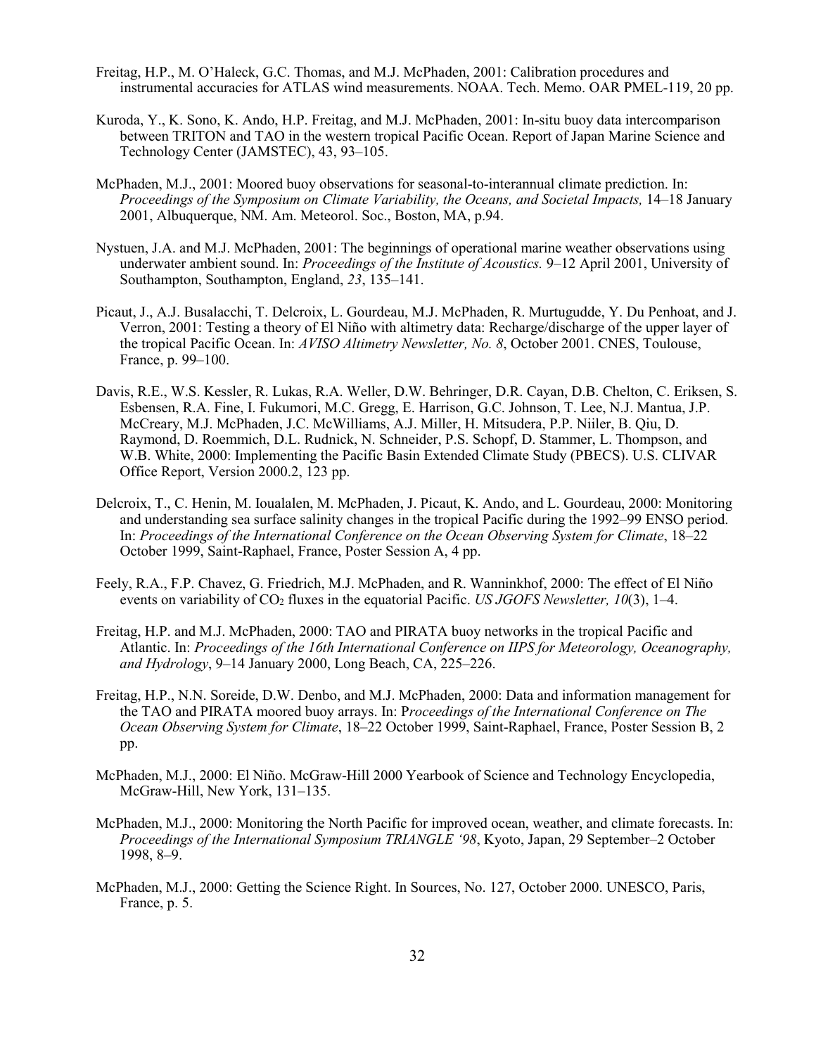Freitag, H.P., M. O'Haleck, G.C. Thomas, and M.J. McPhaden, 2001: Calibration procedures and instrumental accuracies for ATLAS wind measurements. NOAA. Tech. Memo. OAR PMEL-119, 20 pp.

Kuroda, Y., K. Sono, K. Ando, H.P. Freitag, and M.J. McPhaden, 2001: In-situ buoy data intercomparison between TRITON and TAO in the western tropical Pacific Ocean. Report of Japan Marine Science and Technology Center (JAMSTEC), 43, 93–105.

McPhaden, M.J., 2001: Moored buoy observations for seasonal-to-interannual climate prediction. In: *Proceedings of the Symposium on Climate Variability, the Oceans, and Societal Impacts,* 14–18 January 2001, Albuquerque, NM. Am. Meteorol. Soc., Boston, MA, p.94.

Nystuen, J.A. and M.J. McPhaden, 2001: The beginnings of operational marine weather observations using underwater ambient sound. In: *Proceedings of the Institute of Acoustics.* 9–12 April 2001, University of Southampton, Southampton, England, *23*, 135–141.

Picaut, J., A.J. Busalacchi, T. Delcroix, L. Gourdeau, M.J. McPhaden, R. Murtugudde, Y. Du Penhoat, and J. Verron, 2001: Testing a theory of El Niño with altimetry data: Recharge/discharge of the upper layer of the tropical Pacific Ocean. In: *AVISO Altimetry Newsletter, No. 8*, October 2001. CNES, Toulouse, France, p. 99–100.

Davis, R.E., W.S. Kessler, R. Lukas, R.A. Weller, D.W. Behringer, D.R. Cayan, D.B. Chelton, C. Eriksen, S. Esbensen, R.A. Fine, I. Fukumori, M.C. Gregg, E. Harrison, G.C. Johnson, T. Lee, N.J. Mantua, J.P. McCreary, M.J. McPhaden, J.C. McWilliams, A.J. Miller, H. Mitsudera, P.P. Niiler, B. Qiu, D. Raymond, D. Roemmich, D.L. Rudnick, N. Schneider, P.S. Schopf, D. Stammer, L. Thompson, and W.B. White, 2000: Implementing the Pacific Basin Extended Climate Study (PBECS). U.S. CLIVAR Office Report, Version 2000.2, 123 pp.

Delcroix, T., C. Henin, M. Ioualalen, M. McPhaden, J. Picaut, K. Ando, and L. Gourdeau, 2000: Monitoring and understanding sea surface salinity changes in the tropical Pacific during the 1992–99 ENSO period. In: *Proceedings of the International Conference on the Ocean Observing System for Climate*, 18–22 October 1999, Saint-Raphael, France, Poster Session A, 4 pp.

Feely, R.A., F.P. Chavez, G. Friedrich, M.J. McPhaden, and R. Wanninkhof, 2000: The effect of El Niño events on variability of $CO_2$ fluxes in the equatorial Pacific. *US JGOFS Newsletter, 10*(3), 1–4.

Freitag, H.P. and M.J. McPhaden, 2000: TAO and PIRATA buoy networks in the tropical Pacific and Atlantic. In: *Proceedings of the 16th International Conference on IIPS for Meteorology, Oceanography, and Hydrology*, 9–14 January 2000, Long Beach, CA, 225–226.

Freitag, H.P., N.N. Soreide, D.W. Denbo, and M.J. McPhaden, 2000: Data and information management for the TAO and PIRATA moored buoy arrays. In: P*roceedings of the International Conference on The Ocean Observing System for Climate*, 18–22 October 1999, Saint-Raphael, France, Poster Session B, 2 pp.

McPhaden, M.J., 2000: El Niño. McGraw-Hill 2000 Yearbook of Science and Technology Encyclopedia, McGraw-Hill, New York, 131–135.

McPhaden, M.J., 2000: Monitoring the North Pacific for improved ocean, weather, and climate forecasts. In: *Proceedings of the International Symposium TRIANGLE '98*, Kyoto, Japan, 29 September–2 October 1998, 8–9.

McPhaden, M.J., 2000: Getting the Science Right. In Sources, No. 127, October 2000. UNESCO, Paris, France, p. 5.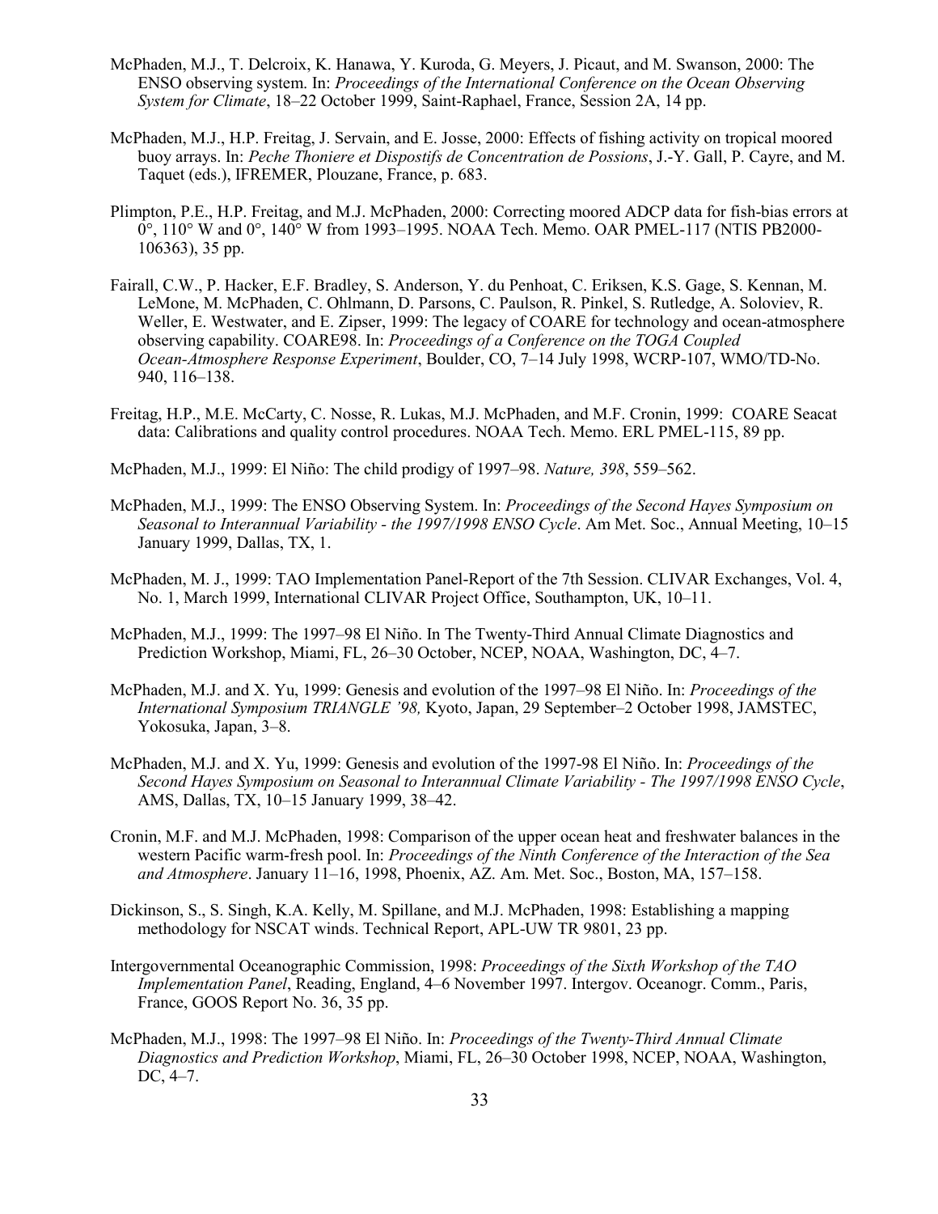McPhaden, M.J., T. Delcroix, K. Hanawa, Y. Kuroda, G. Meyers, J. Picaut, and M. Swanson, 2000: The ENSO observing system. In: *Proceedings of the International Conference on the Ocean Observing System for Climate*, 18–22 October 1999, Saint-Raphael, France, Session 2A, 14 pp.

McPhaden, M.J., H.P. Freitag, J. Servain, and E. Josse, 2000: Effects of fishing activity on tropical moored buoy arrays. In: *Peche Thoniere et Dispostifs de Concentration de Possions*, J.-Y. Gall, P. Cayre, and M. Taquet (eds.), IFREMER, Plouzane, France, p. 683.

Plimpton, P.E., H.P. Freitag, and M.J. McPhaden, 2000: Correcting moored ADCP data for fish-bias errors at 0°, 110° W and 0°, 140° W from 1993–1995. NOAA Tech. Memo. OAR PMEL-117 (NTIS PB2000-106363), 35 pp.

Fairall, C.W., P. Hacker, E.F. Bradley, S. Anderson, Y. du Penhoat, C. Eriksen, K.S. Gage, S. Kennan, M. LeMone, M. McPhaden, C. Ohlmann, D. Parsons, C. Paulson, R. Pinkel, S. Rutledge, A. Soloviev, R. Weller, E. Westwater, and E. Zipser, 1999: The legacy of COARE for technology and ocean-atmosphere observing capability. COARE98. In: *Proceedings of a Conference on the TOGA Coupled Ocean-Atmosphere Response Experiment*, Boulder, CO, 7–14 July 1998, WCRP-107, WMO/TD-No. 940, 116–138.

Freitag, H.P., M.E. McCarty, C. Nosse, R. Lukas, M.J. McPhaden, and M.F. Cronin, 1999: COARE Seacat data: Calibrations and quality control procedures. NOAA Tech. Memo. ERL PMEL-115, 89 pp.

McPhaden, M.J., 1999: El Niño: The child prodigy of 1997–98. *Nature, 398*, 559–562.

McPhaden, M.J., 1999: The ENSO Observing System. In: *Proceedings of the Second Hayes Symposium on Seasonal to Interannual Variability - the 1997/1998 ENSO Cycle*. Am Met. Soc., Annual Meeting, 10–15 January 1999, Dallas, TX, 1.

McPhaden, M. J., 1999: TAO Implementation Panel-Report of the 7th Session. CLIVAR Exchanges, Vol. 4, No. 1, March 1999, International CLIVAR Project Office, Southampton, UK, 10–11.

McPhaden, M.J., 1999: The 1997–98 El Niño. In The Twenty-Third Annual Climate Diagnostics and Prediction Workshop, Miami, FL, 26–30 October, NCEP, NOAA, Washington, DC, 4–7.

McPhaden, M.J. and X. Yu, 1999: Genesis and evolution of the 1997–98 El Niño. In: *Proceedings of the International Symposium TRIANGLE '98,* Kyoto, Japan, 29 September–2 October 1998, JAMSTEC, Yokosuka, Japan, 3–8.

McPhaden, M.J. and X. Yu, 1999: Genesis and evolution of the 1997-98 El Niño. In: *Proceedings of the Second Hayes Symposium on Seasonal to Interannual Climate Variability - The 1997/1998 ENSO Cycle*, AMS, Dallas, TX, 10–15 January 1999, 38–42.

Cronin, M.F. and M.J. McPhaden, 1998: Comparison of the upper ocean heat and freshwater balances in the western Pacific warm-fresh pool. In: *Proceedings of the Ninth Conference of the Interaction of the Sea and Atmosphere*. January 11–16, 1998, Phoenix, AZ. Am. Met. Soc., Boston, MA, 157–158.

Dickinson, S., S. Singh, K.A. Kelly, M. Spillane, and M.J. McPhaden, 1998: Establishing a mapping methodology for NSCAT winds. Technical Report, APL-UW TR 9801, 23 pp.

Intergovernmental Oceanographic Commission, 1998: *Proceedings of the Sixth Workshop of the TAO Implementation Panel*, Reading, England, 4–6 November 1997. Intergov. Oceanogr. Comm., Paris, France, GOOS Report No. 36, 35 pp.

McPhaden, M.J., 1998: The 1997–98 El Niño. In: *Proceedings of the Twenty-Third Annual Climate Diagnostics and Prediction Workshop*, Miami, FL, 26–30 October 1998, NCEP, NOAA, Washington, DC, 4–7.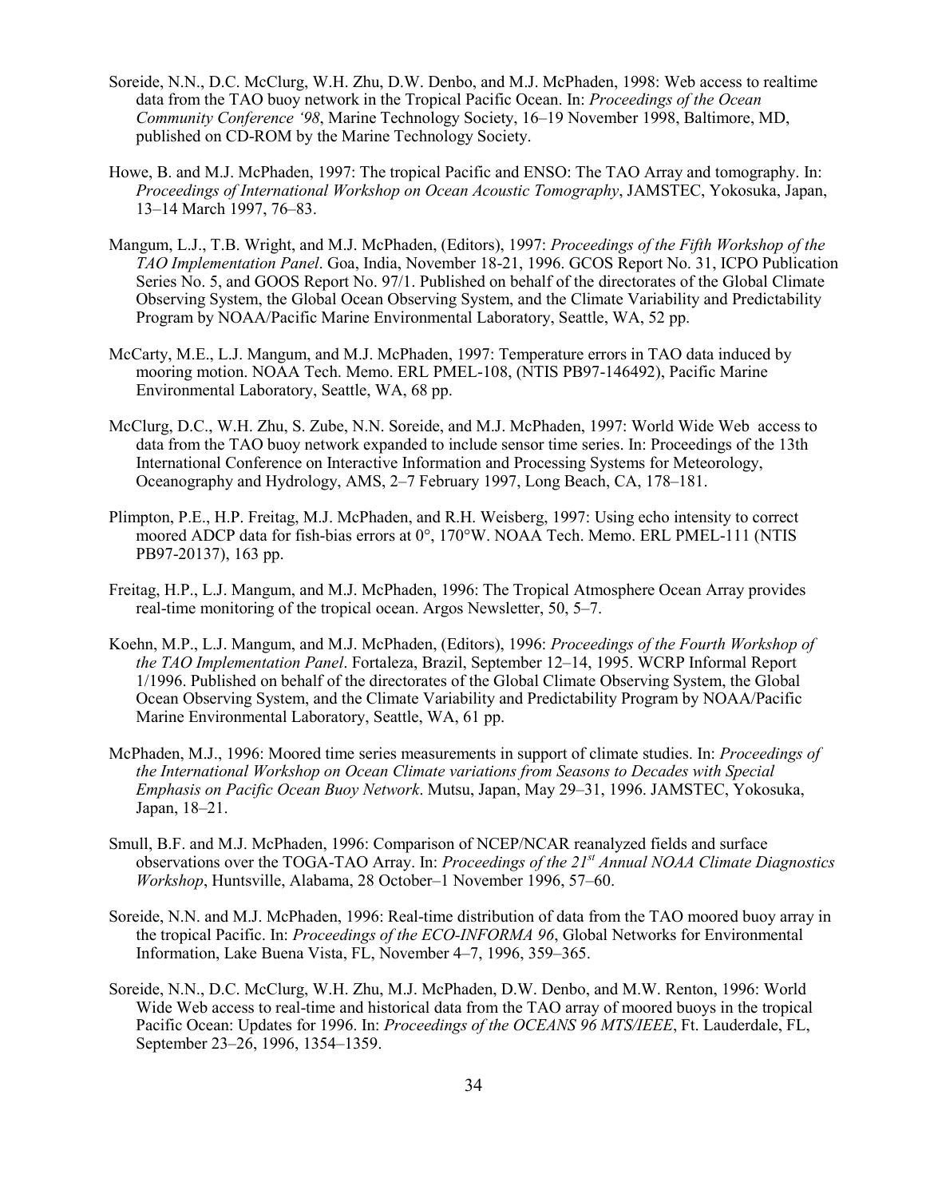Soreide, N.N., D.C. McClurg, W.H. Zhu, D.W. Denbo, and M.J. McPhaden, 1998: Web access to realtime data from the TAO buoy network in the Tropical Pacific Ocean. In: *Proceedings of the Ocean Community Conference '98*, Marine Technology Society, 16–19 November 1998, Baltimore, MD, published on CD-ROM by the Marine Technology Society.

Howe, B. and M.J. McPhaden, 1997: The tropical Pacific and ENSO: The TAO Array and tomography. In: *Proceedings of International Workshop on Ocean Acoustic Tomography*, JAMSTEC, Yokosuka, Japan, 13–14 March 1997, 76–83.

Mangum, L.J., T.B. Wright, and M.J. McPhaden, (Editors), 1997: *Proceedings of the Fifth Workshop of the TAO Implementation Panel*. Goa, India, November 18-21, 1996. GCOS Report No. 31, ICPO Publication Series No. 5, and GOOS Report No. 97/1. Published on behalf of the directorates of the Global Climate Observing System, the Global Ocean Observing System, and the Climate Variability and Predictability Program by NOAA/Pacific Marine Environmental Laboratory, Seattle, WA, 52 pp.

McCarty, M.E., L.J. Mangum, and M.J. McPhaden, 1997: Temperature errors in TAO data induced by mooring motion. NOAA Tech. Memo. ERL PMEL-108, (NTIS PB97-146492), Pacific Marine Environmental Laboratory, Seattle, WA, 68 pp.

McClurg, D.C., W.H. Zhu, S. Zube, N.N. Soreide, and M.J. McPhaden, 1997: World Wide Web access to data from the TAO buoy network expanded to include sensor time series. In: Proceedings of the 13th International Conference on Interactive Information and Processing Systems for Meteorology, Oceanography and Hydrology, AMS, 2–7 February 1997, Long Beach, CA, 178–181.

Plimpton, P.E., H.P. Freitag, M.J. McPhaden, and R.H. Weisberg, 1997: Using echo intensity to correct moored ADCP data for fish-bias errors at 0°, 170°W. NOAA Tech. Memo. ERL PMEL-111 (NTIS PB97-20137), 163 pp.

Freitag, H.P., L.J. Mangum, and M.J. McPhaden, 1996: The Tropical Atmosphere Ocean Array provides real-time monitoring of the tropical ocean. Argos Newsletter, 50, 5–7.

Koehn, M.P., L.J. Mangum, and M.J. McPhaden, (Editors), 1996: *Proceedings of the Fourth Workshop of the TAO Implementation Panel*. Fortaleza, Brazil, September 12–14, 1995. WCRP Informal Report 1/1996. Published on behalf of the directorates of the Global Climate Observing System, the Global Ocean Observing System, and the Climate Variability and Predictability Program by NOAA/Pacific Marine Environmental Laboratory, Seattle, WA, 61 pp.

McPhaden, M.J., 1996: Moored time series measurements in support of climate studies. In: *Proceedings of the International Workshop on Ocean Climate variations from Seasons to Decades with Special Emphasis on Pacific Ocean Buoy Network*. Mutsu, Japan, May 29–31, 1996. JAMSTEC, Yokosuka, Japan, 18–21.

Smull, B.F. and M.J. McPhaden, 1996: Comparison of NCEP/NCAR reanalyzed fields and surface observations over the TOGA-TAO Array. In: *Proceedings of the 21st Annual NOAA Climate Diagnostics Workshop*, Huntsville, Alabama, 28 October–1 November 1996, 57–60.

Soreide, N.N. and M.J. McPhaden, 1996: Real-time distribution of data from the TAO moored buoy array in the tropical Pacific. In: *Proceedings of the ECO-INFORMA 96*, Global Networks for Environmental Information, Lake Buena Vista, FL, November 4–7, 1996, 359–365.

Soreide, N.N., D.C. McClurg, W.H. Zhu, M.J. McPhaden, D.W. Denbo, and M.W. Renton, 1996: World Wide Web access to real-time and historical data from the TAO array of moored buoys in the tropical Pacific Ocean: Updates for 1996. In: *Proceedings of the OCEANS 96 MTS/IEEE*, Ft. Lauderdale, FL, September 23–26, 1996, 1354–1359.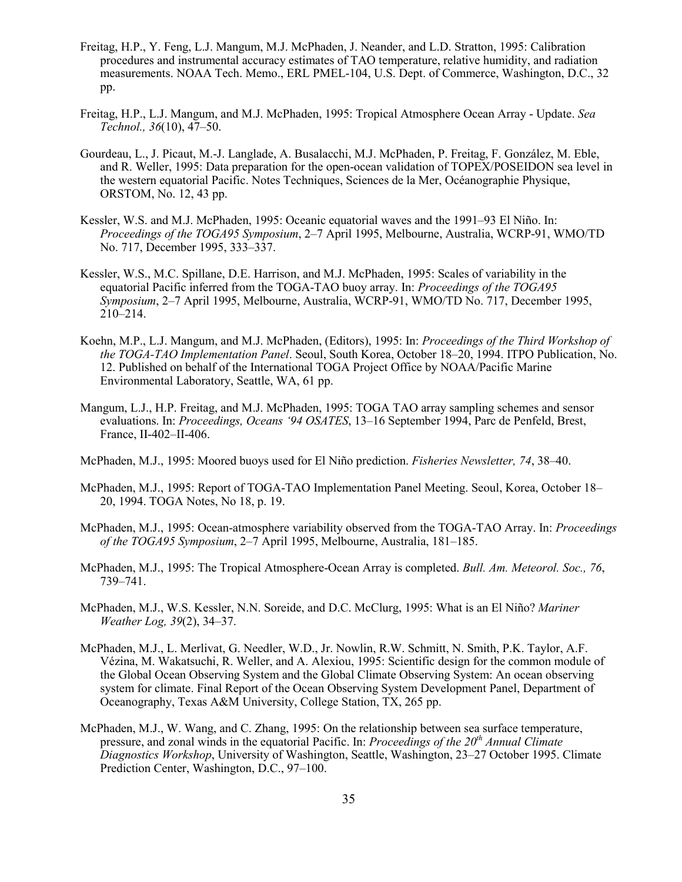Freitag, H.P., Y. Feng, L.J. Mangum, M.J. McPhaden, J. Neander, and L.D. Stratton, 1995: Calibration procedures and instrumental accuracy estimates of TAO temperature, relative humidity, and radiation measurements. NOAA Tech. Memo., ERL PMEL-104, U.S. Dept. of Commerce, Washington, D.C., 32 pp.

Freitag, H.P., L.J. Mangum, and M.J. McPhaden, 1995: Tropical Atmosphere Ocean Array - Update. *Sea Technol., 36*(10), 47–50.

Gourdeau, L., J. Picaut, M.-J. Langlade, A. Busalacchi, M.J. McPhaden, P. Freitag, F. González, M. Eble, and R. Weller, 1995: Data preparation for the open-ocean validation of TOPEX/POSEIDON sea level in the western equatorial Pacific. Notes Techniques, Sciences de la Mer, Océanographie Physique, ORSTOM, No. 12, 43 pp.

Kessler, W.S. and M.J. McPhaden, 1995: Oceanic equatorial waves and the 1991–93 El Niño. In: *Proceedings of the TOGA95 Symposium*, 2–7 April 1995, Melbourne, Australia, WCRP-91, WMO/TD No. 717, December 1995, 333–337.

Kessler, W.S., M.C. Spillane, D.E. Harrison, and M.J. McPhaden, 1995: Scales of variability in the equatorial Pacific inferred from the TOGA-TAO buoy array. In: *Proceedings of the TOGA95 Symposium*, 2–7 April 1995, Melbourne, Australia, WCRP-91, WMO/TD No. 717, December 1995, 210–214.

Koehn, M.P., L.J. Mangum, and M.J. McPhaden, (Editors), 1995: In: *Proceedings of the Third Workshop of the TOGA-TAO Implementation Panel*. Seoul, South Korea, October 18–20, 1994. ITPO Publication, No. 12. Published on behalf of the International TOGA Project Office by NOAA/Pacific Marine Environmental Laboratory, Seattle, WA, 61 pp.

Mangum, L.J., H.P. Freitag, and M.J. McPhaden, 1995: TOGA TAO array sampling schemes and sensor evaluations. In: *Proceedings, Oceans '94 OSATES*, 13–16 September 1994, Parc de Penfeld, Brest, France, II-402–II-406.

McPhaden, M.J., 1995: Moored buoys used for El Niño prediction. *Fisheries Newsletter, 74*, 38–40.

McPhaden, M.J., 1995: Report of TOGA-TAO Implementation Panel Meeting. Seoul, Korea, October 18–20, 1994. TOGA Notes, No 18, p. 19.

McPhaden, M.J., 1995: Ocean-atmosphere variability observed from the TOGA-TAO Array. In: *Proceedings of the TOGA95 Symposium*, 2–7 April 1995, Melbourne, Australia, 181–185.

McPhaden, M.J., 1995: The Tropical Atmosphere-Ocean Array is completed. *Bull. Am. Meteorol. Soc., 76*, 739–741.

McPhaden, M.J., W.S. Kessler, N.N. Soreide, and D.C. McClurg, 1995: What is an El Niño? *Mariner Weather Log, 39*(2), 34–37.

McPhaden, M.J., L. Merlivat, G. Needler, W.D., Jr. Nowlin, R.W. Schmitt, N. Smith, P.K. Taylor, A.F. Vézina, M. Wakatsuchi, R. Weller, and A. Alexiou, 1995: Scientific design for the common module of the Global Ocean Observing System and the Global Climate Observing System: An ocean observing system for climate. Final Report of the Ocean Observing System Development Panel, Department of Oceanography, Texas A&M University, College Station, TX, 265 pp.

McPhaden, M.J., W. Wang, and C. Zhang, 1995: On the relationship between sea surface temperature, pressure, and zonal winds in the equatorial Pacific. In: *Proceedings of the 20th Annual Climate Diagnostics Workshop*, University of Washington, Seattle, Washington, 23–27 October 1995. Climate Prediction Center, Washington, D.C., 97–100.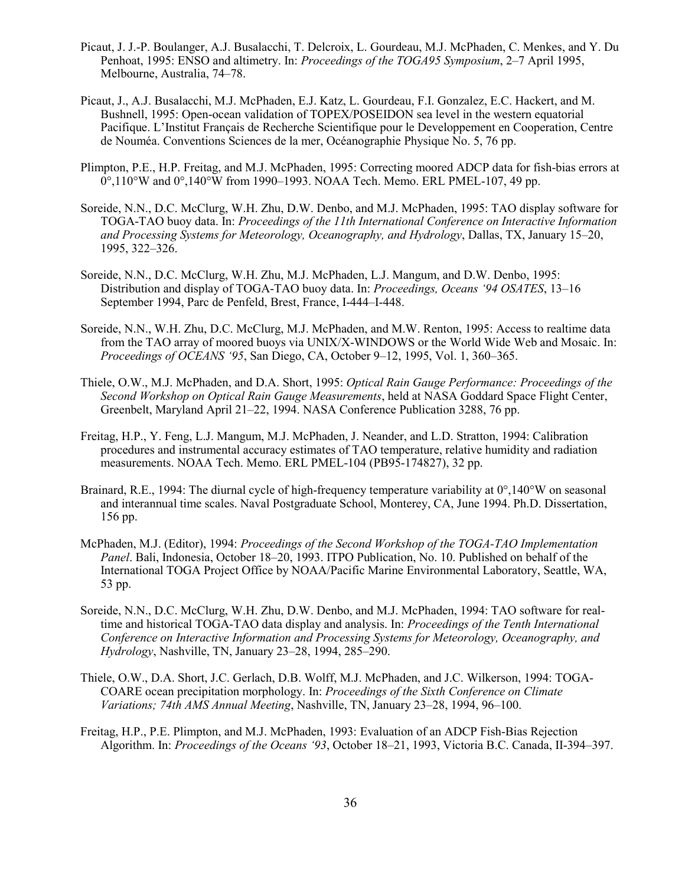Picaut, J. J.-P. Boulanger, A.J. Busalacchi, T. Delcroix, L. Gourdeau, M.J. McPhaden, C. Menkes, and Y. Du Penhoat, 1995: ENSO and altimetry. In: *Proceedings of the TOGA95 Symposium*, 2–7 April 1995, Melbourne, Australia, 74–78.

Picaut, J., A.J. Busalacchi, M.J. McPhaden, E.J. Katz, L. Gourdeau, F.I. Gonzalez, E.C. Hackert, and M. Bushnell, 1995: Open-ocean validation of TOPEX/POSEIDON sea level in the western equatorial Pacifique. L'Institut Français de Recherche Scientifique pour le Developpement en Cooperation, Centre de Nouméa. Conventions Sciences de la mer, Océanographie Physique No. 5, 76 pp.

Plimpton, P.E., H.P. Freitag, and M.J. McPhaden, 1995: Correcting moored ADCP data for fish-bias errors at 0°,110°W and 0°,140°W from 1990–1993. NOAA Tech. Memo. ERL PMEL-107, 49 pp.

Soreide, N.N., D.C. McClurg, W.H. Zhu, D.W. Denbo, and M.J. McPhaden, 1995: TAO display software for TOGA-TAO buoy data. In: *Proceedings of the 11th International Conference on Interactive Information and Processing Systems for Meteorology, Oceanography, and Hydrology*, Dallas, TX, January 15–20, 1995, 322–326.

Soreide, N.N., D.C. McClurg, W.H. Zhu, M.J. McPhaden, L.J. Mangum, and D.W. Denbo, 1995: Distribution and display of TOGA-TAO buoy data. In: *Proceedings, Oceans '94 OSATES*, 13–16 September 1994, Parc de Penfeld, Brest, France, I-444–I-448.

Soreide, N.N., W.H. Zhu, D.C. McClurg, M.J. McPhaden, and M.W. Renton, 1995: Access to realtime data from the TAO array of moored buoys via UNIX/X-WINDOWS or the World Wide Web and Mosaic. In: *Proceedings of OCEANS '95*, San Diego, CA, October 9–12, 1995, Vol. 1, 360–365.

Thiele, O.W., M.J. McPhaden, and D.A. Short, 1995: *Optical Rain Gauge Performance: Proceedings of the Second Workshop on Optical Rain Gauge Measurements*, held at NASA Goddard Space Flight Center, Greenbelt, Maryland April 21–22, 1994. NASA Conference Publication 3288, 76 pp.

Freitag, H.P., Y. Feng, L.J. Mangum, M.J. McPhaden, J. Neander, and L.D. Stratton, 1994: Calibration procedures and instrumental accuracy estimates of TAO temperature, relative humidity and radiation measurements. NOAA Tech. Memo. ERL PMEL-104 (PB95-174827), 32 pp.

Brainard, R.E., 1994: The diurnal cycle of high-frequency temperature variability at 0°,140°W on seasonal and interannual time scales. Naval Postgraduate School, Monterey, CA, June 1994. Ph.D. Dissertation, 156 pp.

McPhaden, M.J. (Editor), 1994: *Proceedings of the Second Workshop of the TOGA-TAO Implementation Panel*. Bali, Indonesia, October 18–20, 1993. ITPO Publication, No. 10. Published on behalf of the International TOGA Project Office by NOAA/Pacific Marine Environmental Laboratory, Seattle, WA, 53 pp.

Soreide, N.N., D.C. McClurg, W.H. Zhu, D.W. Denbo, and M.J. McPhaden, 1994: TAO software for real-time and historical TOGA-TAO data display and analysis. In: *Proceedings of the Tenth International Conference on Interactive Information and Processing Systems for Meteorology, Oceanography, and Hydrology*, Nashville, TN, January 23–28, 1994, 285–290.

Thiele, O.W., D.A. Short, J.C. Gerlach, D.B. Wolff, M.J. McPhaden, and J.C. Wilkerson, 1994: TOGA-COARE ocean precipitation morphology. In: *Proceedings of the Sixth Conference on Climate Variations; 74th AMS Annual Meeting*, Nashville, TN, January 23–28, 1994, 96–100.

Freitag, H.P., P.E. Plimpton, and M.J. McPhaden, 1993: Evaluation of an ADCP Fish-Bias Rejection Algorithm. In: *Proceedings of the Oceans '93*, October 18–21, 1993, Victoria B.C. Canada, II-394–397.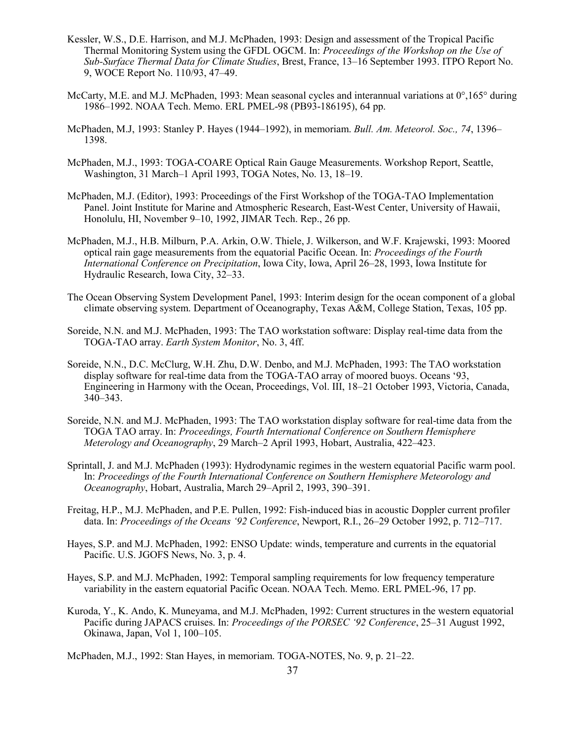Kessler, W.S., D.E. Harrison, and M.J. McPhaden, 1993: Design and assessment of the Tropical Pacific Thermal Monitoring System using the GFDL OGCM. In: *Proceedings of the Workshop on the Use of Sub-Surface Thermal Data for Climate Studies*, Brest, France, 13–16 September 1993. ITPO Report No. 9, WOCE Report No. 110/93, 47–49.

McCarty, M.E. and M.J. McPhaden, 1993: Mean seasonal cycles and interannual variations at 0°,165° during 1986–1992. NOAA Tech. Memo. ERL PMEL-98 (PB93-186195), 64 pp.

McPhaden, M.J, 1993: Stanley P. Hayes (1944–1992), in memoriam. *Bull. Am. Meteorol. Soc., 74*, 1396–1398.

McPhaden, M.J., 1993: TOGA-COARE Optical Rain Gauge Measurements. Workshop Report, Seattle, Washington, 31 March–1 April 1993, TOGA Notes, No. 13, 18–19.

McPhaden, M.J. (Editor), 1993: Proceedings of the First Workshop of the TOGA-TAO Implementation Panel. Joint Institute for Marine and Atmospheric Research, East-West Center, University of Hawaii, Honolulu, HI, November 9–10, 1992, JIMAR Tech. Rep., 26 pp.

McPhaden, M.J., H.B. Milburn, P.A. Arkin, O.W. Thiele, J. Wilkerson, and W.F. Krajewski, 1993: Moored optical rain gage measurements from the equatorial Pacific Ocean. In: *Proceedings of the Fourth International Conference on Precipitation*, Iowa City, Iowa, April 26–28, 1993, Iowa Institute for Hydraulic Research, Iowa City, 32–33.

The Ocean Observing System Development Panel, 1993: Interim design for the ocean component of a global climate observing system. Department of Oceanography, Texas A&M, College Station, Texas, 105 pp.

Soreide, N.N. and M.J. McPhaden, 1993: The TAO workstation software: Display real-time data from the TOGA-TAO array. *Earth System Monitor*, No. 3, 4ff.

Soreide, N.N., D.C. McClurg, W.H. Zhu, D.W. Denbo, and M.J. McPhaden, 1993: The TAO workstation display software for real-time data from the TOGA-TAO array of moored buoys. Oceans '93, Engineering in Harmony with the Ocean, Proceedings, Vol. III, 18–21 October 1993, Victoria, Canada, 340–343.

Soreide, N.N. and M.J. McPhaden, 1993: The TAO workstation display software for real-time data from the TOGA TAO array. In: *Proceedings, Fourth International Conference on Southern Hemisphere Meterology and Oceanography*, 29 March–2 April 1993, Hobart, Australia, 422–423.

Sprintall, J. and M.J. McPhaden (1993): Hydrodynamic regimes in the western equatorial Pacific warm pool. In: *Proceedings of the Fourth International Conference on Southern Hemisphere Meteorology and Oceanography*, Hobart, Australia, March 29–April 2, 1993, 390–391.

Freitag, H.P., M.J. McPhaden, and P.E. Pullen, 1992: Fish-induced bias in acoustic Doppler current profiler data. In: *Proceedings of the Oceans '92 Conference*, Newport, R.I., 26–29 October 1992, p. 712–717.

Hayes, S.P. and M.J. McPhaden, 1992: ENSO Update: winds, temperature and currents in the equatorial Pacific. U.S. JGOFS News, No. 3, p. 4.

Hayes, S.P. and M.J. McPhaden, 1992: Temporal sampling requirements for low frequency temperature variability in the eastern equatorial Pacific Ocean. NOAA Tech. Memo. ERL PMEL-96, 17 pp.

Kuroda, Y., K. Ando, K. Muneyama, and M.J. McPhaden, 1992: Current structures in the western equatorial Pacific during JAPACS cruises. In: *Proceedings of the PORSEC '92 Conference*, 25–31 August 1992, Okinawa, Japan, Vol 1, 100–105.

McPhaden, M.J., 1992: Stan Hayes, in memoriam. TOGA-NOTES, No. 9, p. 21–22.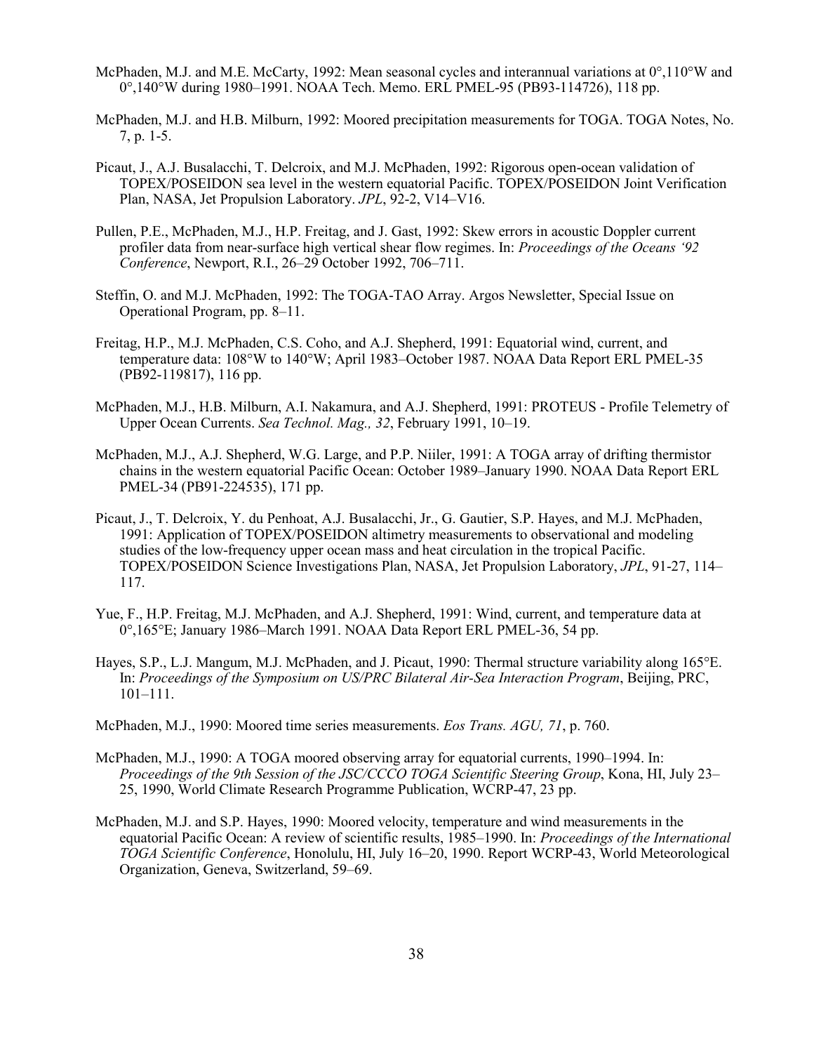McPhaden, M.J. and M.E. McCarty, 1992: Mean seasonal cycles and interannual variations at 0°,110°W and 0°,140°W during 1980–1991. NOAA Tech. Memo. ERL PMEL-95 (PB93-114726), 118 pp.

McPhaden, M.J. and H.B. Milburn, 1992: Moored precipitation measurements for TOGA. TOGA Notes, No. 7, p. 1-5.

Picaut, J., A.J. Busalacchi, T. Delcroix, and M.J. McPhaden, 1992: Rigorous open-ocean validation of TOPEX/POSEIDON sea level in the western equatorial Pacific. TOPEX/POSEIDON Joint Verification Plan, NASA, Jet Propulsion Laboratory. *JPL*, 92-2, V14–V16.

Pullen, P.E., McPhaden, M.J., H.P. Freitag, and J. Gast, 1992: Skew errors in acoustic Doppler current profiler data from near-surface high vertical shear flow regimes. In: *Proceedings of the Oceans '92 Conference*, Newport, R.I., 26–29 October 1992, 706–711.

Steffin, O. and M.J. McPhaden, 1992: The TOGA-TAO Array. Argos Newsletter, Special Issue on Operational Program, pp. 8–11.

Freitag, H.P., M.J. McPhaden, C.S. Coho, and A.J. Shepherd, 1991: Equatorial wind, current, and temperature data: 108°W to 140°W; April 1983–October 1987. NOAA Data Report ERL PMEL-35 (PB92-119817), 116 pp.

McPhaden, M.J., H.B. Milburn, A.I. Nakamura, and A.J. Shepherd, 1991: PROTEUS - Profile Telemetry of Upper Ocean Currents. *Sea Technol. Mag., 32*, February 1991, 10–19.

McPhaden, M.J., A.J. Shepherd, W.G. Large, and P.P. Niiler, 1991: A TOGA array of drifting thermistor chains in the western equatorial Pacific Ocean: October 1989–January 1990. NOAA Data Report ERL PMEL-34 (PB91-224535), 171 pp.

Picaut, J., T. Delcroix, Y. du Penhoat, A.J. Busalacchi, Jr., G. Gautier, S.P. Hayes, and M.J. McPhaden, 1991: Application of TOPEX/POSEIDON altimetry measurements to observational and modeling studies of the low-frequency upper ocean mass and heat circulation in the tropical Pacific. TOPEX/POSEIDON Science Investigations Plan, NASA, Jet Propulsion Laboratory, *JPL*, 91-27, 114–117.

Yue, F., H.P. Freitag, M.J. McPhaden, and A.J. Shepherd, 1991: Wind, current, and temperature data at 0°,165°E; January 1986–March 1991. NOAA Data Report ERL PMEL-36, 54 pp.

Hayes, S.P., L.J. Mangum, M.J. McPhaden, and J. Picaut, 1990: Thermal structure variability along 165°E. In: *Proceedings of the Symposium on US/PRC Bilateral Air-Sea Interaction Program*, Beijing, PRC, 101–111.

McPhaden, M.J., 1990: Moored time series measurements. *Eos Trans. AGU, 71*, p. 760.

McPhaden, M.J., 1990: A TOGA moored observing array for equatorial currents, 1990–1994. In: *Proceedings of the 9th Session of the JSC/CCCO TOGA Scientific Steering Group*, Kona, HI, July 23–25, 1990, World Climate Research Programme Publication, WCRP-47, 23 pp.

McPhaden, M.J. and S.P. Hayes, 1990: Moored velocity, temperature and wind measurements in the equatorial Pacific Ocean: A review of scientific results, 1985–1990. In: *Proceedings of the International TOGA Scientific Conference*, Honolulu, HI, July 16–20, 1990. Report WCRP-43, World Meteorological Organization, Geneva, Switzerland, 59–69.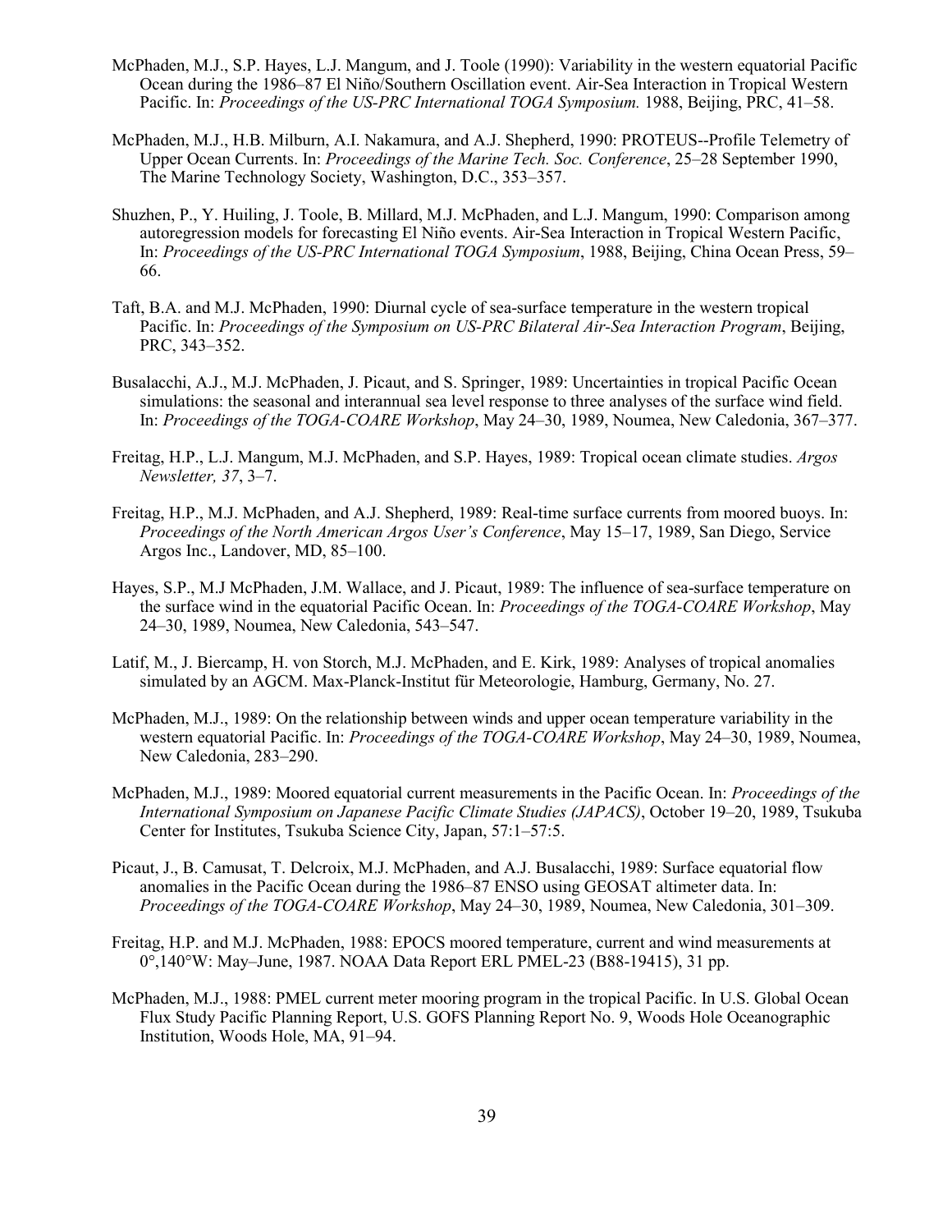McPhaden, M.J., S.P. Hayes, L.J. Mangum, and J. Toole (1990): Variability in the western equatorial Pacific Ocean during the 1986–87 El Niño/Southern Oscillation event. Air-Sea Interaction in Tropical Western Pacific. In: *Proceedings of the US-PRC International TOGA Symposium.* 1988, Beijing, PRC, 41–58.

McPhaden, M.J., H.B. Milburn, A.I. Nakamura, and A.J. Shepherd, 1990: PROTEUS--Profile Telemetry of Upper Ocean Currents. In: *Proceedings of the Marine Tech. Soc. Conference*, 25–28 September 1990, The Marine Technology Society, Washington, D.C., 353–357.

Shuzhen, P., Y. Huiling, J. Toole, B. Millard, M.J. McPhaden, and L.J. Mangum, 1990: Comparison among autoregression models for forecasting El Niño events. Air-Sea Interaction in Tropical Western Pacific, In: *Proceedings of the US-PRC International TOGA Symposium*, 1988, Beijing, China Ocean Press, 59–66.

Taft, B.A. and M.J. McPhaden, 1990: Diurnal cycle of sea-surface temperature in the western tropical Pacific. In: *Proceedings of the Symposium on US-PRC Bilateral Air-Sea Interaction Program*, Beijing, PRC, 343–352.

Busalacchi, A.J., M.J. McPhaden, J. Picaut, and S. Springer, 1989: Uncertainties in tropical Pacific Ocean simulations: the seasonal and interannual sea level response to three analyses of the surface wind field. In: *Proceedings of the TOGA-COARE Workshop*, May 24–30, 1989, Noumea, New Caledonia, 367–377.

Freitag, H.P., L.J. Mangum, M.J. McPhaden, and S.P. Hayes, 1989: Tropical ocean climate studies. *Argos Newsletter, 37*, 3–7.

Freitag, H.P., M.J. McPhaden, and A.J. Shepherd, 1989: Real-time surface currents from moored buoys. In: *Proceedings of the North American Argos User's Conference*, May 15–17, 1989, San Diego, Service Argos Inc., Landover, MD, 85–100.

Hayes, S.P., M.J McPhaden, J.M. Wallace, and J. Picaut, 1989: The influence of sea-surface temperature on the surface wind in the equatorial Pacific Ocean. In: *Proceedings of the TOGA-COARE Workshop*, May 24–30, 1989, Noumea, New Caledonia, 543–547.

Latif, M., J. Biercamp, H. von Storch, M.J. McPhaden, and E. Kirk, 1989: Analyses of tropical anomalies simulated by an AGCM. Max-Planck-Institut für Meteorologie, Hamburg, Germany, No. 27.

McPhaden, M.J., 1989: On the relationship between winds and upper ocean temperature variability in the western equatorial Pacific. In: *Proceedings of the TOGA-COARE Workshop*, May 24–30, 1989, Noumea, New Caledonia, 283–290.

McPhaden, M.J., 1989: Moored equatorial current measurements in the Pacific Ocean. In: *Proceedings of the International Symposium on Japanese Pacific Climate Studies (JAPACS)*, October 19–20, 1989, Tsukuba Center for Institutes, Tsukuba Science City, Japan, 57:1–57:5.

Picaut, J., B. Camusat, T. Delcroix, M.J. McPhaden, and A.J. Busalacchi, 1989: Surface equatorial flow anomalies in the Pacific Ocean during the 1986–87 ENSO using GEOSAT altimeter data. In: *Proceedings of the TOGA-COARE Workshop*, May 24–30, 1989, Noumea, New Caledonia, 301–309.

Freitag, H.P. and M.J. McPhaden, 1988: EPOCS moored temperature, current and wind measurements at 0°,140°W: May–June, 1987. NOAA Data Report ERL PMEL-23 (B88-19415), 31 pp.

McPhaden, M.J., 1988: PMEL current meter mooring program in the tropical Pacific. In U.S. Global Ocean Flux Study Pacific Planning Report, U.S. GOFS Planning Report No. 9, Woods Hole Oceanographic Institution, Woods Hole, MA, 91–94.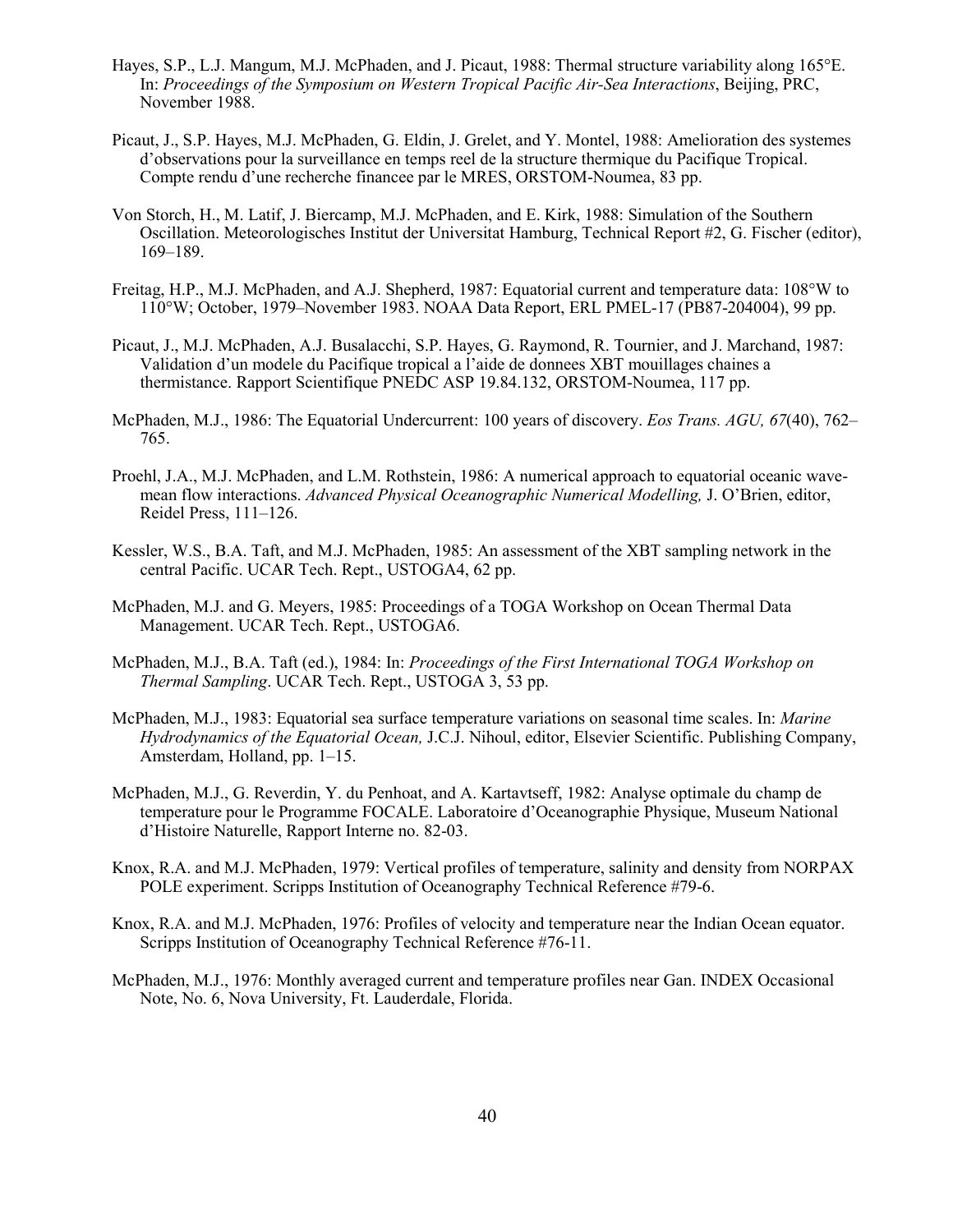Hayes, S.P., L.J. Mangum, M.J. McPhaden, and J. Picaut, 1988: Thermal structure variability along 165°E. In: *Proceedings of the Symposium on Western Tropical Pacific Air-Sea Interactions*, Beijing, PRC, November 1988.

Picaut, J., S.P. Hayes, M.J. McPhaden, G. Eldin, J. Grelet, and Y. Montel, 1988: Amelioration des systemes d'observations pour la surveillance en temps reel de la structure thermique du Pacifique Tropical. Compte rendu d'une recherche financee par le MRES, ORSTOM-Noumea, 83 pp.

Von Storch, H., M. Latif, J. Biercamp, M.J. McPhaden, and E. Kirk, 1988: Simulation of the Southern Oscillation. Meteorologisches Institut der Universitat Hamburg, Technical Report #2, G. Fischer (editor), 169–189.

Freitag, H.P., M.J. McPhaden, and A.J. Shepherd, 1987: Equatorial current and temperature data: 108°W to 110°W; October, 1979–November 1983. NOAA Data Report, ERL PMEL-17 (PB87-204004), 99 pp.

Picaut, J., M.J. McPhaden, A.J. Busalacchi, S.P. Hayes, G. Raymond, R. Tournier, and J. Marchand, 1987: Validation d'un modele du Pacifique tropical a l'aide de donnees XBT mouillages chaines a thermistance. Rapport Scientifique PNEDC ASP 19.84.132, ORSTOM-Noumea, 117 pp.

McPhaden, M.J., 1986: The Equatorial Undercurrent: 100 years of discovery. *Eos Trans. AGU, 67*(40), 762–765.

Proehl, J.A., M.J. McPhaden, and L.M. Rothstein, 1986: A numerical approach to equatorial oceanic wave-mean flow interactions. *Advanced Physical Oceanographic Numerical Modelling,* J. O'Brien, editor, Reidel Press, 111–126.

Kessler, W.S., B.A. Taft, and M.J. McPhaden, 1985: An assessment of the XBT sampling network in the central Pacific. UCAR Tech. Rept., USTOGA4, 62 pp.

McPhaden, M.J. and G. Meyers, 1985: Proceedings of a TOGA Workshop on Ocean Thermal Data Management. UCAR Tech. Rept., USTOGA6.

McPhaden, M.J., B.A. Taft (ed.), 1984: In: *Proceedings of the First International TOGA Workshop on Thermal Sampling*. UCAR Tech. Rept., USTOGA 3, 53 pp.

McPhaden, M.J., 1983: Equatorial sea surface temperature variations on seasonal time scales. In: *Marine Hydrodynamics of the Equatorial Ocean,* J.C.J. Nihoul, editor, Elsevier Scientific. Publishing Company, Amsterdam, Holland, pp. 1–15.

McPhaden, M.J., G. Reverdin, Y. du Penhoat, and A. Kartavtseff, 1982: Analyse optimale du champ de temperature pour le Programme FOCALE. Laboratoire d'Oceanographie Physique, Museum National d'Histoire Naturelle, Rapport Interne no. 82-03.

Knox, R.A. and M.J. McPhaden, 1979: Vertical profiles of temperature, salinity and density from NORPAX POLE experiment. Scripps Institution of Oceanography Technical Reference #79-6.

Knox, R.A. and M.J. McPhaden, 1976: Profiles of velocity and temperature near the Indian Ocean equator. Scripps Institution of Oceanography Technical Reference #76-11.

McPhaden, M.J., 1976: Monthly averaged current and temperature profiles near Gan. INDEX Occasional Note, No. 6, Nova University, Ft. Lauderdale, Florida.